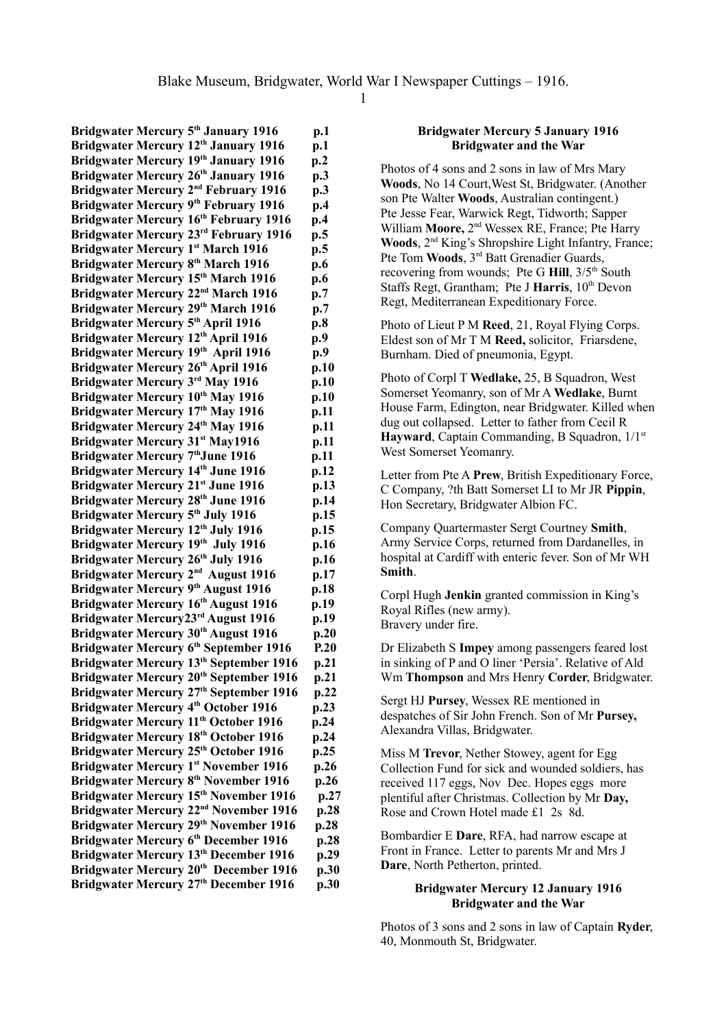# Blake Museum, Bridgwater, World War I Newspaper Cuttings – 1916.

| | |
|---|---|
| **Bridgwater Mercury 5th January 1916** | **p.1** |
| **Bridgwater Mercury 12th January 1916** | **p.1** |
| **Bridgwater Mercury 19th January 1916** | **p.2** |
| **Bridgwater Mercury 26th January 1916** | **p.3** |
| **Bridgwater Mercury 2nd February 1916** | **p.3** |
| **Bridgwater Mercury 9th February 1916** | **p.4** |
| **Bridgwater Mercury 16th February 1916** | **p.4** |
| **Bridgwater Mercury 23rd February 1916** | **p.5** |
| **Bridgwater Mercury 1st March 1916** | **p.5** |
| **Bridgwater Mercury 8th March 1916** | **p.6** |
| **Bridgwater Mercury 15th March 1916** | **p.6** |
| **Bridgwater Mercury 22nd March 1916** | **p.7** |
| **Bridgwater Mercury 29th March 1916** | **p.7** |
| **Bridgwater Mercury 5th April 1916** | **p.8** |
| **Bridgwater Mercury 12th April 1916** | **p.9** |
| **Bridgwater Mercury 19th April 1916** | **p.9** |
| **Bridgwater Mercury 26th April 1916** | **p.10** |
| **Bridgwater Mercury 3rd May 1916** | **p.10** |
| **Bridgwater Mercury 10th May 1916** | **p.10** |
| **Bridgwater Mercury 17th May 1916** | **p.11** |
| **Bridgwater Mercury 24th May 1916** | **p.11** |
| **Bridgwater Mercury 31st May1916** | **p.11** |
| **Bridgwater Mercury 7thJune 1916** | **p.11** |
| **Bridgwater Mercury 14th June 1916** | **p.12** |
| **Bridgwater Mercury 21st June 1916** | **p.13** |
| **Bridgwater Mercury 28th June 1916** | **p.14** |
| **Bridgwater Mercury 5th July 1916** | **p.15** |
| **Bridgwater Mercury 12th July 1916** | **p.15** |
| **Bridgwater Mercury 19th July 1916** | **p.16** |
| **Bridgwater Mercury 26th July 1916** | **p.16** |
| **Bridgwater Mercury 2nd August 1916** | **p.17** |
| **Bridgwater Mercury 9th August 1916** | **p.18** |
| **Bridgwater Mercury 16th August 1916** | **p.19** |
| **Bridgwater Mercury23rd August 1916** | **p.19** |
| **Bridgwater Mercury 30th August 1916** | **p.20** |
| **Bridgwater Mercury 6th September 1916** | **P.20** |
| **Bridgwater Mercury 13th September 1916** | **p.21** |
| **Bridgwater Mercury 20th September 1916** | **p.21** |
| **Bridgwater Mercury 27th September 1916** | **p.22** |
| **Bridgwater Mercury 4th October 1916** | **p.23** |
| **Bridgwater Mercury 11th October 1916** | **p.24** |
| **Bridgwater Mercury 18th October 1916** | **p.24** |
| **Bridgwater Mercury 25th October 1916** | **p.25** |
| **Bridgwater Mercury 1st November 1916** | **p.26** |
| **Bridgwater Mercury 8th November 1916** | **p.26** |
| **Bridgwater Mercury 15th November 1916** | **p.27** |
| **Bridgwater Mercury 22nd November 1916** | **p.28** |
| **Bridgwater Mercury 29th November 1916** | **p.28** |
| **Bridgwater Mercury 6th December 1916** | **p.28** |
| **Bridgwater Mercury 13th December 1916** | **p.29** |
| **Bridgwater Mercury 20th December 1916** | **p.30** |
| **Bridgwater Mercury 27th December 1916** | **p.30** |

**Bridgwater Mercury 5 January 1916**
**Bridgwater and the War**

Photos of 4 sons and 2 sons in law of Mrs Mary **Woods**, No 14 Court,West St, Bridgwater. (Another son Pte Walter **Woods**, Australian contingent.) Pte Jesse Fear, Warwick Regt, Tidworth; Sapper William **Moore,** 2nd Wessex RE, France; Pte Harry **Woods**, 2nd King's Shropshire Light Infantry, France; Pte Tom **Woods**, 3rd Batt Grenadier Guards, recovering from wounds; Pte G **Hill**, 3/5th South Staffs Regt, Grantham; Pte J **Harris**, 10th Devon Regt, Mediterranean Expeditionary Force.

Photo of Lieut P M **Reed**, 21, Royal Flying Corps. Eldest son of Mr T M **Reed,** solicitor, Friarsdene, Burnham. Died of pneumonia, Egypt.

Photo of Corpl T **Wedlake,** 25, B Squadron, West Somerset Yeomanry, son of Mr A **Wedlake**, Burnt House Farm, Edington, near Bridgwater. Killed when dug out collapsed. Letter to father from Cecil R **Hayward**, Captain Commanding, B Squadron, 1/1st West Somerset Yeomanry.

Letter from Pte A **Prew**, British Expeditionary Force, C Company, ?th Batt Somerset LI to Mr JR **Pippin**, Hon Secretary, Bridgwater Albion FC.

Company Quartermaster Sergt Courtney **Smith**, Army Service Corps, returned from Dardanelles, in hospital at Cardiff with enteric fever. Son of Mr WH **Smith**.

Corpl Hugh **Jenkin** granted commission in King's Royal Rifles (new army).
Bravery under fire.

Dr Elizabeth S **Impey** among passengers feared lost in sinking of P and O liner 'Persia'. Relative of Ald Wm **Thompson** and Mrs Henry **Corder**, Bridgwater.

Sergt HJ **Pursey**, Wessex RE mentioned in despatches of Sir John French. Son of Mr **Pursey,** Alexandra Villas, Bridgwater.

Miss M **Trevor**, Nether Stowey, agent for Egg Collection Fund for sick and wounded soldiers, has received 117 eggs, Nov Dec. Hopes eggs more plentiful after Christmas. Collection by Mr **Day,** Rose and Crown Hotel made £1 2s 8d.

Bombardier E **Dare**, RFA, had narrow escape at Front in France. Letter to parents Mr and Mrs J **Dare**, North Petherton, printed.

**Bridgwater Mercury 12 January 1916**
**Bridgwater and the War**

Photos of 3 sons and 2 sons in law of Captain **Ryder**, 40, Monmouth St, Bridgwater.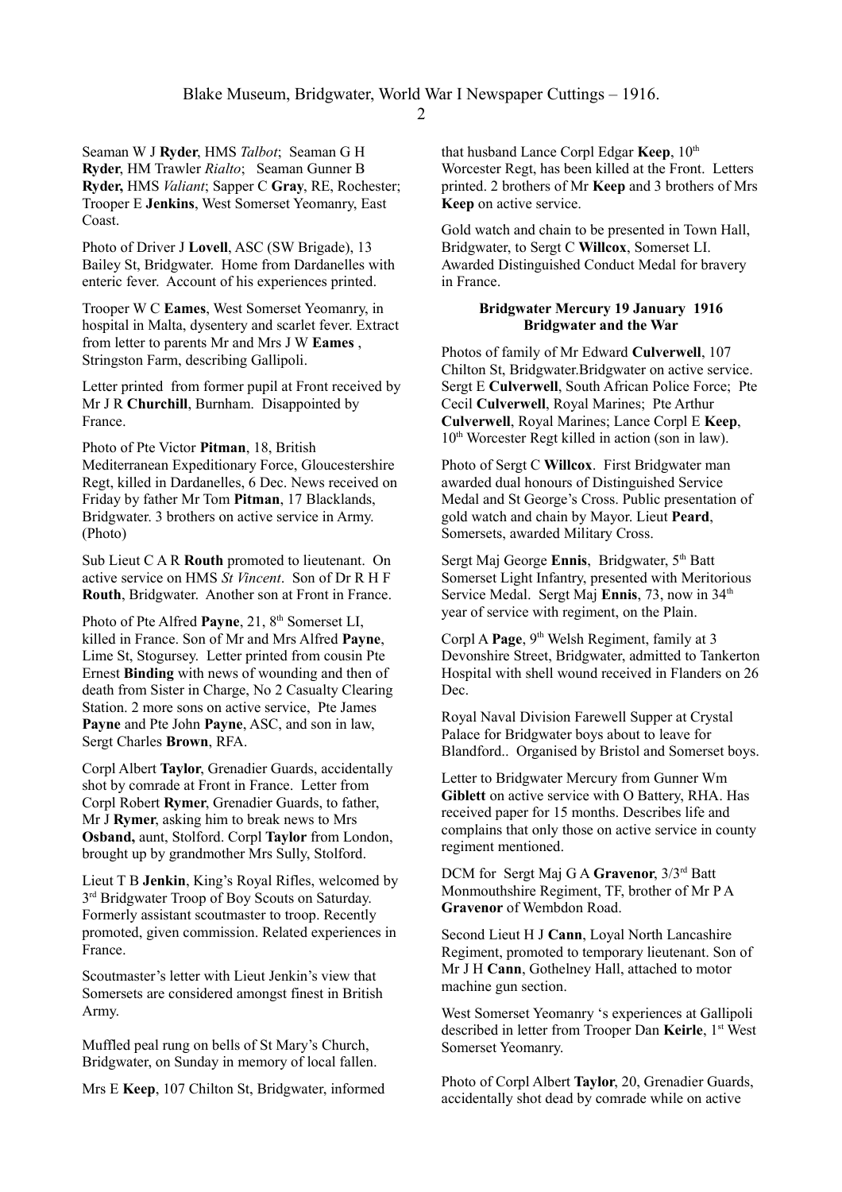Seaman W J **Ryder**, HMS *Talbot*; Seaman G H **Ryder**, HM Trawler *Rialto*; Seaman Gunner B **Ryder,** HMS *Valiant*; Sapper C **Gray**, RE, Rochester; Trooper E **Jenkins**, West Somerset Yeomanry, East Coast.

Photo of Driver J **Lovell**, ASC (SW Brigade), 13 Bailey St, Bridgwater. Home from Dardanelles with enteric fever. Account of his experiences printed.

Trooper W C **Eames**, West Somerset Yeomanry, in hospital in Malta, dysentery and scarlet fever. Extract from letter to parents Mr and Mrs J W **Eames** , Stringston Farm, describing Gallipoli.

Letter printed from former pupil at Front received by Mr J R **Churchill**, Burnham. Disappointed by France.

Photo of Pte Victor **Pitman**, 18, British Mediterranean Expeditionary Force, Gloucestershire Regt, killed in Dardanelles, 6 Dec. News received on Friday by father Mr Tom **Pitman**, 17 Blacklands, Bridgwater. 3 brothers on active service in Army. (Photo)

Sub Lieut C A R **Routh** promoted to lieutenant. On active service on HMS *St Vincent*. Son of Dr R H F **Routh**, Bridgwater. Another son at Front in France.

Photo of Pte Alfred **Payne**, 21, 8th Somerset LI, killed in France. Son of Mr and Mrs Alfred **Payne**, Lime St, Stogursey. Letter printed from cousin Pte Ernest **Binding** with news of wounding and then of death from Sister in Charge, No 2 Casualty Clearing Station. 2 more sons on active service, Pte James **Payne** and Pte John **Payne**, ASC, and son in law, Sergt Charles **Brown**, RFA.

Corpl Albert **Taylor**, Grenadier Guards, accidentally shot by comrade at Front in France. Letter from Corpl Robert **Rymer**, Grenadier Guards, to father, Mr J **Rymer**, asking him to break news to Mrs **Osband,** aunt, Stolford. Corpl **Taylor** from London, brought up by grandmother Mrs Sully, Stolford.

Lieut T B **Jenkin**, King's Royal Rifles, welcomed by 3rd Bridgwater Troop of Boy Scouts on Saturday. Formerly assistant scoutmaster to troop. Recently promoted, given commission. Related experiences in France.

Scoutmaster's letter with Lieut Jenkin's view that Somersets are considered amongst finest in British Army.

Muffled peal rung on bells of St Mary's Church, Bridgwater, on Sunday in memory of local fallen.

Mrs E **Keep**, 107 Chilton St, Bridgwater, informed that husband Lance Corpl Edgar **Keep**, 10th Worcester Regt, has been killed at the Front. Letters printed. 2 brothers of Mr **Keep** and 3 brothers of Mrs **Keep** on active service.

Gold watch and chain to be presented in Town Hall, Bridgwater, to Sergt C **Willcox**, Somerset LI. Awarded Distinguished Conduct Medal for bravery in France.

**Bridgwater Mercury 19 January 1916**
**Bridgwater and the War**

Photos of family of Mr Edward **Culverwell**, 107 Chilton St, Bridgwater.Bridgwater on active service. Sergt E **Culverwell**, South African Police Force; Pte Cecil **Culverwell**, Royal Marines; Pte Arthur **Culverwell**, Royal Marines; Lance Corpl E **Keep**, 10th Worcester Regt killed in action (son in law).

Photo of Sergt C **Willcox**. First Bridgwater man awarded dual honours of Distinguished Service Medal and St George's Cross. Public presentation of gold watch and chain by Mayor. Lieut **Peard**, Somersets, awarded Military Cross.

Sergt Maj George **Ennis**, Bridgwater, 5th Batt Somerset Light Infantry, presented with Meritorious Service Medal. Sergt Maj **Ennis**, 73, now in 34th year of service with regiment, on the Plain.

Corpl A **Page**, 9th Welsh Regiment, family at 3 Devonshire Street, Bridgwater, admitted to Tankerton Hospital with shell wound received in Flanders on 26 Dec.

Royal Naval Division Farewell Supper at Crystal Palace for Bridgwater boys about to leave for Blandford.. Organised by Bristol and Somerset boys.

Letter to Bridgwater Mercury from Gunner Wm **Giblett** on active service with O Battery, RHA. Has received paper for 15 months. Describes life and complains that only those on active service in county regiment mentioned.

DCM for Sergt Maj G A **Gravenor**, 3/3rd Batt Monmouthshire Regiment, TF, brother of Mr P A **Gravenor** of Wembdon Road.

Second Lieut H J **Cann**, Loyal North Lancashire Regiment, promoted to temporary lieutenant. Son of Mr J H **Cann**, Gothelney Hall, attached to motor machine gun section.

West Somerset Yeomanry 's experiences at Gallipoli described in letter from Trooper Dan **Keirle**, 1st West Somerset Yeomanry.

Photo of Corpl Albert **Taylor**, 20, Grenadier Guards, accidentally shot dead by comrade while on active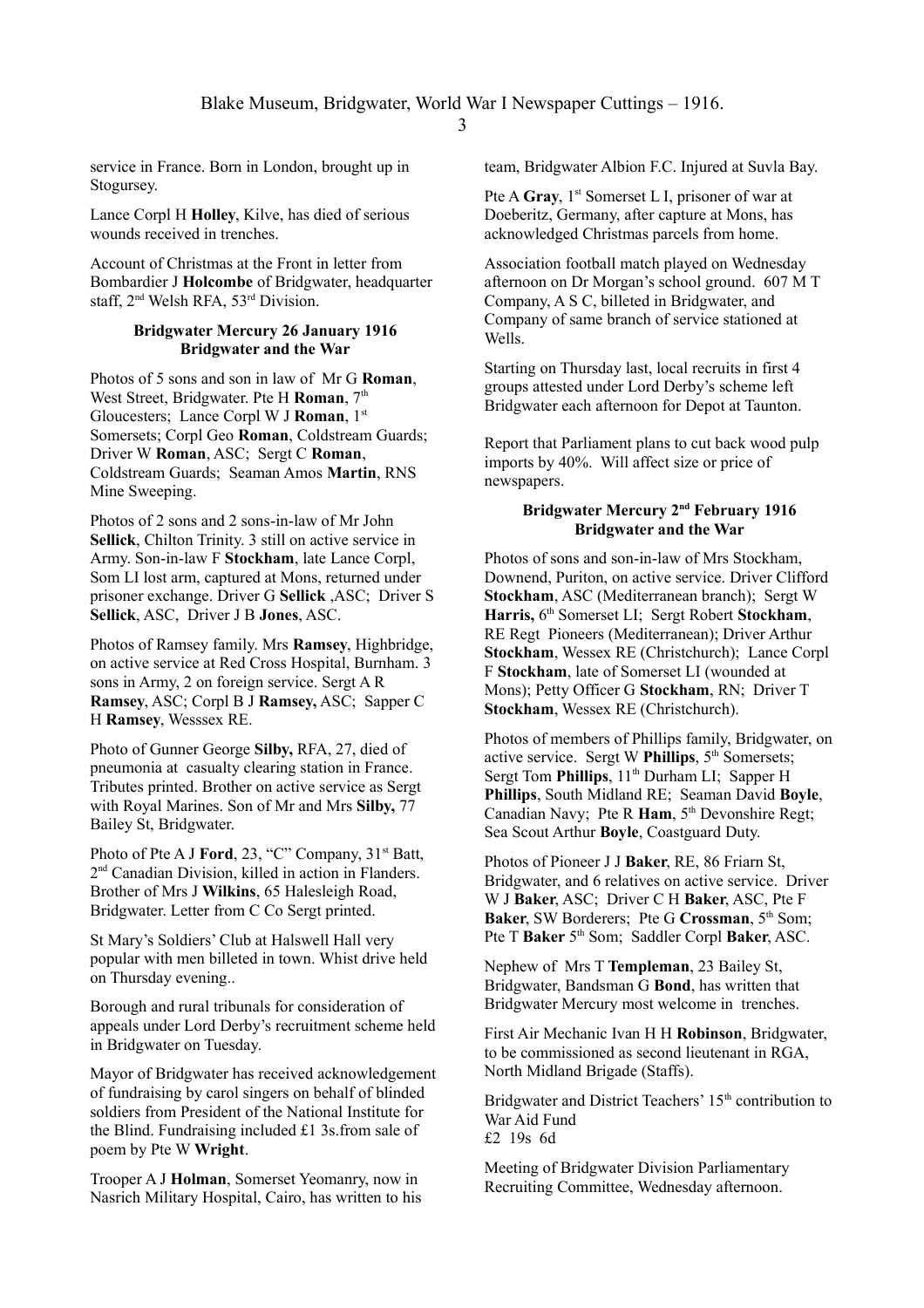service in France. Born in London, brought up in Stogursey.

Lance Corpl H **Holley**, Kilve, has died of serious wounds received in trenches.

Account of Christmas at the Front in letter from Bombardier J **Holcombe** of Bridgwater, headquarter staff, 2nd Welsh RFA, 53rd Division.

**Bridgwater Mercury 26 January 1916**
**Bridgwater and the War**

Photos of 5 sons and son in law of Mr G **Roman**, West Street, Bridgwater. Pte H **Roman**, 7th Gloucesters; Lance Corpl W J **Roman**, 1st Somersets; Corpl Geo **Roman**, Coldstream Guards; Driver W **Roman**, ASC; Sergt C **Roman**, Coldstream Guards; Seaman Amos **Martin**, RNS Mine Sweeping.

Photos of 2 sons and 2 sons-in-law of Mr John **Sellick**, Chilton Trinity. 3 still on active service in Army. Son-in-law F **Stockham**, late Lance Corpl, Som LI lost arm, captured at Mons, returned under prisoner exchange. Driver G **Sellick** ,ASC; Driver S **Sellick**, ASC, Driver J B **Jones**, ASC.

Photos of Ramsey family. Mrs **Ramsey**, Highbridge, on active service at Red Cross Hospital, Burnham. 3 sons in Army, 2 on foreign service. Sergt A R **Ramsey**, ASC; Corpl B J **Ramsey,** ASC; Sapper C H **Ramsey**, Wesssex RE.

Photo of Gunner George **Silby,** RFA, 27, died of pneumonia at casualty clearing station in France. Tributes printed. Brother on active service as Sergt with Royal Marines. Son of Mr and Mrs **Silby,** 77 Bailey St, Bridgwater.

Photo of Pte A J **Ford**, 23, "C" Company, 31st Batt, 2nd Canadian Division, killed in action in Flanders. Brother of Mrs J **Wilkins**, 65 Halesleigh Road, Bridgwater. Letter from C Co Sergt printed.

St Mary's Soldiers' Club at Halswell Hall very popular with men billeted in town. Whist drive held on Thursday evening..

Borough and rural tribunals for consideration of appeals under Lord Derby's recruitment scheme held in Bridgwater on Tuesday.

Mayor of Bridgwater has received acknowledgement of fundraising by carol singers on behalf of blinded soldiers from President of the National Institute for the Blind. Fundraising included £1 3s.from sale of poem by Pte W **Wright**.

Trooper A J **Holman**, Somerset Yeomanry, now in Nasrich Military Hospital, Cairo, has written to his team, Bridgwater Albion F.C. Injured at Suvla Bay.

Pte A **Gray**, 1st Somerset L I, prisoner of war at Doeberitz, Germany, after capture at Mons, has acknowledged Christmas parcels from home.

Association football match played on Wednesday afternoon on Dr Morgan's school ground. 607 M T Company, A S C, billeted in Bridgwater, and Company of same branch of service stationed at Wells.

Starting on Thursday last, local recruits in first 4 groups attested under Lord Derby's scheme left Bridgwater each afternoon for Depot at Taunton.

Report that Parliament plans to cut back wood pulp imports by 40%. Will affect size or price of newspapers.

**Bridgwater Mercury 2nd February 1916**
**Bridgwater and the War**

Photos of sons and son-in-law of Mrs Stockham, Downend, Puriton, on active service. Driver Clifford **Stockham**, ASC (Mediterranean branch); Sergt W **Harris,** 6th Somerset LI; Sergt Robert **Stockham**, RE Regt Pioneers (Mediterranean); Driver Arthur **Stockham**, Wessex RE (Christchurch); Lance Corpl F **Stockham**, late of Somerset LI (wounded at Mons); Petty Officer G **Stockham**, RN; Driver T **Stockham**, Wessex RE (Christchurch).

Photos of members of Phillips family, Bridgwater, on active service. Sergt W **Phillips**, 5th Somersets; Sergt Tom **Phillips**, 11th Durham LI; Sapper H **Phillips**, South Midland RE; Seaman David **Boyle**, Canadian Navy; Pte R **Ham**, 5th Devonshire Regt; Sea Scout Arthur **Boyle**, Coastguard Duty.

Photos of Pioneer J J **Baker**, RE, 86 Friarn St, Bridgwater, and 6 relatives on active service. Driver W J **Baker**, ASC; Driver C H **Baker**, ASC, Pte F **Baker**, SW Borderers; Pte G **Crossman**, 5th Som; Pte T **Baker** 5th Som; Saddler Corpl **Baker**, ASC.

Nephew of Mrs T **Templeman**, 23 Bailey St, Bridgwater, Bandsman G **Bond**, has written that Bridgwater Mercury most welcome in trenches.

First Air Mechanic Ivan H H **Robinson**, Bridgwater, to be commissioned as second lieutenant in RGA, North Midland Brigade (Staffs).

Bridgwater and District Teachers' 15th contribution to War Aid Fund
£2 19s 6d

Meeting of Bridgwater Division Parliamentary Recruiting Committee, Wednesday afternoon.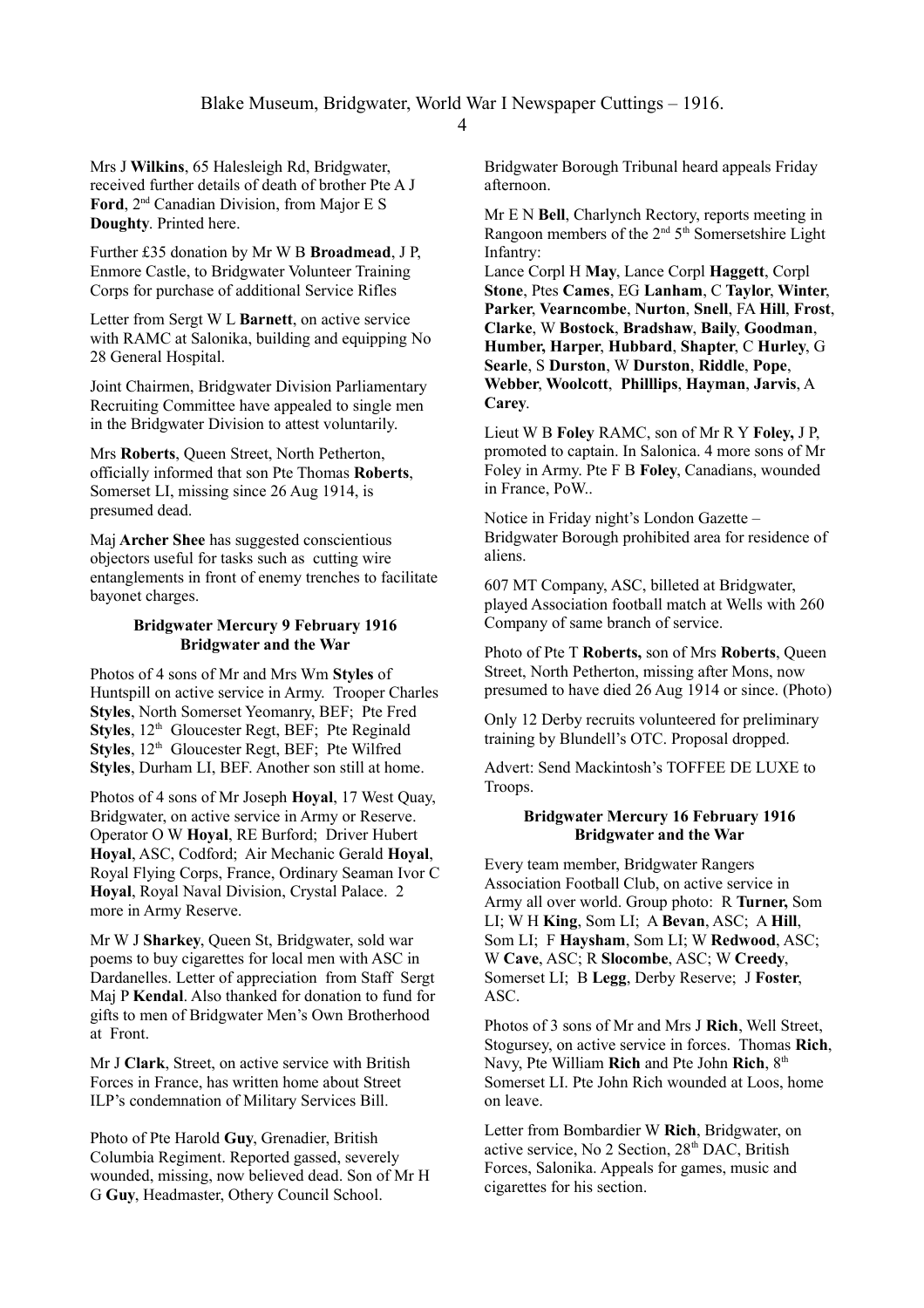Mrs J **Wilkins**, 65 Halesleigh Rd, Bridgwater, received further details of death of brother Pte A J **Ford**, 2nd Canadian Division, from Major E S **Doughty**. Printed here.

Further £35 donation by Mr W B **Broadmead**, J P, Enmore Castle, to Bridgwater Volunteer Training Corps for purchase of additional Service Rifles

Letter from Sergt W L **Barnett**, on active service with RAMC at Salonika, building and equipping No 28 General Hospital.

Joint Chairmen, Bridgwater Division Parliamentary Recruiting Committee have appealed to single men in the Bridgwater Division to attest voluntarily.

Mrs **Roberts**, Queen Street, North Petherton, officially informed that son Pte Thomas **Roberts**, Somerset LI, missing since 26 Aug 1914, is presumed dead.

Maj **Archer Shee** has suggested conscientious objectors useful for tasks such as cutting wire entanglements in front of enemy trenches to facilitate bayonet charges.

**Bridgwater Mercury 9 February 1916**
**Bridgwater and the War**

Photos of 4 sons of Mr and Mrs Wm **Styles** of Huntspill on active service in Army. Trooper Charles **Styles**, North Somerset Yeomanry, BEF; Pte Fred **Styles**, 12th Gloucester Regt, BEF; Pte Reginald **Styles**, 12th Gloucester Regt, BEF; Pte Wilfred **Styles**, Durham LI, BEF. Another son still at home.

Photos of 4 sons of Mr Joseph **Hoyal**, 17 West Quay, Bridgwater, on active service in Army or Reserve. Operator O W **Hoyal**, RE Burford; Driver Hubert **Hoyal**, ASC, Codford; Air Mechanic Gerald **Hoyal**, Royal Flying Corps, France, Ordinary Seaman Ivor C **Hoyal**, Royal Naval Division, Crystal Palace. 2 more in Army Reserve.

Mr W J **Sharkey**, Queen St, Bridgwater, sold war poems to buy cigarettes for local men with ASC in Dardanelles. Letter of appreciation from Staff Sergt Maj P **Kendal**. Also thanked for donation to fund for gifts to men of Bridgwater Men's Own Brotherhood at Front.

Mr J **Clark**, Street, on active service with British Forces in France, has written home about Street ILP's condemnation of Military Services Bill.

Photo of Pte Harold **Guy**, Grenadier, British Columbia Regiment. Reported gassed, severely wounded, missing, now believed dead. Son of Mr H G **Guy**, Headmaster, Othery Council School.

Bridgwater Borough Tribunal heard appeals Friday afternoon.

Mr E N **Bell**, Charlynch Rectory, reports meeting in Rangoon members of the 2nd 5th Somersetshire Light Infantry:
Lance Corpl H **May**, Lance Corpl **Haggett**, Corpl **Stone**, Ptes **Cames**, EG **Lanham**, C **Taylor**, **Winter**, **Parker**, **Vearncombe**, **Nurton**, **Snell**, FA **Hill**, **Frost**, **Clarke**, W **Bostock**, **Bradshaw**, **Baily**, **Goodman**, **Humber, Harper**, **Hubbard**, **Shapter**, C **Hurley**, G **Searle**, S **Durston**, W **Durston**, **Riddle**, **Pope**, **Webber**, **Woolcott**, **Philllips**, **Hayman**, **Jarvis**, A **Carey**.

Lieut W B **Foley** RAMC, son of Mr R Y **Foley,** J P, promoted to captain. In Salonica. 4 more sons of Mr Foley in Army. Pte F B **Foley**, Canadians, wounded in France, PoW..

Notice in Friday night's London Gazette – Bridgwater Borough prohibited area for residence of aliens.

607 MT Company, ASC, billeted at Bridgwater, played Association football match at Wells with 260 Company of same branch of service.

Photo of Pte T **Roberts,** son of Mrs **Roberts**, Queen Street, North Petherton, missing after Mons, now presumed to have died 26 Aug 1914 or since. (Photo)

Only 12 Derby recruits volunteered for preliminary training by Blundell's OTC. Proposal dropped.

Advert: Send Mackintosh's TOFFEE DE LUXE to Troops.

**Bridgwater Mercury 16 February 1916**
**Bridgwater and the War**

Every team member, Bridgwater Rangers Association Football Club, on active service in Army all over world. Group photo: R **Turner,** Som LI; W H **King**, Som LI; A **Bevan**, ASC; A **Hill**, Som LI; F **Haysham**, Som LI; W **Redwood**, ASC; W **Cave**, ASC; R **Slocombe**, ASC; W **Creedy**, Somerset LI; B **Legg**, Derby Reserve; J **Foster**, ASC.

Photos of 3 sons of Mr and Mrs J **Rich**, Well Street, Stogursey, on active service in forces. Thomas **Rich**, Navy, Pte William **Rich** and Pte John **Rich**, 8th Somerset LI. Pte John Rich wounded at Loos, home on leave.

Letter from Bombardier W **Rich**, Bridgwater, on active service, No 2 Section, 28th DAC, British Forces, Salonika. Appeals for games, music and cigarettes for his section.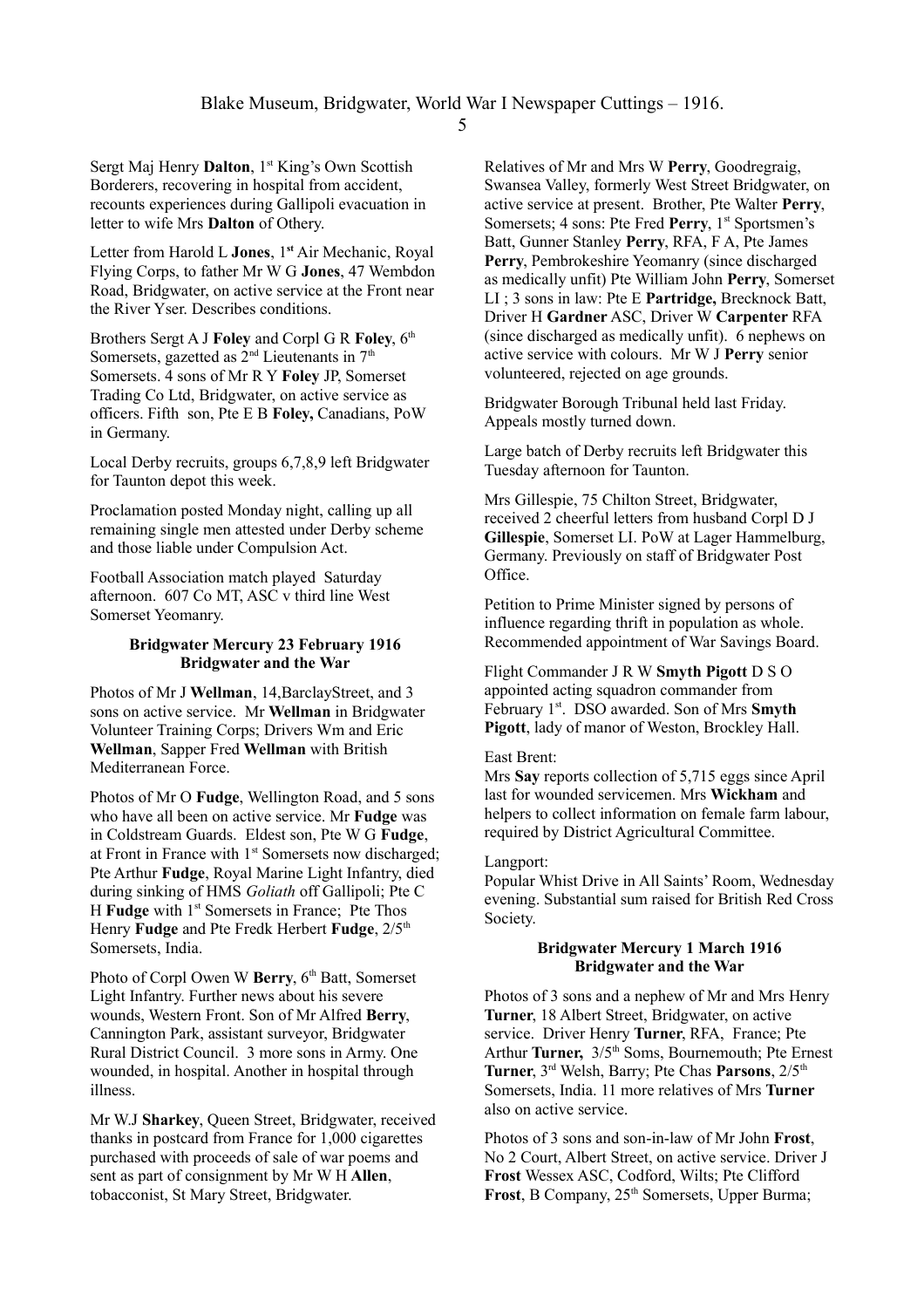Sergt Maj Henry **Dalton**, 1st King's Own Scottish Borderers, recovering in hospital from accident, recounts experiences during Gallipoli evacuation in letter to wife Mrs **Dalton** of Othery.

Letter from Harold L **Jones**, 1**st** Air Mechanic, Royal Flying Corps, to father Mr W G **Jones**, 47 Wembdon Road, Bridgwater, on active service at the Front near the River Yser. Describes conditions.

Brothers Sergt A J **Foley** and Corpl G R **Foley**, 6th Somersets, gazetted as 2nd Lieutenants in 7th Somersets. 4 sons of Mr R Y **Foley** JP, Somerset Trading Co Ltd, Bridgwater, on active service as officers. Fifth son, Pte E B **Foley,** Canadians, PoW in Germany.

Local Derby recruits, groups 6,7,8,9 left Bridgwater for Taunton depot this week.

Proclamation posted Monday night, calling up all remaining single men attested under Derby scheme and those liable under Compulsion Act.

Football Association match played Saturday afternoon. 607 Co MT, ASC v third line West Somerset Yeomanry.

**Bridgwater Mercury 23 February 1916**
**Bridgwater and the War**

Photos of Mr J **Wellman**, 14,BarclayStreet, and 3 sons on active service. Mr **Wellman** in Bridgwater Volunteer Training Corps; Drivers Wm and Eric **Wellman**, Sapper Fred **Wellman** with British Mediterranean Force.

Photos of Mr O **Fudge**, Wellington Road, and 5 sons who have all been on active service. Mr **Fudge** was in Coldstream Guards. Eldest son, Pte W G **Fudge**, at Front in France with 1st Somersets now discharged; Pte Arthur **Fudge**, Royal Marine Light Infantry, died during sinking of HMS *Goliath* off Gallipoli; Pte C H **Fudge** with 1st Somersets in France; Pte Thos Henry **Fudge** and Pte Fredk Herbert **Fudge**, 2/5th Somersets, India.

Photo of Corpl Owen W **Berry**, 6th Batt, Somerset Light Infantry. Further news about his severe wounds, Western Front. Son of Mr Alfred **Berry**, Cannington Park, assistant surveyor, Bridgwater Rural District Council. 3 more sons in Army. One wounded, in hospital. Another in hospital through illness.

Mr W.J **Sharkey**, Queen Street, Bridgwater, received thanks in postcard from France for 1,000 cigarettes purchased with proceeds of sale of war poems and sent as part of consignment by Mr W H **Allen**, tobacconist, St Mary Street, Bridgwater.

Relatives of Mr and Mrs W **Perry**, Goodregraig, Swansea Valley, formerly West Street Bridgwater, on active service at present. Brother, Pte Walter **Perry**, Somersets; 4 sons: Pte Fred **Perry**, 1st Sportsmen's Batt, Gunner Stanley **Perry**, RFA, F A, Pte James **Perry**, Pembrokeshire Yeomanry (since discharged as medically unfit) Pte William John **Perry**, Somerset LI ; 3 sons in law: Pte E **Partridge,** Brecknock Batt, Driver H **Gardner** ASC, Driver W **Carpenter** RFA (since discharged as medically unfit). 6 nephews on active service with colours. Mr W J **Perry** senior volunteered, rejected on age grounds.

Bridgwater Borough Tribunal held last Friday. Appeals mostly turned down.

Large batch of Derby recruits left Bridgwater this Tuesday afternoon for Taunton.

Mrs Gillespie, 75 Chilton Street, Bridgwater, received 2 cheerful letters from husband Corpl D J **Gillespie**, Somerset LI. PoW at Lager Hammelburg, Germany. Previously on staff of Bridgwater Post Office.

Petition to Prime Minister signed by persons of influence regarding thrift in population as whole. Recommended appointment of War Savings Board.

Flight Commander J R W **Smyth Pigott** D S O appointed acting squadron commander from February 1st. DSO awarded. Son of Mrs **Smyth Pigott**, lady of manor of Weston, Brockley Hall.

East Brent:
Mrs **Say** reports collection of 5,715 eggs since April last for wounded servicemen. Mrs **Wickham** and helpers to collect information on female farm labour, required by District Agricultural Committee.

Langport:
Popular Whist Drive in All Saints' Room, Wednesday evening. Substantial sum raised for British Red Cross Society.

**Bridgwater Mercury 1 March 1916**
**Bridgwater and the War**

Photos of 3 sons and a nephew of Mr and Mrs Henry **Turner**, 18 Albert Street, Bridgwater, on active service. Driver Henry **Turner**, RFA, France; Pte Arthur **Turner,** 3/5th Soms, Bournemouth; Pte Ernest **Turner**, 3rd Welsh, Barry; Pte Chas **Parsons**, 2/5th Somersets, India. 11 more relatives of Mrs **Turner** also on active service.

Photos of 3 sons and son-in-law of Mr John **Frost**, No 2 Court, Albert Street, on active service. Driver J **Frost** Wessex ASC, Codford, Wilts; Pte Clifford **Frost**, B Company, 25th Somersets, Upper Burma;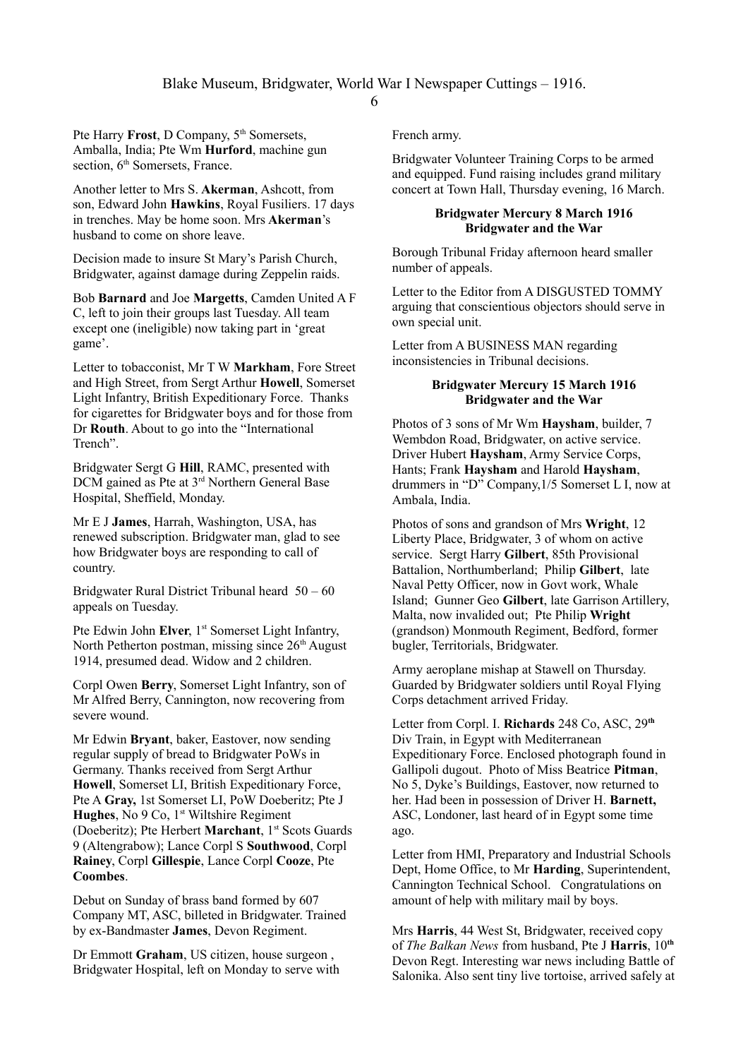Pte Harry **Frost**, D Company, 5th Somersets, Amballa, India; Pte Wm **Hurford**, machine gun section, 6th Somersets, France.

Another letter to Mrs S. **Akerman**, Ashcott, from son, Edward John **Hawkins**, Royal Fusiliers. 17 days in trenches. May be home soon. Mrs **Akerman**'s husband to come on shore leave.

Decision made to insure St Mary's Parish Church, Bridgwater, against damage during Zeppelin raids.

Bob **Barnard** and Joe **Margetts**, Camden United A F C, left to join their groups last Tuesday. All team except one (ineligible) now taking part in 'great game'.

Letter to tobacconist, Mr T W **Markham**, Fore Street and High Street, from Sergt Arthur **Howell**, Somerset Light Infantry, British Expeditionary Force. Thanks for cigarettes for Bridgwater boys and for those from Dr **Routh**. About to go into the "International Trench".

Bridgwater Sergt G **Hill**, RAMC, presented with DCM gained as Pte at 3rd Northern General Base Hospital, Sheffield, Monday.

Mr E J **James**, Harrah, Washington, USA, has renewed subscription. Bridgwater man, glad to see how Bridgwater boys are responding to call of country.

Bridgwater Rural District Tribunal heard 50 – 60 appeals on Tuesday.

Pte Edwin John **Elver**, 1st Somerset Light Infantry, North Petherton postman, missing since 26th August 1914, presumed dead. Widow and 2 children.

Corpl Owen **Berry**, Somerset Light Infantry, son of Mr Alfred Berry, Cannington, now recovering from severe wound.

Mr Edwin **Bryant**, baker, Eastover, now sending regular supply of bread to Bridgwater PoWs in Germany. Thanks received from Sergt Arthur **Howell**, Somerset LI, British Expeditionary Force, Pte A **Gray,** 1st Somerset LI, PoW Doeberitz; Pte J **Hughes**, No 9 Co, 1st Wiltshire Regiment (Doeberitz); Pte Herbert **Marchant**, 1st Scots Guards 9 (Altengrabow); Lance Corpl S **Southwood**, Corpl **Rainey**, Corpl **Gillespie**, Lance Corpl **Cooze**, Pte **Coombes**.

Debut on Sunday of brass band formed by 607 Company MT, ASC, billeted in Bridgwater. Trained by ex-Bandmaster **James**, Devon Regiment.

Dr Emmott **Graham**, US citizen, house surgeon , Bridgwater Hospital, left on Monday to serve with French army.

Bridgwater Volunteer Training Corps to be armed and equipped. Fund raising includes grand military concert at Town Hall, Thursday evening, 16 March.

**Bridgwater Mercury 8 March 1916**
**Bridgwater and the War**

Borough Tribunal Friday afternoon heard smaller number of appeals.

Letter to the Editor from A DISGUSTED TOMMY arguing that conscientious objectors should serve in own special unit.

Letter from A BUSINESS MAN regarding inconsistencies in Tribunal decisions.

**Bridgwater Mercury 15 March 1916**
**Bridgwater and the War**

Photos of 3 sons of Mr Wm **Haysham**, builder, 7 Wembdon Road, Bridgwater, on active service. Driver Hubert **Haysham**, Army Service Corps, Hants; Frank **Haysham** and Harold **Haysham**, drummers in "D" Company,1/5 Somerset L I, now at Ambala, India.

Photos of sons and grandson of Mrs **Wright**, 12 Liberty Place, Bridgwater, 3 of whom on active service. Sergt Harry **Gilbert**, 85th Provisional Battalion, Northumberland; Philip **Gilbert**, late Naval Petty Officer, now in Govt work, Whale Island; Gunner Geo **Gilbert**, late Garrison Artillery, Malta, now invalided out; Pte Philip **Wright** (grandson) Monmouth Regiment, Bedford, former bugler, Territorials, Bridgwater.

Army aeroplane mishap at Stawell on Thursday. Guarded by Bridgwater soldiers until Royal Flying Corps detachment arrived Friday.

Letter from Corpl. I. **Richards** 248 Co, ASC, 29th Div Train, in Egypt with Mediterranean Expeditionary Force. Enclosed photograph found in Gallipoli dugout. Photo of Miss Beatrice **Pitman**, No 5, Dyke's Buildings, Eastover, now returned to her. Had been in possession of Driver H. **Barnett,** ASC, Londoner, last heard of in Egypt some time ago.

Letter from HMI, Preparatory and Industrial Schools Dept, Home Office, to Mr **Harding**, Superintendent, Cannington Technical School. Congratulations on amount of help with military mail by boys.

Mrs **Harris**, 44 West St, Bridgwater, received copy of *The Balkan News* from husband, Pte J **Harris**, 10th Devon Regt. Interesting war news including Battle of Salonika. Also sent tiny live tortoise, arrived safely at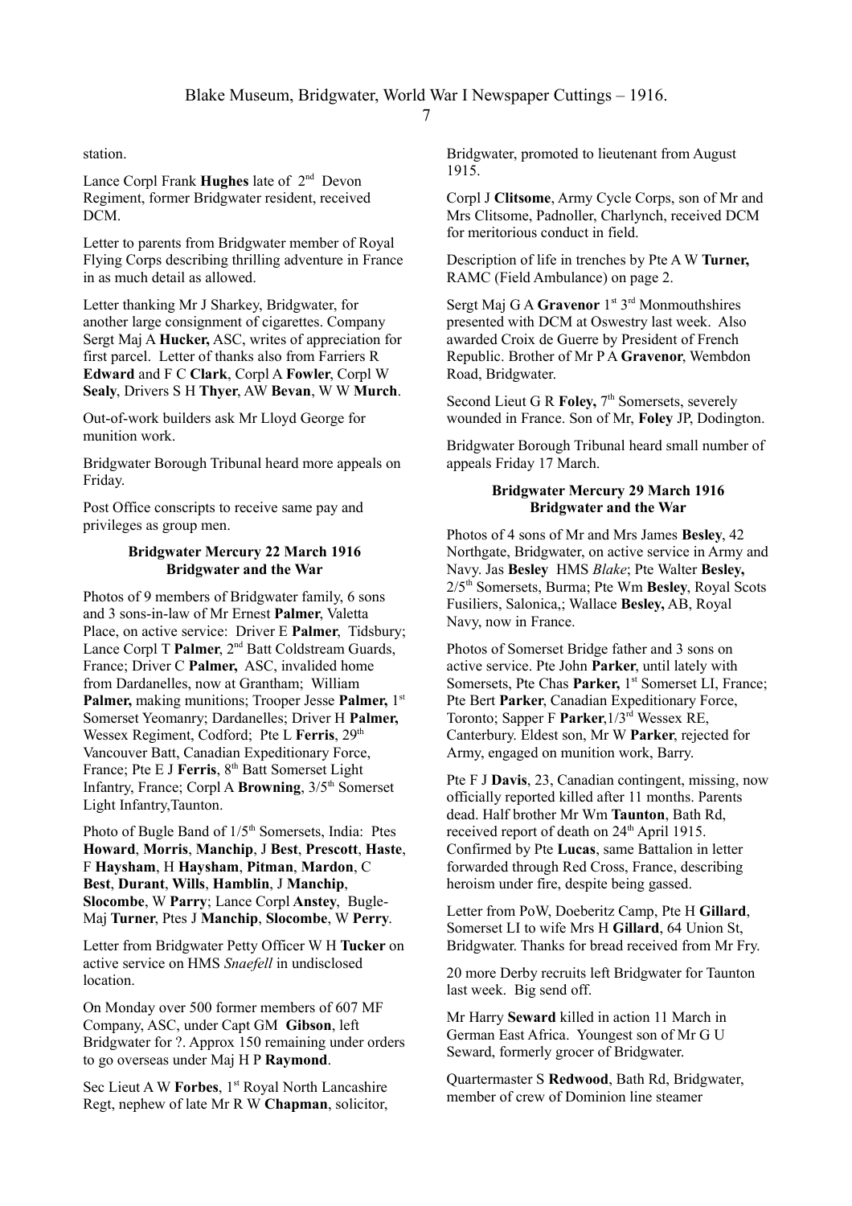station.

Lance Corpl Frank **Hughes** late of 2nd Devon Regiment, former Bridgwater resident, received DCM.

Letter to parents from Bridgwater member of Royal Flying Corps describing thrilling adventure in France in as much detail as allowed.

Letter thanking Mr J Sharkey, Bridgwater, for another large consignment of cigarettes. Company Sergt Maj A **Hucker,** ASC, writes of appreciation for first parcel. Letter of thanks also from Farriers R **Edward** and F C **Clark**, Corpl A **Fowler**, Corpl W **Sealy**, Drivers S H **Thyer**, AW **Bevan**, W W **Murch**.

Out-of-work builders ask Mr Lloyd George for munition work.

Bridgwater Borough Tribunal heard more appeals on Friday.

Post Office conscripts to receive same pay and privileges as group men.

**Bridgwater Mercury 22 March 1916**
**Bridgwater and the War**

Photos of 9 members of Bridgwater family, 6 sons and 3 sons-in-law of Mr Ernest **Palmer**, Valetta Place, on active service: Driver E **Palmer**, Tidsbury; Lance Corpl T **Palmer**, 2nd Batt Coldstream Guards, France; Driver C **Palmer,** ASC, invalided home from Dardanelles, now at Grantham; William **Palmer,** making munitions; Trooper Jesse **Palmer,** 1st Somerset Yeomanry; Dardanelles; Driver H **Palmer,** Wessex Regiment, Codford; Pte L **Ferris**, 29th Vancouver Batt, Canadian Expeditionary Force, France; Pte E J **Ferris**, 8th Batt Somerset Light Infantry, France; Corpl A **Browning**, 3/5th Somerset Light Infantry,Taunton.

Photo of Bugle Band of 1/5th Somersets, India: Ptes **Howard**, **Morris**, **Manchip**, J **Best**, **Prescott**, **Haste**, F **Haysham**, H **Haysham**, **Pitman**, **Mardon**, C **Best**, **Durant**, **Wills**, **Hamblin**, J **Manchip**, **Slocombe**, W **Parry**; Lance Corpl **Anstey**, Bugle-Maj **Turner**, Ptes J **Manchip**, **Slocombe**, W **Perry**.

Letter from Bridgwater Petty Officer W H **Tucker** on active service on HMS *Snaefell* in undisclosed location.

On Monday over 500 former members of 607 MF Company, ASC, under Capt GM **Gibson**, left Bridgwater for ?. Approx 150 remaining under orders to go overseas under Maj H P **Raymond**.

Sec Lieut A W **Forbes**, 1st Royal North Lancashire Regt, nephew of late Mr R W **Chapman**, solicitor, Bridgwater, promoted to lieutenant from August 1915.

Corpl J **Clitsome**, Army Cycle Corps, son of Mr and Mrs Clitsome, Padnoller, Charlynch, received DCM for meritorious conduct in field.

Description of life in trenches by Pte A W **Turner,** RAMC (Field Ambulance) on page 2.

Sergt Maj G A **Gravenor** 1st 3rd Monmouthshires presented with DCM at Oswestry last week. Also awarded Croix de Guerre by President of French Republic. Brother of Mr P A **Gravenor**, Wembdon Road, Bridgwater.

Second Lieut G R **Foley,** 7th Somersets, severely wounded in France. Son of Mr, **Foley** JP, Dodington.

Bridgwater Borough Tribunal heard small number of appeals Friday 17 March.

**Bridgwater Mercury 29 March 1916**
**Bridgwater and the War**

Photos of 4 sons of Mr and Mrs James **Besley**, 42 Northgate, Bridgwater, on active service in Army and Navy. Jas **Besley** HMS *Blake*; Pte Walter **Besley,** 2/5th Somersets, Burma; Pte Wm **Besley**, Royal Scots Fusiliers, Salonica,; Wallace **Besley,** AB, Royal Navy, now in France.

Photos of Somerset Bridge father and 3 sons on active service. Pte John **Parker**, until lately with Somersets, Pte Chas **Parker,** 1st Somerset LI, France; Pte Bert **Parker**, Canadian Expeditionary Force, Toronto; Sapper F **Parker**,1/3rd Wessex RE, Canterbury. Eldest son, Mr W **Parker**, rejected for Army, engaged on munition work, Barry.

Pte F J **Davis**, 23, Canadian contingent, missing, now officially reported killed after 11 months. Parents dead. Half brother Mr Wm **Taunton**, Bath Rd, received report of death on 24th April 1915. Confirmed by Pte **Lucas**, same Battalion in letter forwarded through Red Cross, France, describing heroism under fire, despite being gassed.

Letter from PoW, Doeberitz Camp, Pte H **Gillard**, Somerset LI to wife Mrs H **Gillard**, 64 Union St, Bridgwater. Thanks for bread received from Mr Fry.

20 more Derby recruits left Bridgwater for Taunton last week. Big send off.

Mr Harry **Seward** killed in action 11 March in German East Africa. Youngest son of Mr G U Seward, formerly grocer of Bridgwater.

Quartermaster S **Redwood**, Bath Rd, Bridgwater, member of crew of Dominion line steamer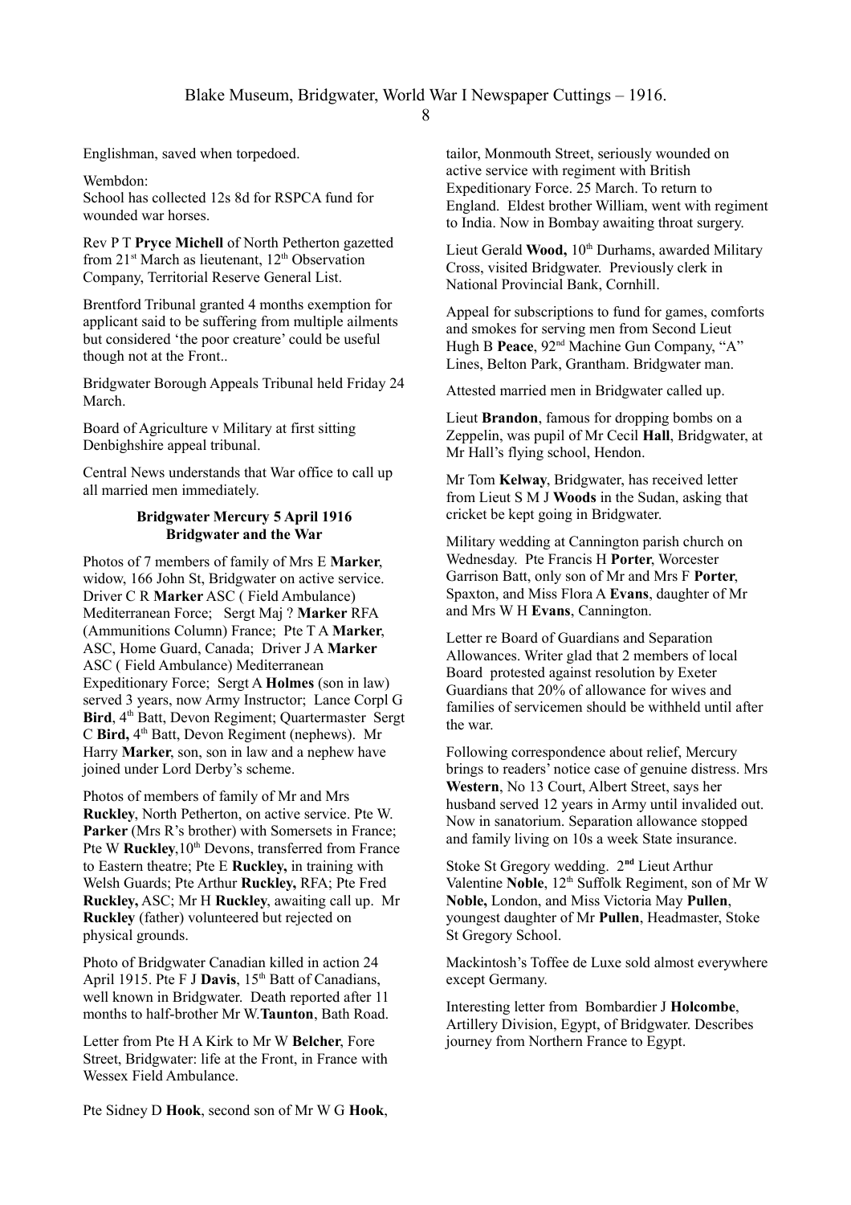Englishman, saved when torpedoed.

Wembdon:
School has collected 12s 8d for RSPCA fund for wounded war horses.

Rev P T **Pryce Michell** of North Petherton gazetted from 21st March as lieutenant, 12th Observation Company, Territorial Reserve General List.

Brentford Tribunal granted 4 months exemption for applicant said to be suffering from multiple ailments but considered 'the poor creature' could be useful though not at the Front..

Bridgwater Borough Appeals Tribunal held Friday 24 March.

Board of Agriculture v Military at first sitting Denbighshire appeal tribunal.

Central News understands that War office to call up all married men immediately.

**Bridgwater Mercury 5 April 1916**
**Bridgwater and the War**

Photos of 7 members of family of Mrs E **Marker**, widow, 166 John St, Bridgwater on active service. Driver C R **Marker** ASC ( Field Ambulance) Mediterranean Force; Sergt Maj ? **Marker** RFA (Ammunitions Column) France; Pte T A **Marker**, ASC, Home Guard, Canada; Driver J A **Marker** ASC ( Field Ambulance) Mediterranean Expeditionary Force; Sergt A **Holmes** (son in law) served 3 years, now Army Instructor; Lance Corpl G **Bird**, 4th Batt, Devon Regiment; Quartermaster Sergt C **Bird,** 4th Batt, Devon Regiment (nephews). Mr Harry **Marker**, son, son in law and a nephew have joined under Lord Derby's scheme.

Photos of members of family of Mr and Mrs **Ruckley**, North Petherton, on active service. Pte W. **Parker** (Mrs R's brother) with Somersets in France; Pte W **Ruckley**,10th Devons, transferred from France to Eastern theatre; Pte E **Ruckley,** in training with Welsh Guards; Pte Arthur **Ruckley,** RFA; Pte Fred **Ruckley,** ASC; Mr H **Ruckley**, awaiting call up. Mr **Ruckley** (father) volunteered but rejected on physical grounds.

Photo of Bridgwater Canadian killed in action 24 April 1915. Pte F J **Davis**, 15th Batt of Canadians, well known in Bridgwater. Death reported after 11 months to half-brother Mr W.**Taunton**, Bath Road.

Letter from Pte H A Kirk to Mr W **Belcher**, Fore Street, Bridgwater: life at the Front, in France with Wessex Field Ambulance.

Pte Sidney D **Hook**, second son of Mr W G **Hook**, tailor, Monmouth Street, seriously wounded on active service with regiment with British Expeditionary Force. 25 March. To return to England. Eldest brother William, went with regiment to India. Now in Bombay awaiting throat surgery.

Lieut Gerald **Wood,** 10th Durhams, awarded Military Cross, visited Bridgwater. Previously clerk in National Provincial Bank, Cornhill.

Appeal for subscriptions to fund for games, comforts and smokes for serving men from Second Lieut Hugh B **Peace**, 92nd Machine Gun Company, "A" Lines, Belton Park, Grantham. Bridgwater man.

Attested married men in Bridgwater called up.

Lieut **Brandon**, famous for dropping bombs on a Zeppelin, was pupil of Mr Cecil **Hall**, Bridgwater, at Mr Hall's flying school, Hendon.

Mr Tom **Kelway**, Bridgwater, has received letter from Lieut S M J **Woods** in the Sudan, asking that cricket be kept going in Bridgwater.

Military wedding at Cannington parish church on Wednesday. Pte Francis H **Porter**, Worcester Garrison Batt, only son of Mr and Mrs F **Porter**, Spaxton, and Miss Flora A **Evans**, daughter of Mr and Mrs W H **Evans**, Cannington.

Letter re Board of Guardians and Separation Allowances. Writer glad that 2 members of local Board protested against resolution by Exeter Guardians that 20% of allowance for wives and families of servicemen should be withheld until after the war.

Following correspondence about relief, Mercury brings to readers' notice case of genuine distress. Mrs **Western**, No 13 Court, Albert Street, says her husband served 12 years in Army until invalided out. Now in sanatorium. Separation allowance stopped and family living on 10s a week State insurance.

Stoke St Gregory wedding. 2**nd** Lieut Arthur Valentine **Noble**, 12th Suffolk Regiment, son of Mr W **Noble,** London, and Miss Victoria May **Pullen**, youngest daughter of Mr **Pullen**, Headmaster, Stoke St Gregory School.

Mackintosh's Toffee de Luxe sold almost everywhere except Germany.

Interesting letter from Bombardier J **Holcombe**, Artillery Division, Egypt, of Bridgwater. Describes journey from Northern France to Egypt.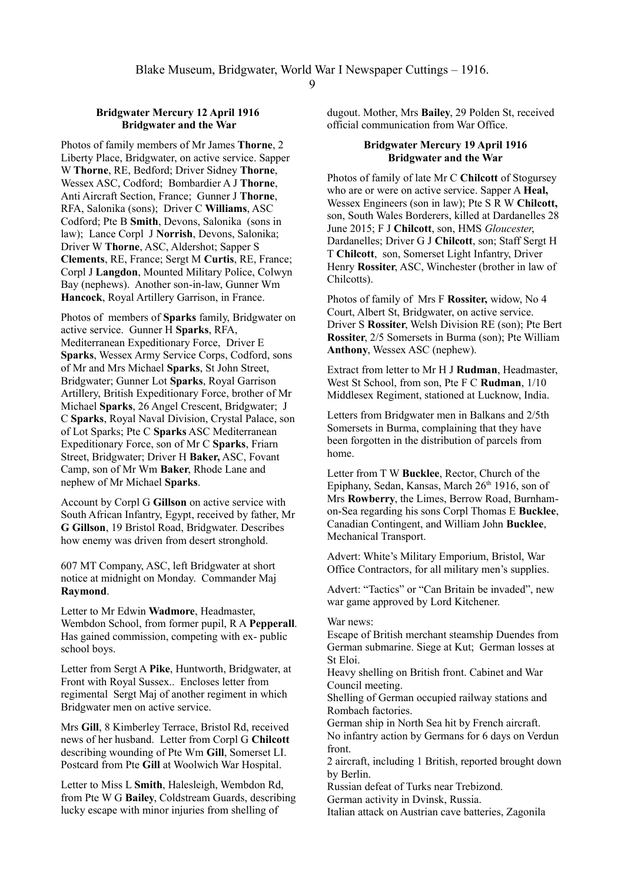### Bridgwater Mercury 12 April 1916
### Bridgwater and the War

Photos of family members of Mr James **Thorne**, 2 Liberty Place, Bridgwater, on active service. Sapper W **Thorne**, RE, Bedford; Driver Sidney **Thorne**, Wessex ASC, Codford; Bombardier A J **Thorne**, Anti Aircraft Section, France; Gunner J **Thorne**, RFA, Salonika (sons); Driver C **Williams**, ASC Codford; Pte B **Smith**, Devons, Salonika (sons in law); Lance Corpl J **Norrish**, Devons, Salonika; Driver W **Thorne**, ASC, Aldershot; Sapper S **Clements**, RE, France; Sergt M **Curtis**, RE, France; Corpl J **Langdon**, Mounted Military Police, Colwyn Bay (nephews). Another son-in-law, Gunner Wm **Hancock**, Royal Artillery Garrison, in France.

Photos of members of **Sparks** family, Bridgwater on active service. Gunner H **Sparks**, RFA, Mediterranean Expeditionary Force, Driver E **Sparks**, Wessex Army Service Corps, Codford, sons of Mr and Mrs Michael **Sparks**, St John Street, Bridgwater; Gunner Lot **Sparks**, Royal Garrison Artillery, British Expeditionary Force, brother of Mr Michael **Sparks**, 26 Angel Crescent, Bridgwater; J C **Sparks**, Royal Naval Division, Crystal Palace, son of Lot Sparks; Pte C **Sparks** ASC Mediterranean Expeditionary Force, son of Mr C **Sparks**, Friarn Street, Bridgwater; Driver H **Baker,** ASC, Fovant Camp, son of Mr Wm **Baker**, Rhode Lane and nephew of Mr Michael **Sparks**.

Account by Corpl G **Gillson** on active service with South African Infantry, Egypt, received by father, Mr **G Gillson**, 19 Bristol Road, Bridgwater. Describes how enemy was driven from desert stronghold.

607 MT Company, ASC, left Bridgwater at short notice at midnight on Monday. Commander Maj **Raymond**.

Letter to Mr Edwin **Wadmore**, Headmaster, Wembdon School, from former pupil, R A **Pepperall**. Has gained commission, competing with ex- public school boys.

Letter from Sergt A **Pike**, Huntworth, Bridgwater, at Front with Royal Sussex.. Encloses letter from regimental Sergt Maj of another regiment in which Bridgwater men on active service.

Mrs **Gill**, 8 Kimberley Terrace, Bristol Rd, received news of her husband. Letter from Corpl G **Chilcott** describing wounding of Pte Wm **Gill**, Somerset LI. Postcard from Pte **Gill** at Woolwich War Hospital.

Letter to Miss L **Smith**, Halesleigh, Wembdon Rd, from Pte W G **Bailey**, Coldstream Guards, describing lucky escape with minor injuries from shelling of dugout. Mother, Mrs **Bailey**, 29 Polden St, received official communication from War Office.

### Bridgwater Mercury 19 April 1916
### Bridgwater and the War

Photos of family of late Mr C **Chilcott** of Stogursey who are or were on active service. Sapper A **Heal,** Wessex Engineers (son in law); Pte S R W **Chilcott,** son, South Wales Borderers, killed at Dardanelles 28 June 2015; F J **Chilcott**, son, HMS *Gloucester*, Dardanelles; Driver G J **Chilcott**, son; Staff Sergt H T **Chilcott**, son, Somerset Light Infantry, Driver Henry **Rossiter**, ASC, Winchester (brother in law of Chilcotts).

Photos of family of Mrs F **Rossiter,** widow, No 4 Court, Albert St, Bridgwater, on active service. Driver S **Rossiter**, Welsh Division RE (son); Pte Bert **Rossiter**, 2/5 Somersets in Burma (son); Pte William **Anthony**, Wessex ASC (nephew).

Extract from letter to Mr H J **Rudman**, Headmaster, West St School, from son, Pte F C **Rudman**, 1/10 Middlesex Regiment, stationed at Lucknow, India.

Letters from Bridgwater men in Balkans and 2/5th Somersets in Burma, complaining that they have been forgotten in the distribution of parcels from home.

Letter from T W **Bucklee**, Rector, Church of the Epiphany, Sedan, Kansas, March 26th 1916, son of Mrs **Rowberry**, the Limes, Berrow Road, Burnham-on-Sea regarding his sons Corpl Thomas E **Bucklee**, Canadian Contingent, and William John **Bucklee**, Mechanical Transport.

Advert: White's Military Emporium, Bristol, War Office Contractors, for all military men's supplies.

Advert: "Tactics" or "Can Britain be invaded", new war game approved by Lord Kitchener.

War news:
Escape of British merchant steamship Duendes from German submarine. Siege at Kut; German losses at St Eloi.
Heavy shelling on British front. Cabinet and War Council meeting.
Shelling of German occupied railway stations and Rombach factories.
German ship in North Sea hit by French aircraft.
No infantry action by Germans for 6 days on Verdun front.
2 aircraft, including 1 British, reported brought down by Berlin.
Russian defeat of Turks near Trebizond.
German activity in Dvinsk, Russia.
Italian attack on Austrian cave batteries, Zagonila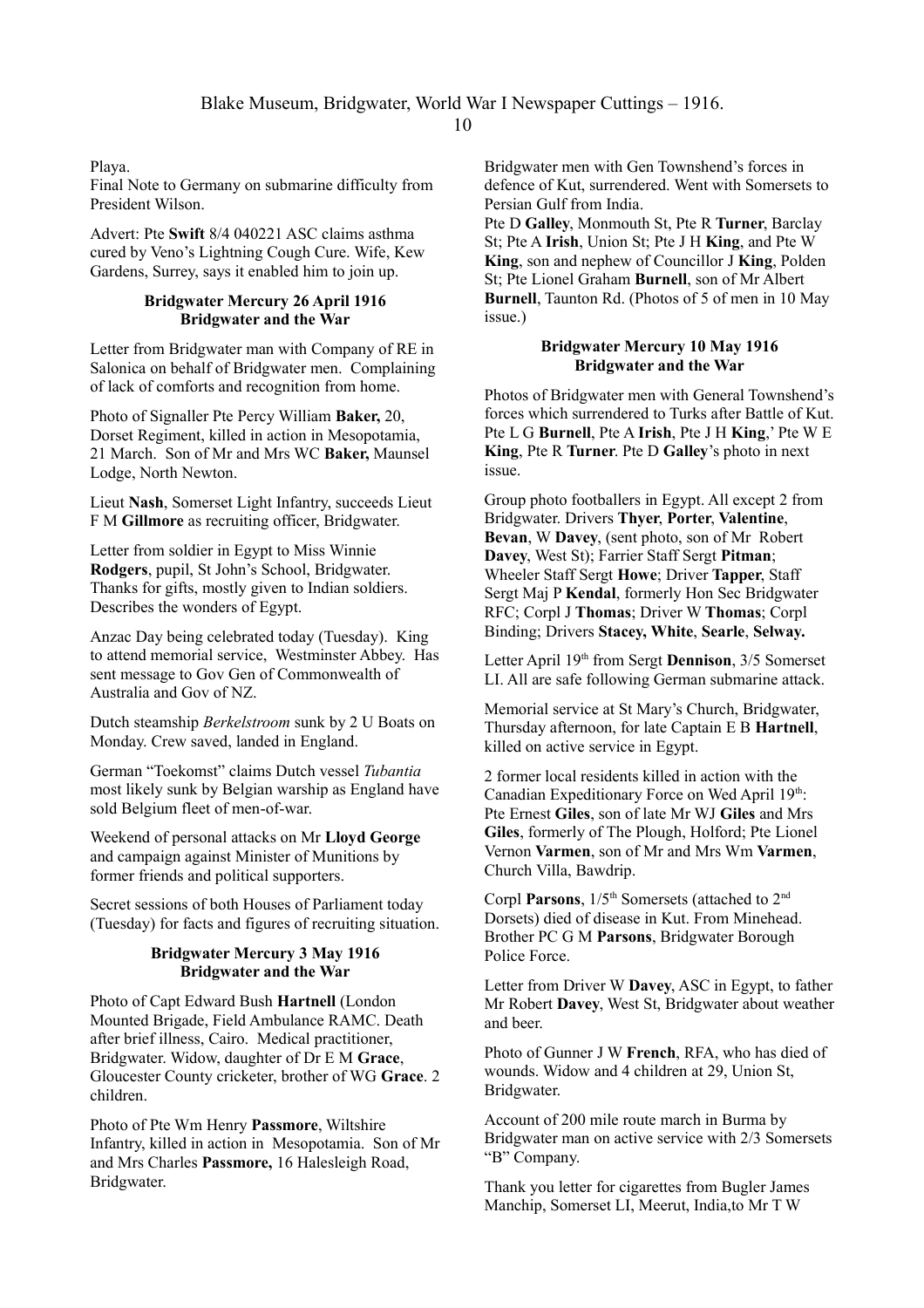Playa.

Final Note to Germany on submarine difficulty from President Wilson.

Advert: Pte **Swift** 8/4 040221 ASC claims asthma cured by Veno's Lightning Cough Cure. Wife, Kew Gardens, Surrey, says it enabled him to join up.

**Bridgwater Mercury 26 April 1916**
**Bridgwater and the War**

Letter from Bridgwater man with Company of RE in Salonica on behalf of Bridgwater men. Complaining of lack of comforts and recognition from home.

Photo of Signaller Pte Percy William **Baker,** 20, Dorset Regiment, killed in action in Mesopotamia, 21 March. Son of Mr and Mrs WC **Baker,** Maunsel Lodge, North Newton.

Lieut **Nash**, Somerset Light Infantry, succeeds Lieut F M **Gillmore** as recruiting officer, Bridgwater.

Letter from soldier in Egypt to Miss Winnie **Rodgers**, pupil, St John's School, Bridgwater. Thanks for gifts, mostly given to Indian soldiers. Describes the wonders of Egypt.

Anzac Day being celebrated today (Tuesday). King to attend memorial service, Westminster Abbey. Has sent message to Gov Gen of Commonwealth of Australia and Gov of NZ.

Dutch steamship *Berkelstroom* sunk by 2 U Boats on Monday. Crew saved, landed in England.

German "Toekomst" claims Dutch vessel *Tubantia* most likely sunk by Belgian warship as England have sold Belgium fleet of men-of-war.

Weekend of personal attacks on Mr **Lloyd George** and campaign against Minister of Munitions by former friends and political supporters.

Secret sessions of both Houses of Parliament today (Tuesday) for facts and figures of recruiting situation.

**Bridgwater Mercury 3 May 1916**
**Bridgwater and the War**

Photo of Capt Edward Bush **Hartnell** (London Mounted Brigade, Field Ambulance RAMC. Death after brief illness, Cairo. Medical practitioner, Bridgwater. Widow, daughter of Dr E M **Grace**, Gloucester County cricketer, brother of WG **Grace**. 2 children.

Photo of Pte Wm Henry **Passmore**, Wiltshire Infantry, killed in action in Mesopotamia. Son of Mr and Mrs Charles **Passmore,** 16 Halesleigh Road, Bridgwater.

Bridgwater men with Gen Townshend's forces in defence of Kut, surrendered. Went with Somersets to Persian Gulf from India.

Pte D **Galley**, Monmouth St, Pte R **Turner**, Barclay St; Pte A **Irish**, Union St; Pte J H **King**, and Pte W **King**, son and nephew of Councillor J **King**, Polden St; Pte Lionel Graham **Burnell**, son of Mr Albert **Burnell**, Taunton Rd. (Photos of 5 of men in 10 May issue.)

**Bridgwater Mercury 10 May 1916**
**Bridgwater and the War**

Photos of Bridgwater men with General Townshend's forces which surrendered to Turks after Battle of Kut. Pte L G **Burnell**, Pte A **Irish**, Pte J H **King**,' Pte W E **King**, Pte R **Turner**. Pte D **Galley**'s photo in next issue.

Group photo footballers in Egypt. All except 2 from Bridgwater. Drivers **Thyer**, **Porter**, **Valentine**, **Bevan**, W **Davey**, (sent photo, son of Mr Robert **Davey**, West St); Farrier Staff Sergt **Pitman**; Wheeler Staff Sergt **Howe**; Driver **Tapper**, Staff Sergt Maj P **Kendal**, formerly Hon Sec Bridgwater RFC; Corpl J **Thomas**; Driver W **Thomas**; Corpl Binding; Drivers **Stacey, White**, **Searle**, **Selway.**

Letter April 19th from Sergt **Dennison**, 3/5 Somerset LI. All are safe following German submarine attack.

Memorial service at St Mary's Church, Bridgwater, Thursday afternoon, for late Captain E B **Hartnell**, killed on active service in Egypt.

2 former local residents killed in action with the Canadian Expeditionary Force on Wed April 19th: Pte Ernest **Giles**, son of late Mr WJ **Giles** and Mrs **Giles**, formerly of The Plough, Holford; Pte Lionel Vernon **Varmen**, son of Mr and Mrs Wm **Varmen**, Church Villa, Bawdrip.

Corpl **Parsons**, 1/5th Somersets (attached to 2nd Dorsets) died of disease in Kut. From Minehead. Brother PC G M **Parsons**, Bridgwater Borough Police Force.

Letter from Driver W **Davey**, ASC in Egypt, to father Mr Robert **Davey**, West St, Bridgwater about weather and beer.

Photo of Gunner J W **French**, RFA, who has died of wounds. Widow and 4 children at 29, Union St, Bridgwater.

Account of 200 mile route march in Burma by Bridgwater man on active service with 2/3 Somersets "B" Company.

Thank you letter for cigarettes from Bugler James Manchip, Somerset LI, Meerut, India,to Mr T W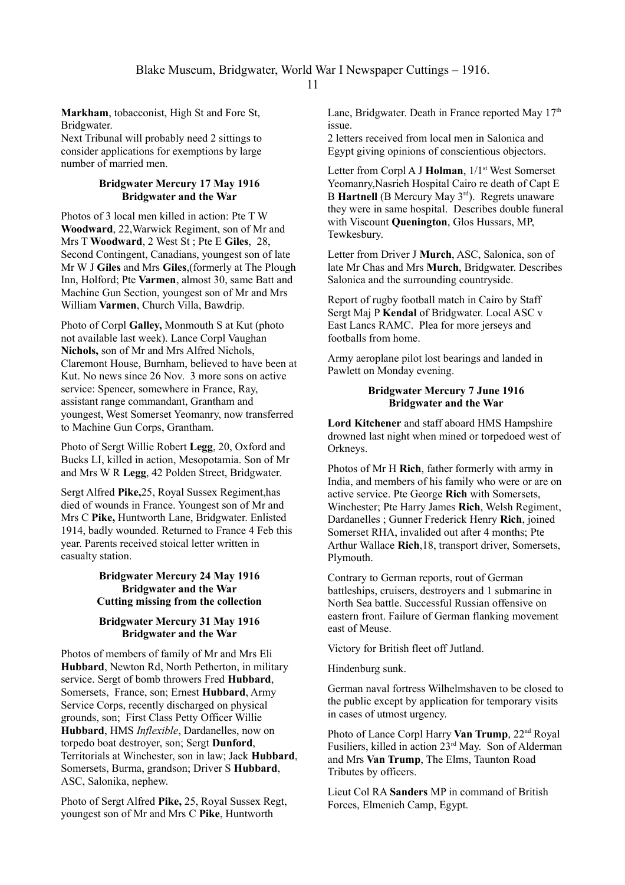**Markham**, tobacconist, High St and Fore St, Bridgwater.

Next Tribunal will probably need 2 sittings to consider applications for exemptions by large number of married men.

### Bridgwater Mercury 17 May 1916
### Bridgwater and the War

Photos of 3 local men killed in action: Pte T W **Woodward**, 22,Warwick Regiment, son of Mr and Mrs T **Woodward**, 2 West St ; Pte E **Giles**, 28, Second Contingent, Canadians, youngest son of late Mr W J **Giles** and Mrs **Giles**,(formerly at The Plough Inn, Holford; Pte **Varmen**, almost 30, same Batt and Machine Gun Section, youngest son of Mr and Mrs William **Varmen**, Church Villa, Bawdrip.

Photo of Corpl **Galley,** Monmouth S at Kut (photo not available last week). Lance Corpl Vaughan **Nichols,** son of Mr and Mrs Alfred Nichols, Claremont House, Burnham, believed to have been at Kut. No news since 26 Nov. 3 more sons on active service: Spencer, somewhere in France, Ray, assistant range commandant, Grantham and youngest, West Somerset Yeomanry, now transferred to Machine Gun Corps, Grantham.

Photo of Sergt Willie Robert **Legg**, 20, Oxford and Bucks LI, killed in action, Mesopotamia. Son of Mr and Mrs W R **Legg**, 42 Polden Street, Bridgwater.

Sergt Alfred **Pike,**25, Royal Sussex Regiment,has died of wounds in France. Youngest son of Mr and Mrs C **Pike,** Huntworth Lane, Bridgwater. Enlisted 1914, badly wounded. Returned to France 4 Feb this year. Parents received stoical letter written in casualty station.

### Bridgwater Mercury 24 May 1916
### Bridgwater and the War
### Cutting missing from the collection

### Bridgwater Mercury 31 May 1916
### Bridgwater and the War

Photos of members of family of Mr and Mrs Eli **Hubbard**, Newton Rd, North Petherton, in military service. Sergt of bomb throwers Fred **Hubbard**, Somersets, France, son; Ernest **Hubbard**, Army Service Corps, recently discharged on physical grounds, son; First Class Petty Officer Willie **Hubbard**, HMS *Inflexible*, Dardanelles, now on torpedo boat destroyer, son; Sergt **Dunford**, Territorials at Winchester, son in law; Jack **Hubbard**, Somersets, Burma, grandson; Driver S **Hubbard**, ASC, Salonika, nephew.

Photo of Sergt Alfred **Pike,** 25, Royal Sussex Regt, youngest son of Mr and Mrs C **Pike**, Huntworth Lane, Bridgwater. Death in France reported May 17th issue.

2 letters received from local men in Salonica and Egypt giving opinions of conscientious objectors.

Letter from Corpl A J **Holman**, 1/1st West Somerset Yeomanry,Nasrieh Hospital Cairo re death of Capt E B **Hartnell** (B Mercury May 3rd). Regrets unaware they were in same hospital. Describes double funeral with Viscount **Quenington**, Glos Hussars, MP, Tewkesbury.

Letter from Driver J **Murch**, ASC, Salonica, son of late Mr Chas and Mrs **Murch**, Bridgwater. Describes Salonica and the surrounding countryside.

Report of rugby football match in Cairo by Staff Sergt Maj P **Kendal** of Bridgwater. Local ASC v East Lancs RAMC. Plea for more jerseys and footballs from home.

Army aeroplane pilot lost bearings and landed in Pawlett on Monday evening.

### Bridgwater Mercury 7 June 1916
### Bridgwater and the War

**Lord Kitchener** and staff aboard HMS Hampshire drowned last night when mined or torpedoed west of Orkneys.

Photos of Mr H **Rich**, father formerly with army in India, and members of his family who were or are on active service. Pte George **Rich** with Somersets, Winchester; Pte Harry James **Rich**, Welsh Regiment, Dardanelles ; Gunner Frederick Henry **Rich**, joined Somerset RHA, invalided out after 4 months; Pte Arthur Wallace **Rich**,18, transport driver, Somersets, Plymouth.

Contrary to German reports, rout of German battleships, cruisers, destroyers and 1 submarine in North Sea battle. Successful Russian offensive on eastern front. Failure of German flanking movement east of Meuse.

Victory for British fleet off Jutland.

Hindenburg sunk.

German naval fortress Wilhelmshaven to be closed to the public except by application for temporary visits in cases of utmost urgency.

Photo of Lance Corpl Harry **Van Trump**, 22nd Royal Fusiliers, killed in action 23rd May. Son of Alderman and Mrs **Van Trump**, The Elms, Taunton Road Tributes by officers.

Lieut Col RA **Sanders** MP in command of British Forces, Elmenieh Camp, Egypt.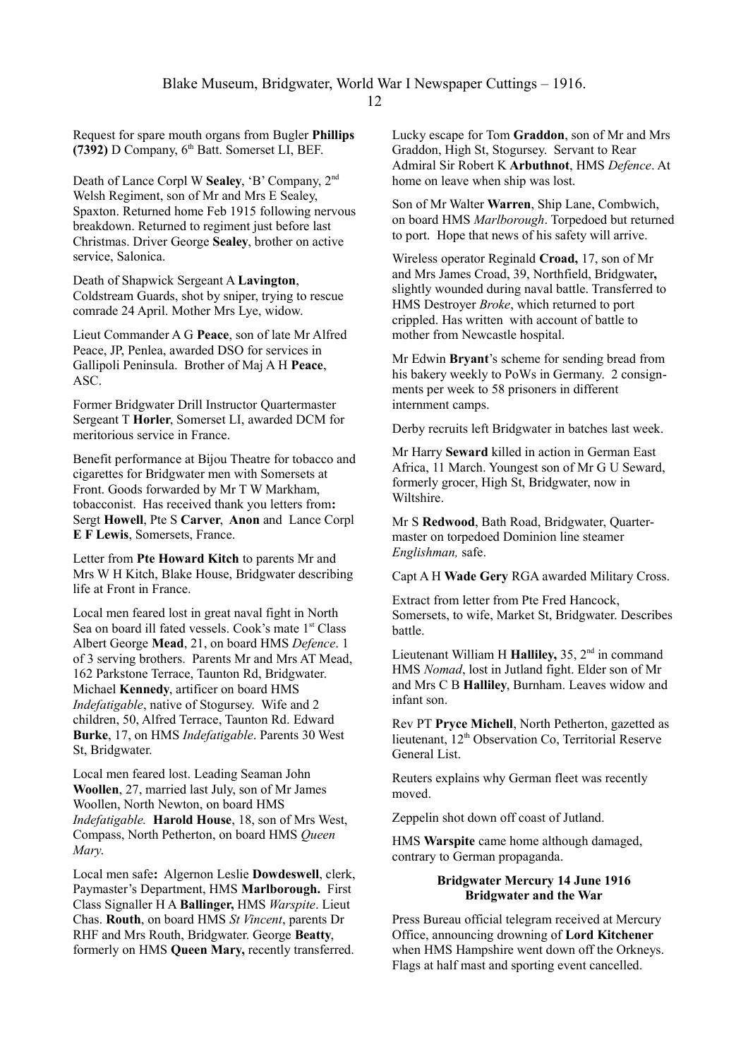Request for spare mouth organs from Bugler **Phillips (7392)** D Company, 6th Batt. Somerset LI, BEF.

Death of Lance Corpl W **Sealey**, 'B' Company, 2nd Welsh Regiment, son of Mr and Mrs E Sealey, Spaxton. Returned home Feb 1915 following nervous breakdown. Returned to regiment just before last Christmas. Driver George **Sealey**, brother on active service, Salonica.

Death of Shapwick Sergeant A **Lavington**, Coldstream Guards, shot by sniper, trying to rescue comrade 24 April. Mother Mrs Lye, widow.

Lieut Commander A G **Peace**, son of late Mr Alfred Peace, JP, Penlea, awarded DSO for services in Gallipoli Peninsula. Brother of Maj A H **Peace**, ASC.

Former Bridgwater Drill Instructor Quartermaster Sergeant T **Horler**, Somerset LI, awarded DCM for meritorious service in France.

Benefit performance at Bijou Theatre for tobacco and cigarettes for Bridgwater men with Somersets at Front. Goods forwarded by Mr T W Markham, tobacconist. Has received thank you letters from**:** Sergt **Howell**, Pte S **Carver**, **Anon** and Lance Corpl **E F Lewis**, Somersets, France.

Letter from **Pte Howard Kitch** to parents Mr and Mrs W H Kitch, Blake House, Bridgwater describing life at Front in France.

Local men feared lost in great naval fight in North Sea on board ill fated vessels. Cook's mate 1st Class Albert George **Mead**, 21, on board HMS *Defence*. 1 of 3 serving brothers. Parents Mr and Mrs AT Mead, 162 Parkstone Terrace, Taunton Rd, Bridgwater. Michael **Kennedy**, artificer on board HMS *Indefatigable*, native of Stogursey. Wife and 2 children, 50, Alfred Terrace, Taunton Rd. Edward **Burke**, 17, on HMS *Indefatigable*. Parents 30 West St, Bridgwater.

Local men feared lost. Leading Seaman John **Woollen**, 27, married last July, son of Mr James Woollen, North Newton, on board HMS *Indefatigable.* **Harold House**, 18, son of Mrs West, Compass, North Petherton, on board HMS *Queen Mary*.

Local men safe**:** Algernon Leslie **Dowdeswell**, clerk, Paymaster's Department, HMS **Marlborough.** First Class Signaller H A **Ballinger,** HMS *Warspite*. Lieut Chas. **Routh**, on board HMS *St Vincent*, parents Dr RHF and Mrs Routh, Bridgwater. George **Beatty**, formerly on HMS **Queen Mary,** recently transferred.

Lucky escape for Tom **Graddon**, son of Mr and Mrs Graddon, High St, Stogursey. Servant to Rear Admiral Sir Robert K **Arbuthnot**, HMS *Defence*. At home on leave when ship was lost.

Son of Mr Walter **Warren**, Ship Lane, Combwich, on board HMS *Marlborough*. Torpedoed but returned to port. Hope that news of his safety will arrive.

Wireless operator Reginald **Croad,** 17, son of Mr and Mrs James Croad, 39, Northfield, Bridgwater**,** slightly wounded during naval battle. Transferred to HMS Destroyer *Broke*, which returned to port crippled. Has written with account of battle to mother from Newcastle hospital.

Mr Edwin **Bryant**'s scheme for sending bread from his bakery weekly to PoWs in Germany. 2 consignments per week to 58 prisoners in different internment camps.

Derby recruits left Bridgwater in batches last week.

Mr Harry **Seward** killed in action in German East Africa, 11 March. Youngest son of Mr G U Seward, formerly grocer, High St, Bridgwater, now in Wiltshire.

Mr S **Redwood**, Bath Road, Bridgwater, Quartermaster on torpedoed Dominion line steamer *Englishman,* safe.

Capt A H **Wade Gery** RGA awarded Military Cross.

Extract from letter from Pte Fred Hancock, Somersets, to wife, Market St, Bridgwater. Describes battle.

Lieutenant William H **Halliley,** 35, 2nd in command HMS *Nomad*, lost in Jutland fight. Elder son of Mr and Mrs C B **Halliley**, Burnham. Leaves widow and infant son.

Rev PT **Pryce Michell**, North Petherton, gazetted as lieutenant, 12th Observation Co, Territorial Reserve General List.

Reuters explains why German fleet was recently moved.

Zeppelin shot down off coast of Jutland.

HMS **Warspite** came home although damaged, contrary to German propaganda.

**Bridgwater Mercury 14 June 1916**
**Bridgwater and the War**

Press Bureau official telegram received at Mercury Office, announcing drowning of **Lord Kitchener** when HMS Hampshire went down off the Orkneys. Flags at half mast and sporting event cancelled.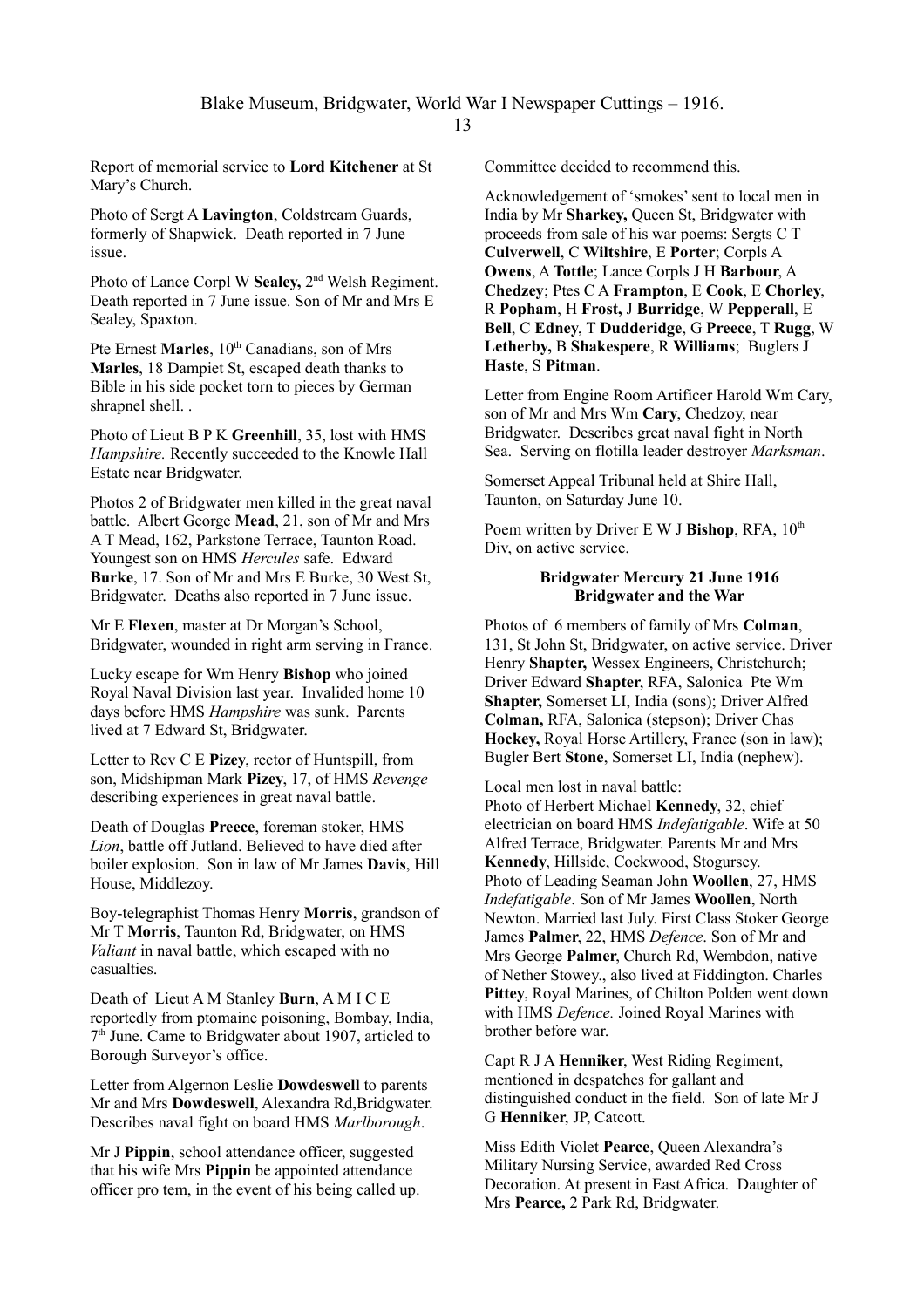Report of memorial service to **Lord Kitchener** at St Mary's Church.

Photo of Sergt A **Lavington**, Coldstream Guards, formerly of Shapwick. Death reported in 7 June issue.

Photo of Lance Corpl W **Sealey,** 2nd Welsh Regiment. Death reported in 7 June issue. Son of Mr and Mrs E Sealey, Spaxton.

Pte Ernest **Marles**, 10th Canadians, son of Mrs **Marles**, 18 Dampiet St, escaped death thanks to Bible in his side pocket torn to pieces by German shrapnel shell. .

Photo of Lieut B P K **Greenhill**, 35, lost with HMS *Hampshire.* Recently succeeded to the Knowle Hall Estate near Bridgwater.

Photos 2 of Bridgwater men killed in the great naval battle. Albert George **Mead**, 21, son of Mr and Mrs A T Mead, 162, Parkstone Terrace, Taunton Road. Youngest son on HMS *Hercules* safe. Edward **Burke**, 17. Son of Mr and Mrs E Burke, 30 West St, Bridgwater. Deaths also reported in 7 June issue.

Mr E **Flexen**, master at Dr Morgan's School, Bridgwater, wounded in right arm serving in France.

Lucky escape for Wm Henry **Bishop** who joined Royal Naval Division last year. Invalided home 10 days before HMS *Hampshire* was sunk. Parents lived at 7 Edward St, Bridgwater.

Letter to Rev C E **Pizey**, rector of Huntspill, from son, Midshipman Mark **Pizey**, 17, of HMS *Revenge* describing experiences in great naval battle.

Death of Douglas **Preece**, foreman stoker, HMS *Lion*, battle off Jutland. Believed to have died after boiler explosion. Son in law of Mr James **Davis**, Hill House, Middlezoy.

Boy-telegraphist Thomas Henry **Morris**, grandson of Mr T **Morris**, Taunton Rd, Bridgwater, on HMS *Valiant* in naval battle, which escaped with no casualties.

Death of Lieut A M Stanley **Burn**, A M I C E reportedly from ptomaine poisoning, Bombay, India, 7th June. Came to Bridgwater about 1907, articled to Borough Surveyor's office.

Letter from Algernon Leslie **Dowdeswell** to parents Mr and Mrs **Dowdeswell**, Alexandra Rd,Bridgwater. Describes naval fight on board HMS *Marlborough*.

Mr J **Pippin**, school attendance officer, suggested that his wife Mrs **Pippin** be appointed attendance officer pro tem, in the event of his being called up. Committee decided to recommend this.

Acknowledgement of 'smokes' sent to local men in India by Mr **Sharkey,** Queen St, Bridgwater with proceeds from sale of his war poems: Sergts C T **Culverwell**, C **Wiltshire**, E **Porter**; Corpls A **Owens**, A **Tottle**; Lance Corpls J H **Barbour**, A **Chedzey**; Ptes C A **Frampton**, E **Cook**, E **Chorley**, R **Popham**, H **Frost,** J **Burridge**, W **Pepperall**, E **Bell**, C **Edney**, T **Dudderidge**, G **Preece**, T **Rugg**, W **Letherby,** B **Shakespere**, R **Williams**; Buglers J **Haste**, S **Pitman**.

Letter from Engine Room Artificer Harold Wm Cary, son of Mr and Mrs Wm **Cary**, Chedzoy, near Bridgwater. Describes great naval fight in North Sea. Serving on flotilla leader destroyer *Marksman*.

Somerset Appeal Tribunal held at Shire Hall, Taunton, on Saturday June 10.

Poem written by Driver E W J **Bishop**, RFA, 10th Div, on active service.

**Bridgwater Mercury 21 June 1916**
**Bridgwater and the War**

Photos of 6 members of family of Mrs **Colman**, 131, St John St, Bridgwater, on active service. Driver Henry **Shapter,** Wessex Engineers, Christchurch; Driver Edward **Shapter**, RFA, Salonica Pte Wm **Shapter,** Somerset LI, India (sons); Driver Alfred **Colman,** RFA, Salonica (stepson); Driver Chas **Hockey,** Royal Horse Artillery, France (son in law); Bugler Bert **Stone**, Somerset LI, India (nephew).

Local men lost in naval battle:
Photo of Herbert Michael **Kennedy**, 32, chief electrician on board HMS *Indefatigable*. Wife at 50 Alfred Terrace, Bridgwater. Parents Mr and Mrs **Kennedy**, Hillside, Cockwood, Stogursey. Photo of Leading Seaman John **Woollen**, 27, HMS *Indefatigable*. Son of Mr James **Woollen**, North Newton. Married last July. First Class Stoker George James **Palmer**, 22, HMS *Defence*. Son of Mr and Mrs George **Palmer**, Church Rd, Wembdon, native of Nether Stowey., also lived at Fiddington. Charles **Pittey**, Royal Marines, of Chilton Polden went down with HMS *Defence.* Joined Royal Marines with brother before war.

Capt R J A **Henniker**, West Riding Regiment, mentioned in despatches for gallant and distinguished conduct in the field. Son of late Mr J G **Henniker**, JP, Catcott.

Miss Edith Violet **Pearce**, Queen Alexandra's Military Nursing Service, awarded Red Cross Decoration. At present in East Africa. Daughter of Mrs **Pearce,** 2 Park Rd, Bridgwater.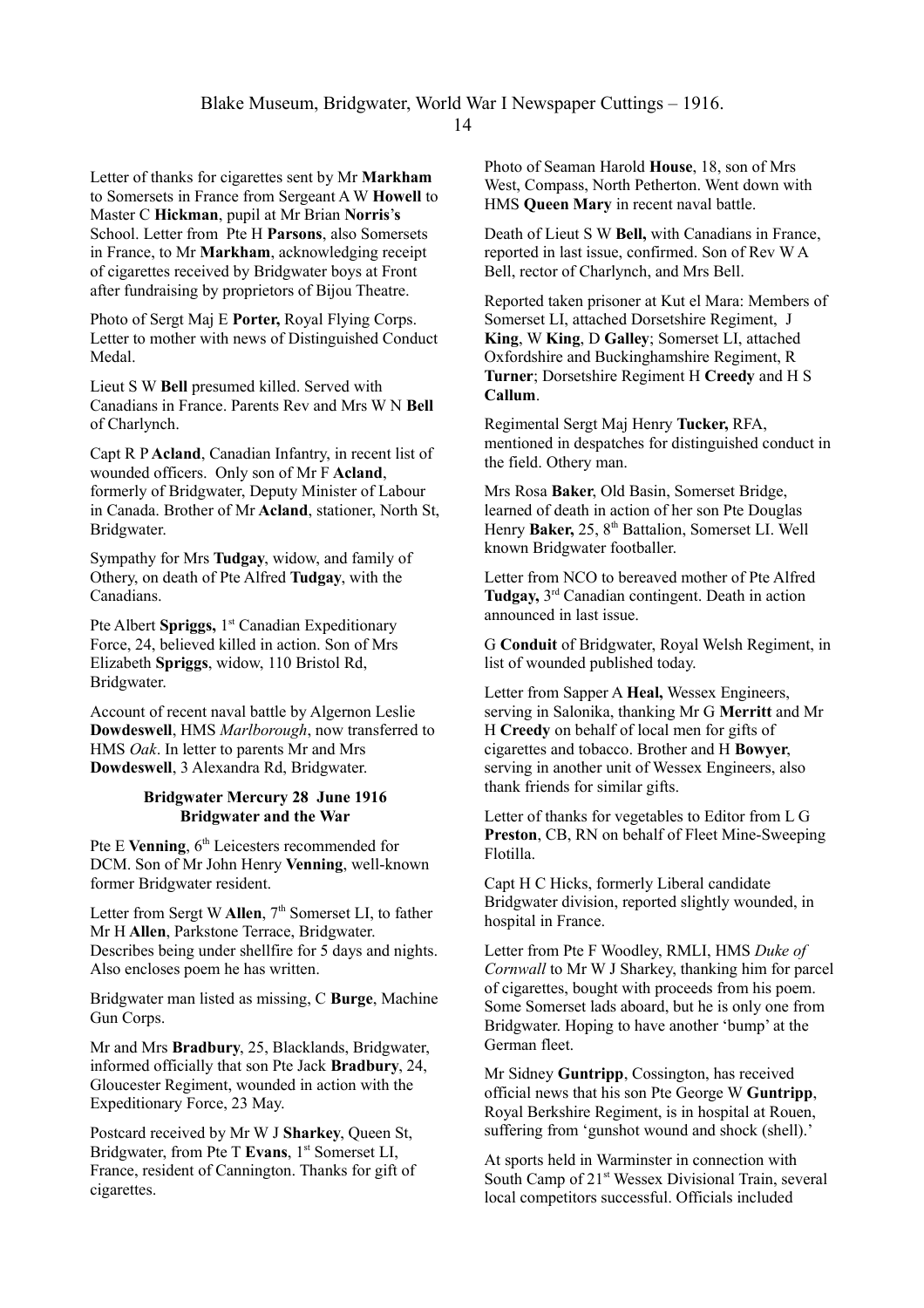Letter of thanks for cigarettes sent by Mr **Markham** to Somersets in France from Sergeant A W **Howell** to Master C **Hickman**, pupil at Mr Brian **Norris**'**s** School. Letter from Pte H **Parsons**, also Somersets in France, to Mr **Markham**, acknowledging receipt of cigarettes received by Bridgwater boys at Front after fundraising by proprietors of Bijou Theatre.

Photo of Sergt Maj E **Porter,** Royal Flying Corps. Letter to mother with news of Distinguished Conduct Medal.

Lieut S W **Bell** presumed killed. Served with Canadians in France. Parents Rev and Mrs W N **Bell** of Charlynch.

Capt R P **Acland**, Canadian Infantry, in recent list of wounded officers. Only son of Mr F **Acland**, formerly of Bridgwater, Deputy Minister of Labour in Canada. Brother of Mr **Acland**, stationer, North St, Bridgwater.

Sympathy for Mrs **Tudgay**, widow, and family of Othery, on death of Pte Alfred **Tudgay**, with the Canadians.

Pte Albert **Spriggs,** 1st Canadian Expeditionary Force, 24, believed killed in action. Son of Mrs Elizabeth **Spriggs**, widow, 110 Bristol Rd, Bridgwater.

Account of recent naval battle by Algernon Leslie **Dowdeswell**, HMS *Marlborough*, now transferred to HMS *Oak*. In letter to parents Mr and Mrs **Dowdeswell**, 3 Alexandra Rd, Bridgwater.

**Bridgwater Mercury 28 June 1916**
**Bridgwater and the War**

Pte E **Venning**, 6th Leicesters recommended for DCM. Son of Mr John Henry **Venning**, well-known former Bridgwater resident.

Letter from Sergt W **Allen**, 7th Somerset LI, to father Mr H **Allen**, Parkstone Terrace, Bridgwater. Describes being under shellfire for 5 days and nights. Also encloses poem he has written.

Bridgwater man listed as missing, C **Burge**, Machine Gun Corps.

Mr and Mrs **Bradbury**, 25, Blacklands, Bridgwater, informed officially that son Pte Jack **Bradbury**, 24, Gloucester Regiment, wounded in action with the Expeditionary Force, 23 May.

Postcard received by Mr W J **Sharkey**, Queen St, Bridgwater, from Pte T **Evans**, 1st Somerset LI, France, resident of Cannington. Thanks for gift of cigarettes.

Photo of Seaman Harold **House**, 18, son of Mrs West, Compass, North Petherton. Went down with HMS **Queen Mary** in recent naval battle.

Death of Lieut S W **Bell,** with Canadians in France, reported in last issue, confirmed. Son of Rev W A Bell, rector of Charlynch, and Mrs Bell.

Reported taken prisoner at Kut el Mara: Members of Somerset LI, attached Dorsetshire Regiment, J **King**, W **King**, D **Galley**; Somerset LI, attached Oxfordshire and Buckinghamshire Regiment, R **Turner**; Dorsetshire Regiment H **Creedy** and H S **Callum**.

Regimental Sergt Maj Henry **Tucker,** RFA, mentioned in despatches for distinguished conduct in the field. Othery man.

Mrs Rosa **Baker**, Old Basin, Somerset Bridge, learned of death in action of her son Pte Douglas Henry **Baker,** 25, 8th Battalion, Somerset LI. Well known Bridgwater footballer.

Letter from NCO to bereaved mother of Pte Alfred **Tudgay,** 3rd Canadian contingent. Death in action announced in last issue.

G **Conduit** of Bridgwater, Royal Welsh Regiment, in list of wounded published today.

Letter from Sapper A **Heal,** Wessex Engineers, serving in Salonika, thanking Mr G **Merritt** and Mr H **Creedy** on behalf of local men for gifts of cigarettes and tobacco. Brother and H **Bowyer**, serving in another unit of Wessex Engineers, also thank friends for similar gifts.

Letter of thanks for vegetables to Editor from L G **Preston**, CB, RN on behalf of Fleet Mine-Sweeping Flotilla.

Capt H C Hicks, formerly Liberal candidate Bridgwater division, reported slightly wounded, in hospital in France.

Letter from Pte F Woodley, RMLI, HMS *Duke of Cornwall* to Mr W J Sharkey, thanking him for parcel of cigarettes, bought with proceeds from his poem. Some Somerset lads aboard, but he is only one from Bridgwater. Hoping to have another 'bump' at the German fleet.

Mr Sidney **Guntripp**, Cossington, has received official news that his son Pte George W **Guntripp**, Royal Berkshire Regiment, is in hospital at Rouen, suffering from 'gunshot wound and shock (shell).'

At sports held in Warminster in connection with South Camp of 21st Wessex Divisional Train, several local competitors successful. Officials included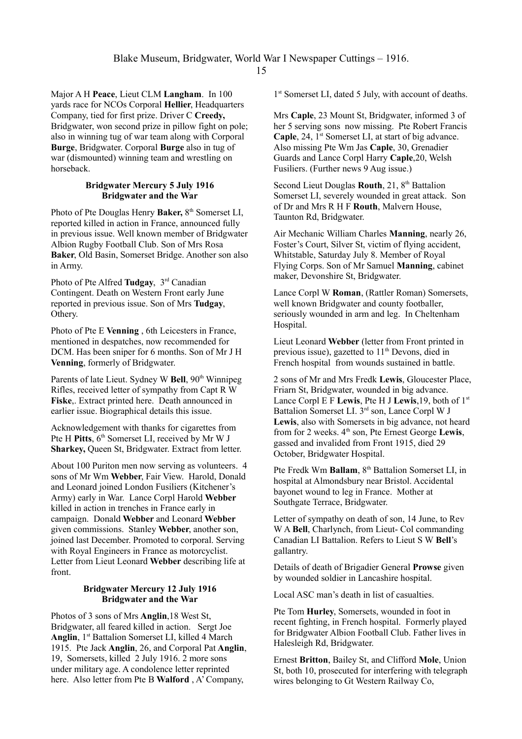Major A H **Peace**, Lieut CLM **Langham**. In 100 yards race for NCOs Corporal **Hellier**, Headquarters Company, tied for first prize. Driver C **Creedy,** Bridgwater, won second prize in pillow fight on pole; also in winning tug of war team along with Corporal **Burge**, Bridgwater. Corporal **Burge** also in tug of war (dismounted) winning team and wrestling on horseback.

### Bridgwater Mercury 5 July 1916
### Bridgwater and the War

Photo of Pte Douglas Henry **Baker,** 8th Somerset LI, reported killed in action in France, announced fully in previous issue. Well known member of Bridgwater Albion Rugby Football Club. Son of Mrs Rosa **Baker**, Old Basin, Somerset Bridge. Another son also in Army.

Photo of Pte Alfred **Tudgay**, 3rd Canadian Contingent. Death on Western Front early June reported in previous issue. Son of Mrs **Tudgay**, Othery.

Photo of Pte E **Venning** , 6th Leicesters in France, mentioned in despatches, now recommended for DCM. Has been sniper for 6 months. Son of Mr J H **Venning**, formerly of Bridgwater.

Parents of late Lieut. Sydney W **Bell**, 90th Winnipeg Rifles, received letter of sympathy from Capt R W **Fiske**,. Extract printed here. Death announced in earlier issue. Biographical details this issue.

Acknowledgement with thanks for cigarettes from Pte H **Pitts**, 6th Somerset LI, received by Mr W J **Sharkey,** Queen St, Bridgwater. Extract from letter.

About 100 Puriton men now serving as volunteers. 4 sons of Mr Wm **Webber**, Fair View. Harold, Donald and Leonard joined London Fusiliers (Kitchener's Army) early in War. Lance Corpl Harold **Webber** killed in action in trenches in France early in campaign. Donald **Webber** and Leonard **Webber** given commissions. Stanley **Webber**, another son, joined last December. Promoted to corporal. Serving with Royal Engineers in France as motorcyclist. Letter from Lieut Leonard **Webber** describing life at front.

### Bridgwater Mercury 12 July 1916
### Bridgwater and the War

Photos of 3 sons of Mrs **Anglin**,18 West St, Bridgwater, all feared killed in action. Sergt Joe **Anglin**, 1st Battalion Somerset LI, killed 4 March 1915. Pte Jack **Anglin**, 26, and Corporal Pat **Anglin**, 19, Somersets, killed 2 July 1916. 2 more sons under military age. A condolence letter reprinted here. Also letter from Pte B **Walford** , A' Company, 1st Somerset LI, dated 5 July, with account of deaths.

Mrs **Caple**, 23 Mount St, Bridgwater, informed 3 of her 5 serving sons now missing. Pte Robert Francis **Caple**, 24, 1st Somerset LI, at start of big advance. Also missing Pte Wm Jas **Caple**, 30, Grenadier Guards and Lance Corpl Harry **Caple**,20, Welsh Fusiliers. (Further news 9 Aug issue.)

Second Lieut Douglas **Routh**, 21, 8th Battalion Somerset LI, severely wounded in great attack. Son of Dr and Mrs R H F **Routh**, Malvern House, Taunton Rd, Bridgwater.

Air Mechanic William Charles **Manning**, nearly 26, Foster's Court, Silver St, victim of flying accident, Whitstable, Saturday July 8. Member of Royal Flying Corps. Son of Mr Samuel **Manning**, cabinet maker, Devonshire St, Bridgwater.

Lance Corpl W **Roman**, (Rattler Roman) Somersets, well known Bridgwater and county footballer, seriously wounded in arm and leg. In Cheltenham Hospital.

Lieut Leonard **Webber** (letter from Front printed in previous issue), gazetted to 11th Devons, died in French hospital from wounds sustained in battle.

2 sons of Mr and Mrs Fredk **Lewis**, Gloucester Place, Friarn St, Bridgwater, wounded in big advance. Lance Corpl E F **Lewis**, Pte H J **Lewis**,19, both of 1st Battalion Somerset LI. 3rd son, Lance Corpl W J **Lewis**, also with Somersets in big advance, not heard from for 2 weeks. 4th son, Pte Ernest George **Lewis**, gassed and invalided from Front 1915, died 29 October, Bridgwater Hospital.

Pte Fredk Wm **Ballam**, 8th Battalion Somerset LI, in hospital at Almondsbury near Bristol. Accidental bayonet wound to leg in France. Mother at Southgate Terrace, Bridgwater.

Letter of sympathy on death of son, 14 June, to Rev W A **Bell**, Charlynch, from Lieut- Col commanding Canadian LI Battalion. Refers to Lieut S W **Bell**'s gallantry.

Details of death of Brigadier General **Prowse** given by wounded soldier in Lancashire hospital.

Local ASC man's death in list of casualties.

Pte Tom **Hurley**, Somersets, wounded in foot in recent fighting, in French hospital. Formerly played for Bridgwater Albion Football Club. Father lives in Halesleigh Rd, Bridgwater.

Ernest **Britton**, Bailey St, and Clifford **Mole**, Union St, both 10, prosecuted for interfering with telegraph wires belonging to Gt Western Railway Co,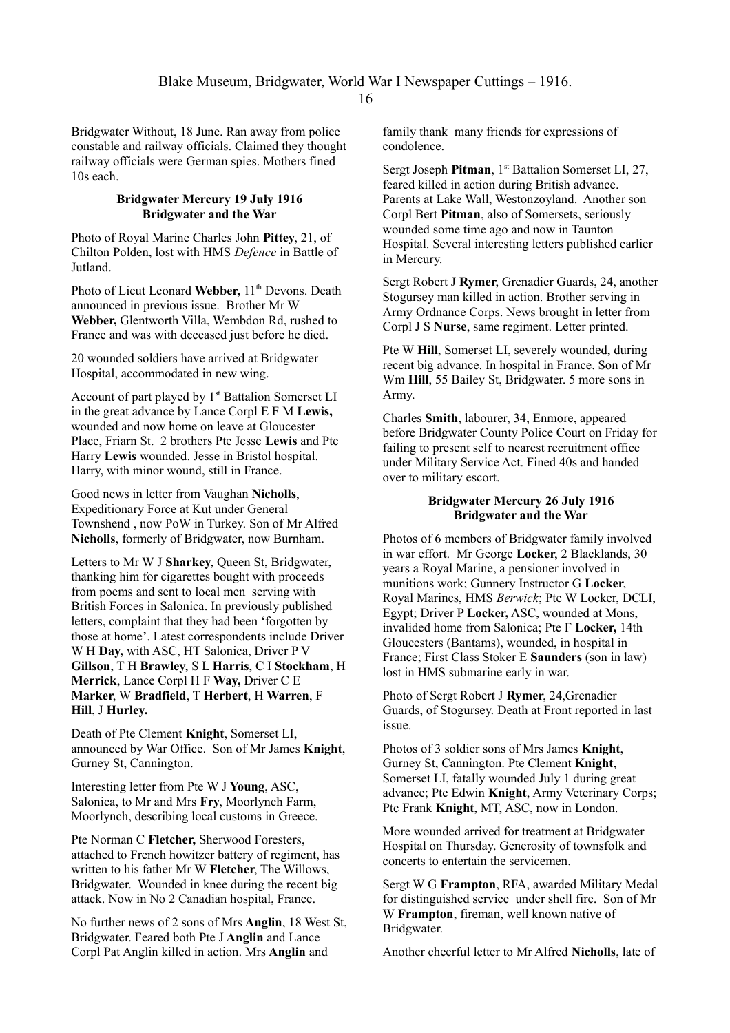Bridgwater Without, 18 June. Ran away from police constable and railway officials. Claimed they thought railway officials were German spies. Mothers fined 10s each.

**Bridgwater Mercury 19 July 1916**
**Bridgwater and the War**

Photo of Royal Marine Charles John **Pittey**, 21, of Chilton Polden, lost with HMS *Defence* in Battle of Jutland.

Photo of Lieut Leonard **Webber,** 11th Devons. Death announced in previous issue. Brother Mr W **Webber,** Glentworth Villa, Wembdon Rd, rushed to France and was with deceased just before he died.

20 wounded soldiers have arrived at Bridgwater Hospital, accommodated in new wing.

Account of part played by 1st Battalion Somerset LI in the great advance by Lance Corpl E F M **Lewis,** wounded and now home on leave at Gloucester Place, Friarn St. 2 brothers Pte Jesse **Lewis** and Pte Harry **Lewis** wounded. Jesse in Bristol hospital. Harry, with minor wound, still in France.

Good news in letter from Vaughan **Nicholls**, Expeditionary Force at Kut under General Townshend , now PoW in Turkey. Son of Mr Alfred **Nicholls**, formerly of Bridgwater, now Burnham.

Letters to Mr W J **Sharkey**, Queen St, Bridgwater, thanking him for cigarettes bought with proceeds from poems and sent to local men serving with British Forces in Salonica. In previously published letters, complaint that they had been 'forgotten by those at home'. Latest correspondents include Driver W H **Day,** with ASC, HT Salonica, Driver P V **Gillson**, T H **Brawley**, S L **Harris**, C I **Stockham**, H **Merrick**, Lance Corpl H F **Way,** Driver C E **Marker**, W **Bradfield**, T **Herbert**, H **Warren**, F **Hill**, J **Hurley.**

Death of Pte Clement **Knight**, Somerset LI, announced by War Office. Son of Mr James **Knight**, Gurney St, Cannington.

Interesting letter from Pte W J **Young**, ASC, Salonica, to Mr and Mrs **Fry**, Moorlynch Farm, Moorlynch, describing local customs in Greece.

Pte Norman C **Fletcher,** Sherwood Foresters, attached to French howitzer battery of regiment, has written to his father Mr W **Fletcher**, The Willows, Bridgwater. Wounded in knee during the recent big attack. Now in No 2 Canadian hospital, France.

No further news of 2 sons of Mrs **Anglin**, 18 West St, Bridgwater. Feared both Pte J **Anglin** and Lance Corpl Pat Anglin killed in action. Mrs **Anglin** and family thank many friends for expressions of condolence.

Sergt Joseph **Pitman**, 1st Battalion Somerset LI, 27, feared killed in action during British advance. Parents at Lake Wall, Westonzoyland. Another son Corpl Bert **Pitman**, also of Somersets, seriously wounded some time ago and now in Taunton Hospital. Several interesting letters published earlier in Mercury.

Sergt Robert J **Rymer**, Grenadier Guards, 24, another Stogursey man killed in action. Brother serving in Army Ordnance Corps. News brought in letter from Corpl J S **Nurse**, same regiment. Letter printed.

Pte W **Hill**, Somerset LI, severely wounded, during recent big advance. In hospital in France. Son of Mr Wm **Hill**, 55 Bailey St, Bridgwater. 5 more sons in Army.

Charles **Smith**, labourer, 34, Enmore, appeared before Bridgwater County Police Court on Friday for failing to present self to nearest recruitment office under Military Service Act. Fined 40s and handed over to military escort.

**Bridgwater Mercury 26 July 1916**
**Bridgwater and the War**

Photos of 6 members of Bridgwater family involved in war effort. Mr George **Locker**, 2 Blacklands, 30 years a Royal Marine, a pensioner involved in munitions work; Gunnery Instructor G **Locker**, Royal Marines, HMS *Berwick*; Pte W Locker, DCLI, Egypt; Driver P **Locker,** ASC, wounded at Mons, invalided home from Salonica; Pte F **Locker,** 14th Gloucesters (Bantams), wounded, in hospital in France; First Class Stoker E **Saunders** (son in law) lost in HMS submarine early in war.

Photo of Sergt Robert J **Rymer**, 24,Grenadier Guards, of Stogursey. Death at Front reported in last issue.

Photos of 3 soldier sons of Mrs James **Knight**, Gurney St, Cannington. Pte Clement **Knight**, Somerset LI, fatally wounded July 1 during great advance; Pte Edwin **Knight**, Army Veterinary Corps; Pte Frank **Knight**, MT, ASC, now in London.

More wounded arrived for treatment at Bridgwater Hospital on Thursday. Generosity of townsfolk and concerts to entertain the servicemen.

Sergt W G **Frampton**, RFA, awarded Military Medal for distinguished service under shell fire. Son of Mr W **Frampton**, fireman, well known native of Bridgwater.

Another cheerful letter to Mr Alfred **Nicholls**, late of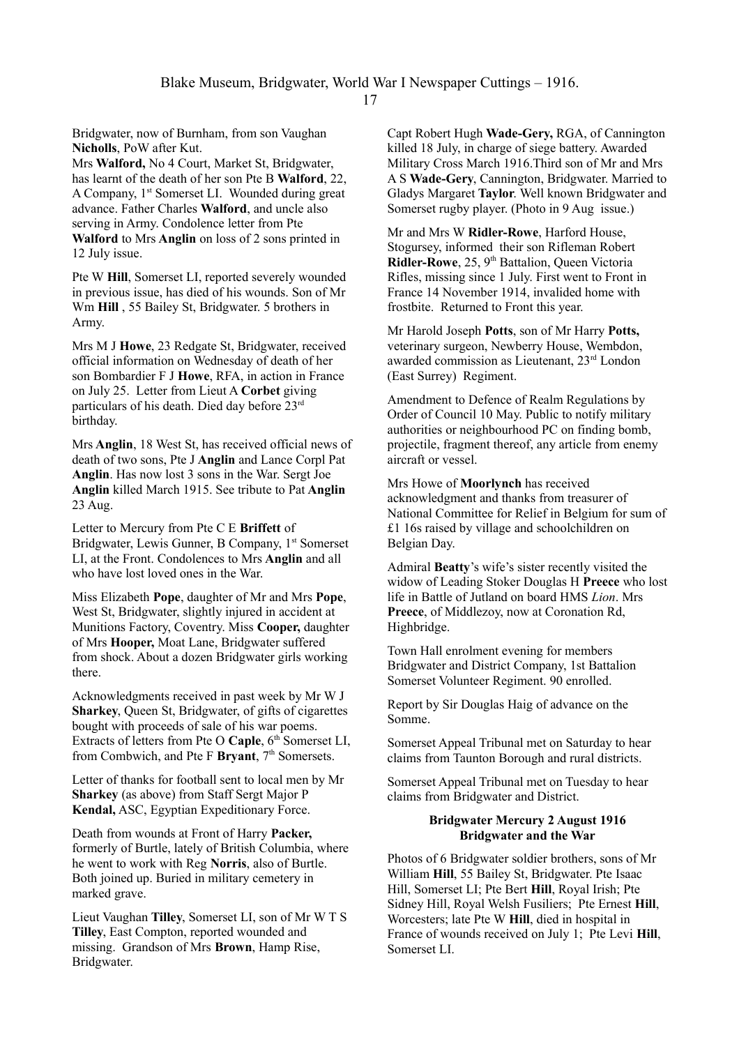Bridgwater, now of Burnham, from son Vaughan **Nicholls**, PoW after Kut.

Mrs **Walford,** No 4 Court, Market St, Bridgwater, has learnt of the death of her son Pte B **Walford**, 22, A Company, 1st Somerset LI. Wounded during great advance. Father Charles **Walford**, and uncle also serving in Army. Condolence letter from Pte **Walford** to Mrs **Anglin** on loss of 2 sons printed in 12 July issue.

Pte W **Hill**, Somerset LI, reported severely wounded in previous issue, has died of his wounds. Son of Mr Wm **Hill** , 55 Bailey St, Bridgwater. 5 brothers in Army.

Mrs M J **Howe**, 23 Redgate St, Bridgwater, received official information on Wednesday of death of her son Bombardier F J **Howe**, RFA, in action in France on July 25. Letter from Lieut A **Corbet** giving particulars of his death. Died day before 23rd birthday.

Mrs **Anglin**, 18 West St, has received official news of death of two sons, Pte J **Anglin** and Lance Corpl Pat **Anglin**. Has now lost 3 sons in the War. Sergt Joe **Anglin** killed March 1915. See tribute to Pat **Anglin** 23 Aug.

Letter to Mercury from Pte C E **Briffett** of Bridgwater, Lewis Gunner, B Company, 1st Somerset LI, at the Front. Condolences to Mrs **Anglin** and all who have lost loved ones in the War.

Miss Elizabeth **Pope**, daughter of Mr and Mrs **Pope**, West St, Bridgwater, slightly injured in accident at Munitions Factory, Coventry. Miss **Cooper,** daughter of Mrs **Hooper,** Moat Lane, Bridgwater suffered from shock. About a dozen Bridgwater girls working there.

Acknowledgments received in past week by Mr W J **Sharkey**, Queen St, Bridgwater, of gifts of cigarettes bought with proceeds of sale of his war poems. Extracts of letters from Pte O **Caple**, 6th Somerset LI, from Combwich, and Pte F **Bryant**, 7th Somersets.

Letter of thanks for football sent to local men by Mr **Sharkey** (as above) from Staff Sergt Major P **Kendal,** ASC, Egyptian Expeditionary Force.

Death from wounds at Front of Harry **Packer,** formerly of Burtle, lately of British Columbia, where he went to work with Reg **Norris**, also of Burtle. Both joined up. Buried in military cemetery in marked grave.

Lieut Vaughan **Tilley**, Somerset LI, son of Mr W T S **Tilley**, East Compton, reported wounded and missing. Grandson of Mrs **Brown**, Hamp Rise, Bridgwater.

Capt Robert Hugh **Wade-Gery,** RGA, of Cannington killed 18 July, in charge of siege battery. Awarded Military Cross March 1916.Third son of Mr and Mrs A S **Wade-Gery**, Cannington, Bridgwater. Married to Gladys Margaret **Taylor**. Well known Bridgwater and Somerset rugby player. (Photo in 9 Aug issue.)

Mr and Mrs W **Ridler-Rowe**, Harford House, Stogursey, informed their son Rifleman Robert **Ridler-Rowe**, 25, 9th Battalion, Queen Victoria Rifles, missing since 1 July. First went to Front in France 14 November 1914, invalided home with frostbite. Returned to Front this year.

Mr Harold Joseph **Potts**, son of Mr Harry **Potts,** veterinary surgeon, Newberry House, Wembdon, awarded commission as Lieutenant, 23rd London (East Surrey) Regiment.

Amendment to Defence of Realm Regulations by Order of Council 10 May. Public to notify military authorities or neighbourhood PC on finding bomb, projectile, fragment thereof, any article from enemy aircraft or vessel.

Mrs Howe of **Moorlynch** has received acknowledgment and thanks from treasurer of National Committee for Relief in Belgium for sum of £1 16s raised by village and schoolchildren on Belgian Day.

Admiral **Beatty**'s wife's sister recently visited the widow of Leading Stoker Douglas H **Preece** who lost life in Battle of Jutland on board HMS *Lion*. Mrs **Preece**, of Middlezoy, now at Coronation Rd, Highbridge.

Town Hall enrolment evening for members Bridgwater and District Company, 1st Battalion Somerset Volunteer Regiment. 90 enrolled.

Report by Sir Douglas Haig of advance on the Somme.

Somerset Appeal Tribunal met on Saturday to hear claims from Taunton Borough and rural districts.

Somerset Appeal Tribunal met on Tuesday to hear claims from Bridgwater and District.

**Bridgwater Mercury 2 August 1916**
**Bridgwater and the War**

Photos of 6 Bridgwater soldier brothers, sons of Mr William **Hill**, 55 Bailey St, Bridgwater. Pte Isaac Hill, Somerset LI; Pte Bert **Hill**, Royal Irish; Pte Sidney Hill, Royal Welsh Fusiliers; Pte Ernest **Hill**, Worcesters; late Pte W **Hill**, died in hospital in France of wounds received on July 1; Pte Levi **Hill**, Somerset LI.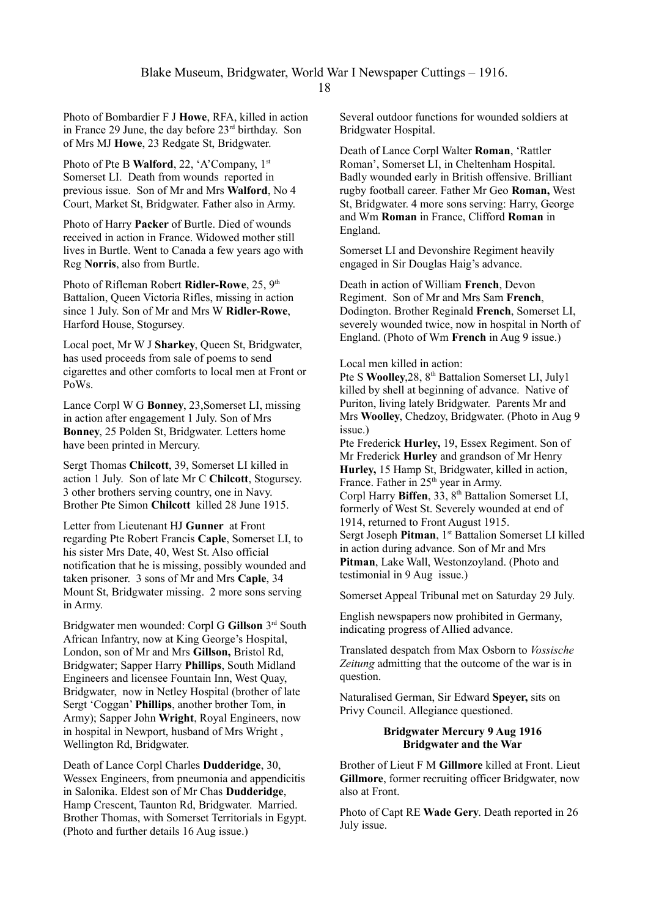Photo of Bombardier F J **Howe**, RFA, killed in action in France 29 June, the day before 23rd birthday. Son of Mrs MJ **Howe**, 23 Redgate St, Bridgwater.

Photo of Pte B **Walford**, 22, 'A'Company, 1st Somerset LI. Death from wounds reported in previous issue. Son of Mr and Mrs **Walford**, No 4 Court, Market St, Bridgwater. Father also in Army.

Photo of Harry **Packer** of Burtle. Died of wounds received in action in France. Widowed mother still lives in Burtle. Went to Canada a few years ago with Reg **Norris**, also from Burtle.

Photo of Rifleman Robert **Ridler-Rowe**, 25, 9th Battalion, Queen Victoria Rifles, missing in action since 1 July. Son of Mr and Mrs W **Ridler-Rowe**, Harford House, Stogursey.

Local poet, Mr W J **Sharkey**, Queen St, Bridgwater, has used proceeds from sale of poems to send cigarettes and other comforts to local men at Front or PoWs.

Lance Corpl W G **Bonney**, 23,Somerset LI, missing in action after engagement 1 July. Son of Mrs **Bonney**, 25 Polden St, Bridgwater. Letters home have been printed in Mercury.

Sergt Thomas **Chilcott**, 39, Somerset LI killed in action 1 July. Son of late Mr C **Chilcott**, Stogursey. 3 other brothers serving country, one in Navy. Brother Pte Simon **Chilcott** killed 28 June 1915.

Letter from Lieutenant HJ **Gunner** at Front regarding Pte Robert Francis **Caple**, Somerset LI, to his sister Mrs Date, 40, West St. Also official notification that he is missing, possibly wounded and taken prisoner. 3 sons of Mr and Mrs **Caple**, 34 Mount St, Bridgwater missing. 2 more sons serving in Army.

Bridgwater men wounded: Corpl G **Gillson** 3rd South African Infantry, now at King George's Hospital, London, son of Mr and Mrs **Gillson,** Bristol Rd, Bridgwater; Sapper Harry **Phillips**, South Midland Engineers and licensee Fountain Inn, West Quay, Bridgwater, now in Netley Hospital (brother of late Sergt 'Coggan' **Phillips**, another brother Tom, in Army); Sapper John **Wright**, Royal Engineers, now in hospital in Newport, husband of Mrs Wright , Wellington Rd, Bridgwater.

Death of Lance Corpl Charles **Dudderidge**, 30, Wessex Engineers, from pneumonia and appendicitis in Salonika. Eldest son of Mr Chas **Dudderidge**, Hamp Crescent, Taunton Rd, Bridgwater. Married. Brother Thomas, with Somerset Territorials in Egypt. (Photo and further details 16 Aug issue.)

Several outdoor functions for wounded soldiers at Bridgwater Hospital.

Death of Lance Corpl Walter **Roman**, 'Rattler Roman', Somerset LI, in Cheltenham Hospital. Badly wounded early in British offensive. Brilliant rugby football career. Father Mr Geo **Roman,** West St, Bridgwater. 4 more sons serving: Harry, George and Wm **Roman** in France, Clifford **Roman** in England.

Somerset LI and Devonshire Regiment heavily engaged in Sir Douglas Haig's advance.

Death in action of William **French**, Devon Regiment. Son of Mr and Mrs Sam **French**, Dodington. Brother Reginald **French**, Somerset LI, severely wounded twice, now in hospital in North of England. (Photo of Wm **French** in Aug 9 issue.)

Local men killed in action:
Pte S **Woolley**,28, 8th Battalion Somerset LI, July1 killed by shell at beginning of advance. Native of Puriton, living lately Bridgwater. Parents Mr and Mrs **Woolley**, Chedzoy, Bridgwater. (Photo in Aug 9 issue.)
Pte Frederick **Hurley,** 19, Essex Regiment. Son of Mr Frederick **Hurley** and grandson of Mr Henry **Hurley,** 15 Hamp St, Bridgwater, killed in action, France. Father in 25th year in Army.
Corpl Harry **Biffen**, 33, 8th Battalion Somerset LI, formerly of West St. Severely wounded at end of 1914, returned to Front August 1915.
Sergt Joseph **Pitman**, 1st Battalion Somerset LI killed in action during advance. Son of Mr and Mrs **Pitman**, Lake Wall, Westonzoyland. (Photo and testimonial in 9 Aug issue.)

Somerset Appeal Tribunal met on Saturday 29 July.

English newspapers now prohibited in Germany, indicating progress of Allied advance.

Translated despatch from Max Osborn to *Vossische Zeitung* admitting that the outcome of the war is in question.

Naturalised German, Sir Edward **Speyer,** sits on Privy Council. Allegiance questioned.

**Bridgwater Mercury 9 Aug 1916**
**Bridgwater and the War**

Brother of Lieut F M **Gillmore** killed at Front. Lieut **Gillmore**, former recruiting officer Bridgwater, now also at Front.

Photo of Capt RE **Wade Gery**. Death reported in 26 July issue.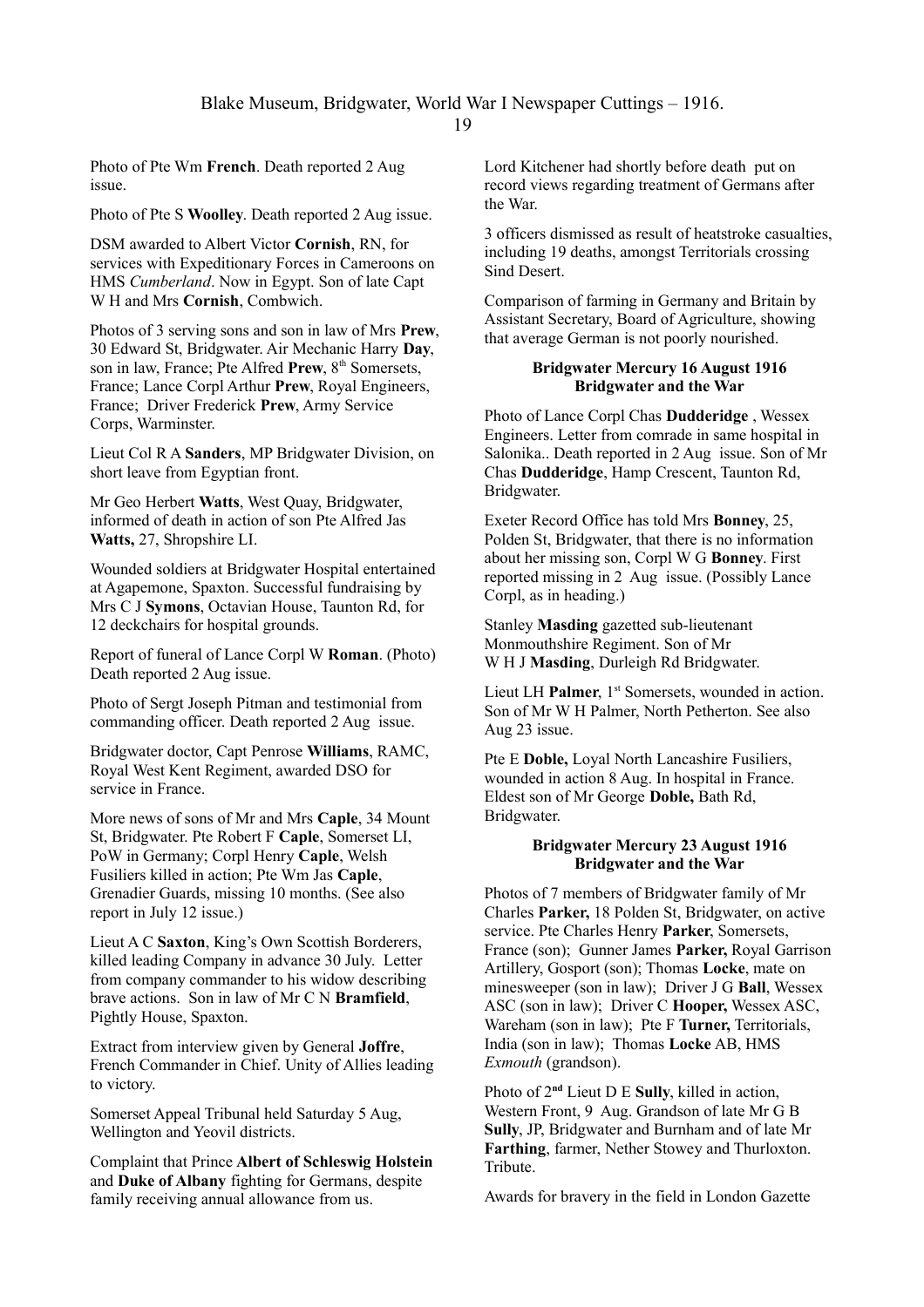Photo of Pte Wm **French**. Death reported 2 Aug issue.

Photo of Pte S **Woolley**. Death reported 2 Aug issue.

DSM awarded to Albert Victor **Cornish**, RN, for services with Expeditionary Forces in Cameroons on HMS *Cumberland*. Now in Egypt. Son of late Capt W H and Mrs **Cornish**, Combwich.

Photos of 3 serving sons and son in law of Mrs **Prew**, 30 Edward St, Bridgwater. Air Mechanic Harry **Day**, son in law, France; Pte Alfred **Prew**, 8th Somersets, France; Lance Corpl Arthur **Prew**, Royal Engineers, France; Driver Frederick **Prew**, Army Service Corps, Warminster.

Lieut Col R A **Sanders**, MP Bridgwater Division, on short leave from Egyptian front.

Mr Geo Herbert **Watts**, West Quay, Bridgwater, informed of death in action of son Pte Alfred Jas **Watts,** 27, Shropshire LI.

Wounded soldiers at Bridgwater Hospital entertained at Agapemone, Spaxton. Successful fundraising by Mrs C J **Symons**, Octavian House, Taunton Rd, for 12 deckchairs for hospital grounds.

Report of funeral of Lance Corpl W **Roman**. (Photo) Death reported 2 Aug issue.

Photo of Sergt Joseph Pitman and testimonial from commanding officer. Death reported 2 Aug issue.

Bridgwater doctor, Capt Penrose **Williams**, RAMC, Royal West Kent Regiment, awarded DSO for service in France.

More news of sons of Mr and Mrs **Caple**, 34 Mount St, Bridgwater. Pte Robert F **Caple**, Somerset LI, PoW in Germany; Corpl Henry **Caple**, Welsh Fusiliers killed in action; Pte Wm Jas **Caple**, Grenadier Guards, missing 10 months. (See also report in July 12 issue.)

Lieut A C **Saxton**, King's Own Scottish Borderers, killed leading Company in advance 30 July. Letter from company commander to his widow describing brave actions. Son in law of Mr C N **Bramfield**, Pightly House, Spaxton.

Extract from interview given by General **Joffre**, French Commander in Chief. Unity of Allies leading to victory.

Somerset Appeal Tribunal held Saturday 5 Aug, Wellington and Yeovil districts.

Complaint that Prince **Albert of Schleswig Holstein** and **Duke of Albany** fighting for Germans, despite family receiving annual allowance from us.

Lord Kitchener had shortly before death put on record views regarding treatment of Germans after the War.

3 officers dismissed as result of heatstroke casualties, including 19 deaths, amongst Territorials crossing Sind Desert.

Comparison of farming in Germany and Britain by Assistant Secretary, Board of Agriculture, showing that average German is not poorly nourished.

**Bridgwater Mercury 16 August 1916**
**Bridgwater and the War**

Photo of Lance Corpl Chas **Dudderidge** , Wessex Engineers. Letter from comrade in same hospital in Salonika.. Death reported in 2 Aug issue. Son of Mr Chas **Dudderidge**, Hamp Crescent, Taunton Rd, Bridgwater.

Exeter Record Office has told Mrs **Bonney**, 25, Polden St, Bridgwater, that there is no information about her missing son, Corpl W G **Bonney**. First reported missing in 2 Aug issue. (Possibly Lance Corpl, as in heading.)

Stanley **Masding** gazetted sub-lieutenant Monmouthshire Regiment. Son of Mr W H J **Masding**, Durleigh Rd Bridgwater.

Lieut LH **Palmer**, 1st Somersets, wounded in action. Son of Mr W H Palmer, North Petherton. See also Aug 23 issue.

Pte E **Doble,** Loyal North Lancashire Fusiliers, wounded in action 8 Aug. In hospital in France. Eldest son of Mr George **Doble,** Bath Rd, Bridgwater.

**Bridgwater Mercury 23 August 1916**
**Bridgwater and the War**

Photos of 7 members of Bridgwater family of Mr Charles **Parker,** 18 Polden St, Bridgwater, on active service. Pte Charles Henry **Parker**, Somersets, France (son); Gunner James **Parker,** Royal Garrison Artillery, Gosport (son); Thomas **Locke**, mate on minesweeper (son in law); Driver J G **Ball**, Wessex ASC (son in law); Driver C **Hooper,** Wessex ASC, Wareham (son in law); Pte F **Turner,** Territorials, India (son in law); Thomas **Locke** AB, HMS *Exmouth* (grandson).

Photo of 2nd Lieut D E **Sully**, killed in action, Western Front, 9 Aug. Grandson of late Mr G B **Sully**, JP, Bridgwater and Burnham and of late Mr **Farthing**, farmer, Nether Stowey and Thurloxton. Tribute.

Awards for bravery in the field in London Gazette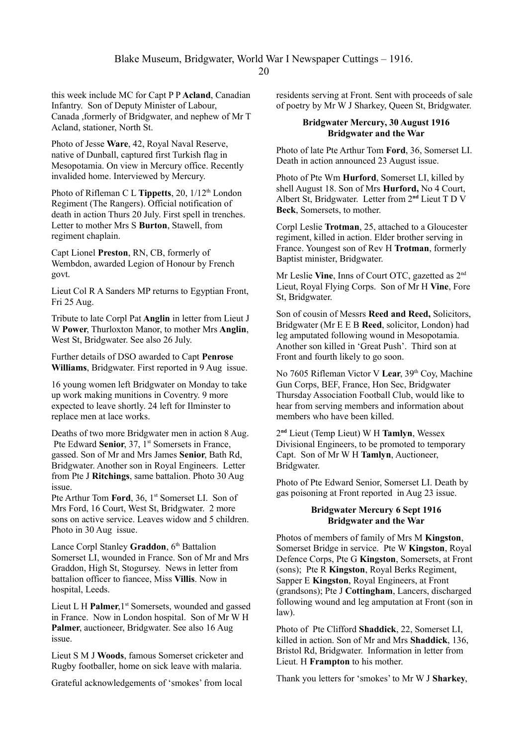this week include MC for Capt P P **Acland**, Canadian Infantry. Son of Deputy Minister of Labour, Canada ,formerly of Bridgwater, and nephew of Mr T Acland, stationer, North St.

Photo of Jesse **Ware**, 42, Royal Naval Reserve, native of Dunball, captured first Turkish flag in Mesopotamia. On view in Mercury office. Recently invalided home. Interviewed by Mercury.

Photo of Rifleman C L **Tippetts**, 20, 1/12th London Regiment (The Rangers). Official notification of death in action Thurs 20 July. First spell in trenches. Letter to mother Mrs S **Burton**, Stawell, from regiment chaplain.

Capt Lionel **Preston**, RN, CB, formerly of Wembdon, awarded Legion of Honour by French govt.

Lieut Col R A Sanders MP returns to Egyptian Front, Fri 25 Aug.

Tribute to late Corpl Pat **Anglin** in letter from Lieut J W **Power**, Thurloxton Manor, to mother Mrs **Anglin**, West St, Bridgwater. See also 26 July.

Further details of DSO awarded to Capt **Penrose Williams**, Bridgwater. First reported in 9 Aug issue.

16 young women left Bridgwater on Monday to take up work making munitions in Coventry. 9 more expected to leave shortly. 24 left for Ilminster to replace men at lace works.

Deaths of two more Bridgwater men in action 8 Aug. Pte Edward **Senior**, 37, 1st Somersets in France, gassed. Son of Mr and Mrs James **Senior**, Bath Rd, Bridgwater. Another son in Royal Engineers. Letter from Pte J **Ritchings**, same battalion. Photo 30 Aug issue.
Pte Arthur Tom **Ford**, 36, 1st Somerset LI. Son of Mrs Ford, 16 Court, West St, Bridgwater. 2 more sons on active service. Leaves widow and 5 children. Photo in 30 Aug issue.

Lance Corpl Stanley **Graddon**, 6th Battalion Somerset LI, wounded in France. Son of Mr and Mrs Graddon, High St, Stogursey. News in letter from battalion officer to fiancee, Miss **Villis**. Now in hospital, Leeds.

Lieut L H **Palmer**,1st Somersets, wounded and gassed in France. Now in London hospital. Son of Mr W H **Palmer**, auctioneer, Bridgwater. See also 16 Aug issue.

Lieut S M J **Woods**, famous Somerset cricketer and Rugby footballer, home on sick leave with malaria.

Grateful acknowledgements of 'smokes' from local residents serving at Front. Sent with proceeds of sale of poetry by Mr W J Sharkey, Queen St, Bridgwater.

### Bridgwater Mercury, 30 August 1916
### Bridgwater and the War

Photo of late Pte Arthur Tom **Ford**, 36, Somerset LI. Death in action announced 23 August issue.

Photo of Pte Wm **Hurford**, Somerset LI, killed by shell August 18. Son of Mrs **Hurford,** No 4 Court, Albert St, Bridgwater. Letter from 2nd Lieut T D V **Beck**, Somersets, to mother.

Corpl Leslie **Trotman**, 25, attached to a Gloucester regiment, killed in action. Elder brother serving in France. Youngest son of Rev H **Trotman**, formerly Baptist minister, Bridgwater.

Mr Leslie **Vine**, Inns of Court OTC, gazetted as 2nd Lieut, Royal Flying Corps. Son of Mr H **Vine**, Fore St, Bridgwater.

Son of cousin of Messrs **Reed and Reed,** Solicitors, Bridgwater (Mr E E B **Reed**, solicitor, London) had leg amputated following wound in Mesopotamia. Another son killed in 'Great Push'. Third son at Front and fourth likely to go soon.

No 7605 Rifleman Victor V **Lear**, 39th Coy, Machine Gun Corps, BEF, France, Hon Sec, Bridgwater Thursday Association Football Club, would like to hear from serving members and information about members who have been killed.

2nd Lieut (Temp Lieut) W H **Tamlyn**, Wessex Divisional Engineers, to be promoted to temporary Capt. Son of Mr W H **Tamlyn**, Auctioneer, Bridgwater.

Photo of Pte Edward Senior, Somerset LI. Death by gas poisoning at Front reported in Aug 23 issue.

### Bridgwater Mercury 6 Sept 1916
### Bridgwater and the War

Photos of members of family of Mrs M **Kingston**, Somerset Bridge in service. Pte W **Kingston**, Royal Defence Corps, Pte G **Kingston**, Somersets, at Front (sons); Pte R **Kingston**, Royal Berks Regiment, Sapper E **Kingston**, Royal Engineers, at Front (grandsons); Pte J **Cottingham**, Lancers, discharged following wound and leg amputation at Front (son in law).

Photo of Pte Clifford **Shaddick**, 22, Somerset LI, killed in action. Son of Mr and Mrs **Shaddick**, 136, Bristol Rd, Bridgwater. Information in letter from Lieut. H **Frampton** to his mother.

Thank you letters for 'smokes' to Mr W J **Sharkey**,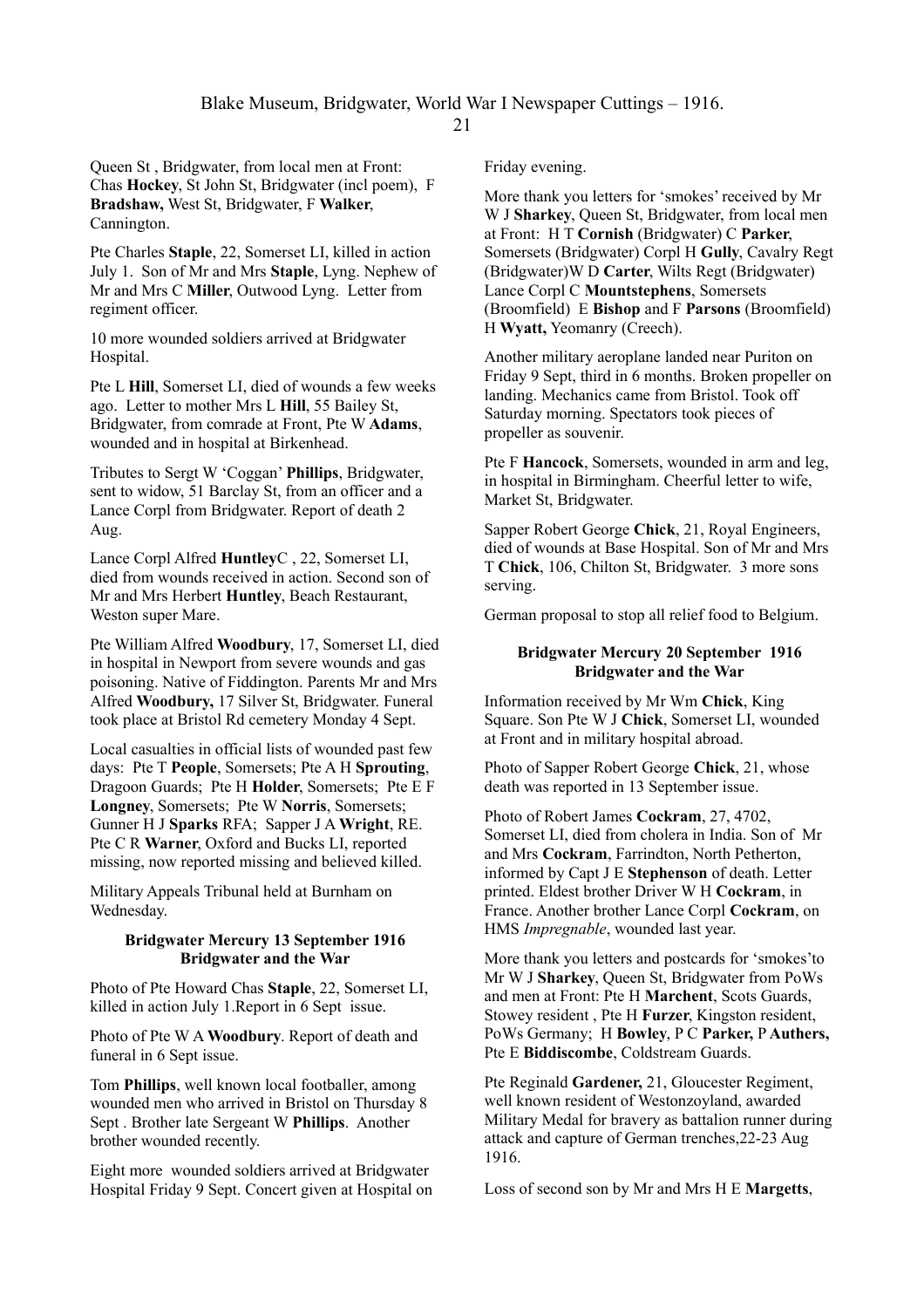Queen St , Bridgwater, from local men at Front: Chas **Hockey**, St John St, Bridgwater (incl poem), F **Bradshaw,** West St, Bridgwater, F **Walker**, Cannington.

Pte Charles **Staple**, 22, Somerset LI, killed in action July 1. Son of Mr and Mrs **Staple**, Lyng. Nephew of Mr and Mrs C **Miller**, Outwood Lyng. Letter from regiment officer.

10 more wounded soldiers arrived at Bridgwater Hospital.

Pte L **Hill**, Somerset LI, died of wounds a few weeks ago. Letter to mother Mrs L **Hill**, 55 Bailey St, Bridgwater, from comrade at Front, Pte W **Adams**, wounded and in hospital at Birkenhead.

Tributes to Sergt W 'Coggan' **Phillips**, Bridgwater, sent to widow, 51 Barclay St, from an officer and a Lance Corpl from Bridgwater. Report of death 2 Aug.

Lance Corpl Alfred **Huntley**C , 22, Somerset LI, died from wounds received in action. Second son of Mr and Mrs Herbert **Huntley**, Beach Restaurant, Weston super Mare.

Pte William Alfred **Woodbury**, 17, Somerset LI, died in hospital in Newport from severe wounds and gas poisoning. Native of Fiddington. Parents Mr and Mrs Alfred **Woodbury,** 17 Silver St, Bridgwater. Funeral took place at Bristol Rd cemetery Monday 4 Sept.

Local casualties in official lists of wounded past few days: Pte T **People**, Somersets; Pte A H **Sprouting**, Dragoon Guards; Pte H **Holder**, Somersets; Pte E F **Longney**, Somersets; Pte W **Norris**, Somersets; Gunner H J **Sparks** RFA; Sapper J A **Wright**, RE. Pte C R **Warner**, Oxford and Bucks LI, reported missing, now reported missing and believed killed.

Military Appeals Tribunal held at Burnham on Wednesday.

**Bridgwater Mercury 13 September 1916**
**Bridgwater and the War**

Photo of Pte Howard Chas **Staple**, 22, Somerset LI, killed in action July 1.Report in 6 Sept issue.

Photo of Pte W A **Woodbury**. Report of death and funeral in 6 Sept issue.

Tom **Phillips**, well known local footballer, among wounded men who arrived in Bristol on Thursday 8 Sept . Brother late Sergeant W **Phillips**. Another brother wounded recently.

Eight more wounded soldiers arrived at Bridgwater Hospital Friday 9 Sept. Concert given at Hospital on Friday evening.

More thank you letters for 'smokes' received by Mr W J **Sharkey**, Queen St, Bridgwater, from local men at Front: H T **Cornish** (Bridgwater) C **Parker**, Somersets (Bridgwater) Corpl H **Gully**, Cavalry Regt (Bridgwater)W D **Carter**, Wilts Regt (Bridgwater) Lance Corpl C **Mountstephens**, Somersets (Broomfield) E **Bishop** and F **Parsons** (Broomfield) H **Wyatt,** Yeomanry (Creech).

Another military aeroplane landed near Puriton on Friday 9 Sept, third in 6 months. Broken propeller on landing. Mechanics came from Bristol. Took off Saturday morning. Spectators took pieces of propeller as souvenir.

Pte F **Hancock**, Somersets, wounded in arm and leg, in hospital in Birmingham. Cheerful letter to wife, Market St, Bridgwater.

Sapper Robert George **Chick**, 21, Royal Engineers, died of wounds at Base Hospital. Son of Mr and Mrs T **Chick**, 106, Chilton St, Bridgwater. 3 more sons serving.

German proposal to stop all relief food to Belgium.

**Bridgwater Mercury 20 September 1916**
**Bridgwater and the War**

Information received by Mr Wm **Chick**, King Square. Son Pte W J **Chick**, Somerset LI, wounded at Front and in military hospital abroad.

Photo of Sapper Robert George **Chick**, 21, whose death was reported in 13 September issue.

Photo of Robert James **Cockram**, 27, 4702, Somerset LI, died from cholera in India. Son of Mr and Mrs **Cockram**, Farrindton, North Petherton, informed by Capt J E **Stephenson** of death. Letter printed. Eldest brother Driver W H **Cockram**, in France. Another brother Lance Corpl **Cockram**, on HMS *Impregnable*, wounded last year.

More thank you letters and postcards for 'smokes'to Mr W J **Sharkey**, Queen St, Bridgwater from PoWs and men at Front: Pte H **Marchent**, Scots Guards, Stowey resident , Pte H **Furzer**, Kingston resident, PoWs Germany; H **Bowley**, P C **Parker,** P **Authers,** Pte E **Biddiscombe**, Coldstream Guards.

Pte Reginald **Gardener,** 21, Gloucester Regiment, well known resident of Westonzoyland, awarded Military Medal for bravery as battalion runner during attack and capture of German trenches,22-23 Aug 1916.

Loss of second son by Mr and Mrs H E **Margetts**,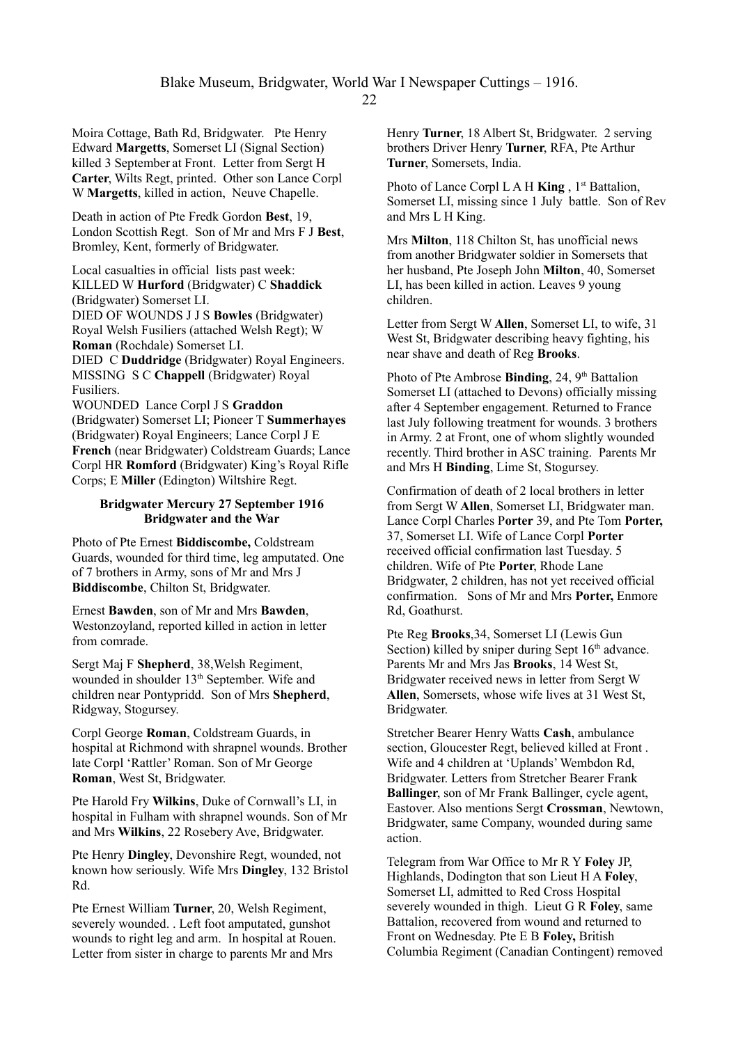Moira Cottage, Bath Rd, Bridgwater. Pte Henry Edward **Margetts**, Somerset LI (Signal Section) killed 3 September at Front. Letter from Sergt H **Carter**, Wilts Regt, printed. Other son Lance Corpl W **Margetts**, killed in action, Neuve Chapelle.

Death in action of Pte Fredk Gordon **Best**, 19, London Scottish Regt. Son of Mr and Mrs F J **Best**, Bromley, Kent, formerly of Bridgwater.

Local casualties in official lists past week:
KILLED W **Hurford** (Bridgwater) C **Shaddick** (Bridgwater) Somerset LI.
DIED OF WOUNDS J J S **Bowles** (Bridgwater) Royal Welsh Fusiliers (attached Welsh Regt); W **Roman** (Rochdale) Somerset LI.
DIED C **Duddridge** (Bridgwater) Royal Engineers.
MISSING S C **Chappell** (Bridgwater) Royal Fusiliers.
WOUNDED Lance Corpl J S **Graddon** (Bridgwater) Somerset LI; Pioneer T **Summerhayes** (Bridgwater) Royal Engineers; Lance Corpl J E **French** (near Bridgwater) Coldstream Guards; Lance Corpl HR **Romford** (Bridgwater) King's Royal Rifle Corps; E **Miller** (Edington) Wiltshire Regt.

**Bridgwater Mercury 27 September 1916**
**Bridgwater and the War**

Photo of Pte Ernest **Biddiscombe,** Coldstream Guards, wounded for third time, leg amputated. One of 7 brothers in Army, sons of Mr and Mrs J **Biddiscombe**, Chilton St, Bridgwater.

Ernest **Bawden**, son of Mr and Mrs **Bawden**, Westonzoyland, reported killed in action in letter from comrade.

Sergt Maj F **Shepherd**, 38,Welsh Regiment, wounded in shoulder 13th September. Wife and children near Pontypridd. Son of Mrs **Shepherd**, Ridgway, Stogursey.

Corpl George **Roman**, Coldstream Guards, in hospital at Richmond with shrapnel wounds. Brother late Corpl 'Rattler' Roman. Son of Mr George **Roman**, West St, Bridgwater.

Pte Harold Fry **Wilkins**, Duke of Cornwall's LI, in hospital in Fulham with shrapnel wounds. Son of Mr and Mrs **Wilkins**, 22 Rosebery Ave, Bridgwater.

Pte Henry **Dingley**, Devonshire Regt, wounded, not known how seriously. Wife Mrs **Dingley**, 132 Bristol Rd.

Pte Ernest William **Turner**, 20, Welsh Regiment, severely wounded. . Left foot amputated, gunshot wounds to right leg and arm. In hospital at Rouen. Letter from sister in charge to parents Mr and Mrs Henry **Turner**, 18 Albert St, Bridgwater. 2 serving brothers Driver Henry **Turner**, RFA, Pte Arthur **Turner**, Somersets, India.

Photo of Lance Corpl L A H **King** , 1st Battalion, Somerset LI, missing since 1 July battle. Son of Rev and Mrs L H King.

Mrs **Milton**, 118 Chilton St, has unofficial news from another Bridgwater soldier in Somersets that her husband, Pte Joseph John **Milton**, 40, Somerset LI, has been killed in action. Leaves 9 young children.

Letter from Sergt W **Allen**, Somerset LI, to wife, 31 West St, Bridgwater describing heavy fighting, his near shave and death of Reg **Brooks**.

Photo of Pte Ambrose **Binding**, 24, 9th Battalion Somerset LI (attached to Devons) officially missing after 4 September engagement. Returned to France last July following treatment for wounds. 3 brothers in Army. 2 at Front, one of whom slightly wounded recently. Third brother in ASC training. Parents Mr and Mrs H **Binding**, Lime St, Stogursey.

Confirmation of death of 2 local brothers in letter from Sergt W **Allen**, Somerset LI, Bridgwater man. Lance Corpl Charles P**orter** 39, and Pte Tom **Porter,** 37, Somerset LI. Wife of Lance Corpl **Porter** received official confirmation last Tuesday. 5 children. Wife of Pte **Porter**, Rhode Lane Bridgwater, 2 children, has not yet received official confirmation. Sons of Mr and Mrs **Porter,** Enmore Rd, Goathurst.

Pte Reg **Brooks**,34, Somerset LI (Lewis Gun Section) killed by sniper during Sept 16th advance. Parents Mr and Mrs Jas **Brooks**, 14 West St, Bridgwater received news in letter from Sergt W **Allen**, Somersets, whose wife lives at 31 West St, Bridgwater.

Stretcher Bearer Henry Watts **Cash**, ambulance section, Gloucester Regt, believed killed at Front . Wife and 4 children at 'Uplands' Wembdon Rd, Bridgwater. Letters from Stretcher Bearer Frank **Ballinger**, son of Mr Frank Ballinger, cycle agent, Eastover. Also mentions Sergt **Crossman**, Newtown, Bridgwater, same Company, wounded during same action.

Telegram from War Office to Mr R Y **Foley** JP, Highlands, Dodington that son Lieut H A **Foley**, Somerset LI, admitted to Red Cross Hospital severely wounded in thigh. Lieut G R **Foley**, same Battalion, recovered from wound and returned to Front on Wednesday. Pte E B **Foley,** British Columbia Regiment (Canadian Contingent) removed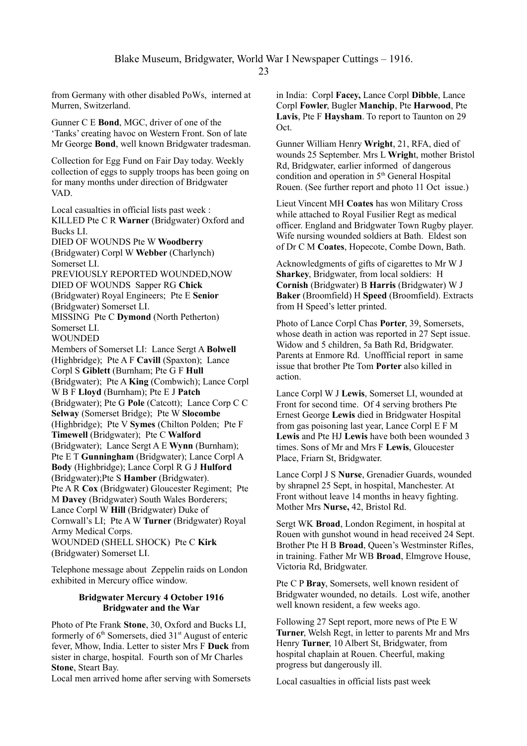from Germany with other disabled PoWs, interned at Murren, Switzerland.

Gunner C E **Bond**, MGC, driver of one of the 'Tanks' creating havoc on Western Front. Son of late Mr George **Bond**, well known Bridgwater tradesman.

Collection for Egg Fund on Fair Day today. Weekly collection of eggs to supply troops has been going on for many months under direction of Bridgwater VAD.

Local casualties in official lists past week :
KILLED Pte C R **Warner** (Bridgwater) Oxford and Bucks LI.
DIED OF WOUNDS Pte W **Woodberry** (Bridgwater) Corpl W **Webber** (Charlynch) Somerset LI.
PREVIOUSLY REPORTED WOUNDED,NOW DIED OF WOUNDS Sapper RG **Chick** (Bridgwater) Royal Engineers; Pte E **Senior** (Bridgwater) Somerset LI.
MISSING Pte C **Dymond** (North Petherton) Somerset LI.
WOUNDED
Members of Somerset LI: Lance Sergt A **Bolwell** (Highbridge); Pte A F **Cavill** (Spaxton); Lance Corpl S **Giblett** (Burnham; Pte G F **Hull** (Bridgwater); Pte A **King** (Combwich); Lance Corpl W B F **Lloyd** (Burnham); Pte E J **Patch** (Bridgwater); Pte G **Pole** (Catcott); Lance Corp C C **Selway** (Somerset Bridge); Pte W **Slocombe** (Highbridge); Pte V **Symes** (Chilton Polden; Pte F **Timewell** (Bridgwater); Pte C **Walford** (Bridgwater); Lance Sergt A E **Wynn** (Burnham); Pte E T **Gunningham** (Bridgwater); Lance Corpl A **Body** (Highbridge); Lance Corpl R G J **Hulford** (Bridgwater);Pte S **Hamber** (Bridgwater).
Pte A R **Cox** (Bridgwater) Gloucester Regiment; Pte M **Davey** (Bridgwater) South Wales Borderers; Lance Corpl W **Hill** (Bridgwater) Duke of Cornwall's LI; Pte A W **Turner** (Bridgwater) Royal Army Medical Corps.
WOUNDED (SHELL SHOCK) Pte C **Kirk** (Bridgwater) Somerset LI.

Telephone message about Zeppelin raids on London exhibited in Mercury office window.

**Bridgwater Mercury 4 October 1916**
**Bridgwater and the War**

Photo of Pte Frank **Stone**, 30, Oxford and Bucks LI, formerly of 6th Somersets, died 31st August of enteric fever, Mhow, India. Letter to sister Mrs F **Duck** from sister in charge, hospital. Fourth son of Mr Charles **Stone**, Steart Bay.
Local men arrived home after serving with Somersets in India: Corpl **Facey,** Lance Corpl **Dibble**, Lance Corpl **Fowler**, Bugler **Manchip**, Pte **Harwood**, Pte **Lavis**, Pte F **Haysham**. To report to Taunton on 29 Oct.

Gunner William Henry **Wright**, 21, RFA, died of wounds 25 September. Mrs L **Wrigh**t, mother Bristol Rd, Bridgwater, earlier informed of dangerous condition and operation in 5th General Hospital Rouen. (See further report and photo 11 Oct issue.)

Lieut Vincent MH **Coates** has won Military Cross while attached to Royal Fusilier Regt as medical officer. England and Bridgwater Town Rugby player. Wife nursing wounded soldiers at Bath. Eldest son of Dr C M **Coates**, Hopecote, Combe Down, Bath.

Acknowledgments of gifts of cigarettes to Mr W J **Sharkey**, Bridgwater, from local soldiers: H **Cornish** (Bridgwater) B **Harris** (Bridgwater) W J **Baker** (Broomfield) H **Speed** (Broomfield). Extracts from H Speed's letter printed.

Photo of Lance Corpl Chas **Porter**, 39, Somersets, whose death in action was reported in 27 Sept issue. Widow and 5 children, 5a Bath Rd, Bridgwater. Parents at Enmore Rd. Unoffficial report in same issue that brother Pte Tom **Porter** also killed in action.

Lance Corpl W J **Lewis**, Somerset LI, wounded at Front for second time. Of 4 serving brothers Pte Ernest George **Lewis** died in Bridgwater Hospital from gas poisoning last year, Lance Corpl E F M **Lewis** and Pte HJ **Lewis** have both been wounded 3 times. Sons of Mr and Mrs F **Lewis**, Gloucester Place, Friarn St, Bridgwater.

Lance Corpl J S **Nurse**, Grenadier Guards, wounded by shrapnel 25 Sept, in hospital, Manchester. At Front without leave 14 months in heavy fighting. Mother Mrs **Nurse,** 42, Bristol Rd.

Sergt WK **Broad**, London Regiment, in hospital at Rouen with gunshot wound in head received 24 Sept. Brother Pte H B **Broad**, Queen's Westminster Rifles, in training. Father Mr WB **Broad**, Elmgrove House, Victoria Rd, Bridgwater.

Pte C P **Bray**, Somersets, well known resident of Bridgwater wounded, no details. Lost wife, another well known resident, a few weeks ago.

Following 27 Sept report, more news of Pte E W **Turner**, Welsh Regt, in letter to parents Mr and Mrs Henry **Turner**, 10 Albert St, Bridgwater, from hospital chaplain at Rouen. Cheerful, making progress but dangerously ill.

Local casualties in official lists past week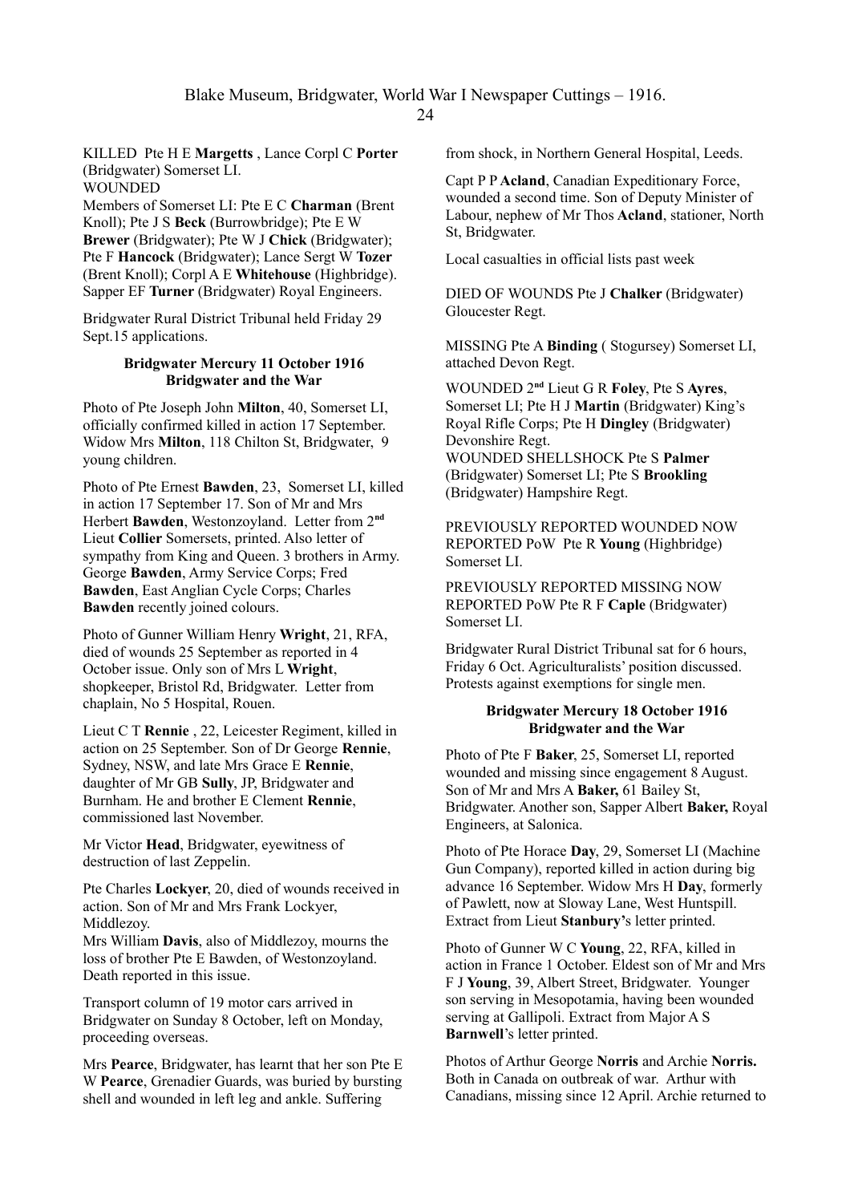KILLED Pte H E **Margetts** , Lance Corpl C **Porter** (Bridgwater) Somerset LI.
WOUNDED
Members of Somerset LI: Pte E C **Charman** (Brent Knoll); Pte J S **Beck** (Burrowbridge); Pte E W **Brewer** (Bridgwater); Pte W J **Chick** (Bridgwater); Pte F **Hancock** (Bridgwater); Lance Sergt W **Tozer** (Brent Knoll); Corpl A E **Whitehouse** (Highbridge). Sapper EF **Turner** (Bridgwater) Royal Engineers.

Bridgwater Rural District Tribunal held Friday 29 Sept.15 applications.

**Bridgwater Mercury 11 October 1916**
**Bridgwater and the War**

Photo of Pte Joseph John **Milton**, 40, Somerset LI, officially confirmed killed in action 17 September. Widow Mrs **Milton**, 118 Chilton St, Bridgwater, 9 young children.

Photo of Pte Ernest **Bawden**, 23, Somerset LI, killed in action 17 September 17. Son of Mr and Mrs Herbert **Bawden**, Westonzoyland. Letter from 2nd Lieut **Collier** Somersets, printed. Also letter of sympathy from King and Queen. 3 brothers in Army. George **Bawden**, Army Service Corps; Fred **Bawden**, East Anglian Cycle Corps; Charles **Bawden** recently joined colours.

Photo of Gunner William Henry **Wright**, 21, RFA, died of wounds 25 September as reported in 4 October issue. Only son of Mrs L **Wright**, shopkeeper, Bristol Rd, Bridgwater. Letter from chaplain, No 5 Hospital, Rouen.

Lieut C T **Rennie** , 22, Leicester Regiment, killed in action on 25 September. Son of Dr George **Rennie**, Sydney, NSW, and late Mrs Grace E **Rennie**, daughter of Mr GB **Sully**, JP, Bridgwater and Burnham. He and brother E Clement **Rennie**, commissioned last November.

Mr Victor **Head**, Bridgwater, eyewitness of destruction of last Zeppelin.

Pte Charles **Lockyer**, 20, died of wounds received in action. Son of Mr and Mrs Frank Lockyer, Middlezoy.
Mrs William **Davis**, also of Middlezoy, mourns the loss of brother Pte E Bawden, of Westonzoyland. Death reported in this issue.

Transport column of 19 motor cars arrived in Bridgwater on Sunday 8 October, left on Monday, proceeding overseas.

Mrs **Pearce**, Bridgwater, has learnt that her son Pte E W **Pearce**, Grenadier Guards, was buried by bursting shell and wounded in left leg and ankle. Suffering from shock, in Northern General Hospital, Leeds.

Capt P P **Acland**, Canadian Expeditionary Force, wounded a second time. Son of Deputy Minister of Labour, nephew of Mr Thos **Acland**, stationer, North St, Bridgwater.

Local casualties in official lists past week

DIED OF WOUNDS Pte J **Chalker** (Bridgwater) Gloucester Regt.

MISSING Pte A **Binding** ( Stogursey) Somerset LI, attached Devon Regt.

WOUNDED 2nd Lieut G R **Foley**, Pte S **Ayres**, Somerset LI; Pte H J **Martin** (Bridgwater) King's Royal Rifle Corps; Pte H **Dingley** (Bridgwater) Devonshire Regt.
WOUNDED SHELLSHOCK Pte S **Palmer** (Bridgwater) Somerset LI; Pte S **Brookling** (Bridgwater) Hampshire Regt.

PREVIOUSLY REPORTED WOUNDED NOW REPORTED PoW Pte R **Young** (Highbridge) Somerset LI.

PREVIOUSLY REPORTED MISSING NOW REPORTED PoW Pte R F **Caple** (Bridgwater) Somerset LI.

Bridgwater Rural District Tribunal sat for 6 hours, Friday 6 Oct. Agriculturalists' position discussed. Protests against exemptions for single men.

**Bridgwater Mercury 18 October 1916**
**Bridgwater and the War**

Photo of Pte F **Baker**, 25, Somerset LI, reported wounded and missing since engagement 8 August. Son of Mr and Mrs A **Baker,** 61 Bailey St, Bridgwater. Another son, Sapper Albert **Baker,** Royal Engineers, at Salonica.

Photo of Pte Horace **Day**, 29, Somerset LI (Machine Gun Company), reported killed in action during big advance 16 September. Widow Mrs H **Day**, formerly of Pawlett, now at Sloway Lane, West Huntspill. Extract from Lieut **Stanbury'**s letter printed.

Photo of Gunner W C **Young**, 22, RFA, killed in action in France 1 October. Eldest son of Mr and Mrs F J **Young**, 39, Albert Street, Bridgwater. Younger son serving in Mesopotamia, having been wounded serving at Gallipoli. Extract from Major A S **Barnwell**'s letter printed.

Photos of Arthur George **Norris** and Archie **Norris.** Both in Canada on outbreak of war. Arthur with Canadians, missing since 12 April. Archie returned to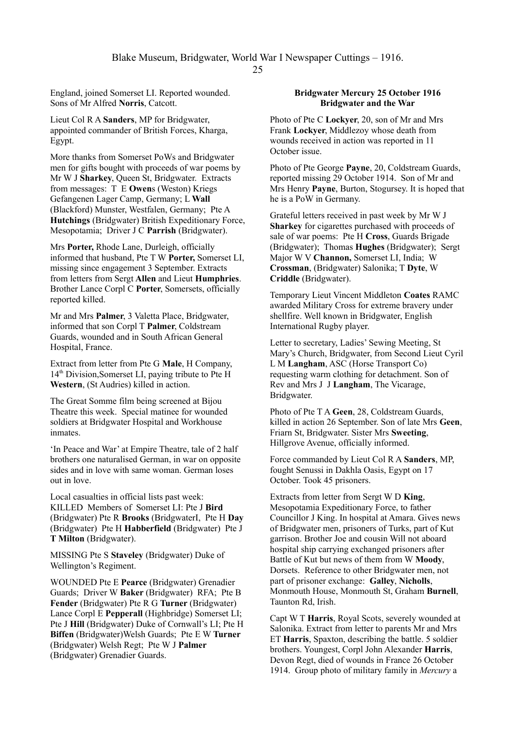England, joined Somerset LI. Reported wounded. Sons of Mr Alfred **Norris**, Catcott.

Lieut Col R A **Sanders**, MP for Bridgwater, appointed commander of British Forces, Kharga, Egypt.

More thanks from Somerset PoWs and Bridgwater men for gifts bought with proceeds of war poems by Mr W J **Sharkey**, Queen St, Bridgwater. Extracts from messages: T E **Owens** (Weston) Kriegs Gefangenen Lager Camp, Germany; L **Wall** (Blackford) Munster, Westfalen, Germany; Pte A **Hutchings** (Bridgwater) British Expeditionary Force, Mesopotamia; Driver J C **Parrish** (Bridgwater).

Mrs **Porter,** Rhode Lane, Durleigh, officially informed that husband, Pte T W **Porter,** Somerset LI, missing since engagement 3 September. Extracts from letters from Sergt **Allen** and Lieut **Humphries**. Brother Lance Corpl C **Porter**, Somersets, officially reported killed.

Mr and Mrs **Palmer**, 3 Valetta Place, Bridgwater, informed that son Corpl T **Palmer**, Coldstream Guards, wounded and in South African General Hospital, France.

Extract from letter from Pte G **Male**, H Company, 14th Division,Somerset LI, paying tribute to Pte H **Western**, (St Audries) killed in action.

The Great Somme film being screened at Bijou Theatre this week. Special matinee for wounded soldiers at Bridgwater Hospital and Workhouse inmates.

'In Peace and War' at Empire Theatre, tale of 2 half brothers one naturalised German, in war on opposite sides and in love with same woman. German loses out in love.

Local casualties in official lists past week:
KILLED Members of Somerset LI: Pte J **Bird** (Bridgwater) Pte R **Brooks** (BridgwaterI, Pte H **Day** (Bridgwater) Pte H **Habberfield** (Bridgwater) Pte J **T Milton** (Bridgwater).

MISSING Pte S **Staveley** (Bridgwater) Duke of Wellington's Regiment.

WOUNDED Pte E **Pearce** (Bridgwater) Grenadier Guards; Driver W **Baker** (Bridgwater) RFA; Pte B **Fender** (Bridgwater) Pte R G **Turner** (Bridgwater) Lance Corpl E **Pepperall** (Highbridge) Somerset LI; Pte J **Hill** (Bridgwater) Duke of Cornwall's LI; Pte H **Biffen** (Bridgwater)Welsh Guards; Pte E W **Turner** (Bridgwater) Welsh Regt; Pte W J **Palmer** (Bridgwater) Grenadier Guards.

**Bridgwater Mercury 25 October 1916**
**Bridgwater and the War**

Photo of Pte C **Lockyer**, 20, son of Mr and Mrs Frank **Lockyer**, Middlezoy whose death from wounds received in action was reported in 11 October issue.

Photo of Pte George **Payne**, 20, Coldstream Guards, reported missing 29 October 1914. Son of Mr and Mrs Henry **Payne**, Burton, Stogursey. It is hoped that he is a PoW in Germany.

Grateful letters received in past week by Mr W J **Sharkey** for cigarettes purchased with proceeds of sale of war poems: Pte H **Cross**, Guards Brigade (Bridgwater); Thomas **Hughes** (Bridgwater); Sergt Major W V **Channon,** Somerset LI, India; W **Crossman**, (Bridgwater) Salonika; T **Dyte**, W **Criddle** (Bridgwater).

Temporary Lieut Vincent Middleton **Coates** RAMC awarded Military Cross for extreme bravery under shellfire. Well known in Bridgwater, English International Rugby player.

Letter to secretary, Ladies' Sewing Meeting, St Mary's Church, Bridgwater, from Second Lieut Cyril L M **Langham**, ASC (Horse Transport Co) requesting warm clothing for detachment. Son of Rev and Mrs J J **Langham**, The Vicarage, Bridgwater.

Photo of Pte T A **Geen**, 28, Coldstream Guards, killed in action 26 September. Son of late Mrs **Geen**, Friarn St, Bridgwater. Sister Mrs **Sweeting**, Hillgrove Avenue, officially informed.

Force commanded by Lieut Col R A **Sanders**, MP, fought Senussi in Dakhla Oasis, Egypt on 17 October. Took 45 prisoners.

Extracts from letter from Sergt W D **King**, Mesopotamia Expeditionary Force, to father Councillor J King. In hospital at Amara. Gives news of Bridgwater men, prisoners of Turks, part of Kut garrison. Brother Joe and cousin Will not aboard hospital ship carrying exchanged prisoners after Battle of Kut but news of them from W **Moody**, Dorsets. Reference to other Bridgwater men, not part of prisoner exchange: **Galley**, **Nicholls**, Monmouth House, Monmouth St, Graham **Burnell**, Taunton Rd, Irish.

Capt W T **Harris**, Royal Scots, severely wounded at Salonika. Extract from letter to parents Mr and Mrs ET **Harris**, Spaxton, describing the battle. 5 soldier brothers. Youngest, Corpl John Alexander **Harris**, Devon Regt, died of wounds in France 26 October 1914. Group photo of military family in *Mercury* a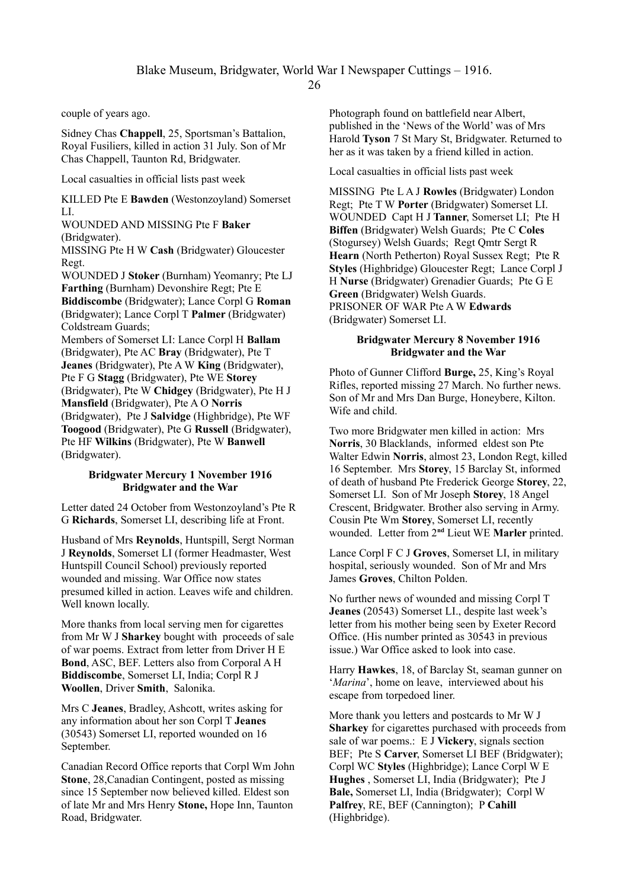couple of years ago.

Sidney Chas **Chappell**, 25, Sportsman's Battalion, Royal Fusiliers, killed in action 31 July. Son of Mr Chas Chappell, Taunton Rd, Bridgwater.

Local casualties in official lists past week

KILLED Pte E **Bawden** (Westonzoyland) Somerset LI.
WOUNDED AND MISSING Pte F **Baker** (Bridgwater).
MISSING Pte H W **Cash** (Bridgwater) Gloucester Regt.
WOUNDED J **Stoker** (Burnham) Yeomanry; Pte LJ **Farthing** (Burnham) Devonshire Regt; Pte E **Biddiscombe** (Bridgwater); Lance Corpl G **Roman** (Bridgwater); Lance Corpl T **Palmer** (Bridgwater) Coldstream Guards;
Members of Somerset LI: Lance Corpl H **Ballam** (Bridgwater), Pte AC **Bray** (Bridgwater), Pte T **Jeanes** (Bridgwater), Pte A W **King** (Bridgwater), Pte F G **Stagg** (Bridgwater), Pte WE **Storey** (Bridgwater), Pte W **Chidgey** (Bridgwater), Pte H J **Mansfield** (Bridgwater), Pte A O **Norris** (Bridgwater), Pte J **Salvidge** (Highbridge), Pte WF **Toogood** (Bridgwater), Pte G **Russell** (Bridgwater), Pte HF **Wilkins** (Bridgwater), Pte W **Banwell** (Bridgwater).

**Bridgwater Mercury 1 November 1916**
**Bridgwater and the War**

Letter dated 24 October from Westonzoyland's Pte R G **Richards**, Somerset LI, describing life at Front.

Husband of Mrs **Reynolds**, Huntspill, Sergt Norman J **Reynolds**, Somerset LI (former Headmaster, West Huntspill Council School) previously reported wounded and missing. War Office now states presumed killed in action. Leaves wife and children. Well known locally.

More thanks from local serving men for cigarettes from Mr W J **Sharkey** bought with proceeds of sale of war poems. Extract from letter from Driver H E **Bond**, ASC, BEF. Letters also from Corporal A H **Biddiscombe**, Somerset LI, India; Corpl R J **Woollen**, Driver **Smith**, Salonika.

Mrs C **Jeanes**, Bradley, Ashcott, writes asking for any information about her son Corpl T **Jeanes** (30543) Somerset LI, reported wounded on 16 September.

Canadian Record Office reports that Corpl Wm John **Stone**, 28,Canadian Contingent, posted as missing since 15 September now believed killed. Eldest son of late Mr and Mrs Henry **Stone,** Hope Inn, Taunton Road, Bridgwater.

Photograph found on battlefield near Albert, published in the 'News of the World' was of Mrs Harold **Tyson** 7 St Mary St, Bridgwater. Returned to her as it was taken by a friend killed in action.

Local casualties in official lists past week

MISSING Pte L A J **Rowles** (Bridgwater) London Regt; Pte T W **Porter** (Bridgwater) Somerset LI.
WOUNDED Capt H J **Tanner**, Somerset LI; Pte H **Biffen** (Bridgwater) Welsh Guards; Pte C **Coles** (Stogursey) Welsh Guards; Regt Qmtr Sergt R **Hearn** (North Petherton) Royal Sussex Regt; Pte R **Styles** (Highbridge) Gloucester Regt; Lance Corpl J H **Nurse** (Bridgwater) Grenadier Guards; Pte G E **Green** (Bridgwater) Welsh Guards.
PRISONER OF WAR Pte A W **Edwards** (Bridgwater) Somerset LI.

**Bridgwater Mercury 8 November 1916**
**Bridgwater and the War**

Photo of Gunner Clifford **Burge,** 25, King's Royal Rifles, reported missing 27 March. No further news. Son of Mr and Mrs Dan Burge, Honeybere, Kilton. Wife and child.

Two more Bridgwater men killed in action: Mrs **Norris**, 30 Blacklands, informed eldest son Pte Walter Edwin **Norris**, almost 23, London Regt, killed 16 September. Mrs **Storey**, 15 Barclay St, informed of death of husband Pte Frederick George **Storey**, 22, Somerset LI. Son of Mr Joseph **Storey**, 18 Angel Crescent, Bridgwater. Brother also serving in Army. Cousin Pte Wm **Storey**, Somerset LI, recently wounded. Letter from 2nd Lieut WE **Marler** printed.

Lance Corpl F C J **Groves**, Somerset LI, in military hospital, seriously wounded. Son of Mr and Mrs James **Groves**, Chilton Polden.

No further news of wounded and missing Corpl T **Jeanes** (20543) Somerset LI., despite last week's letter from his mother being seen by Exeter Record Office. (His number printed as 30543 in previous issue.) War Office asked to look into case.

Harry **Hawkes**, 18, of Barclay St, seaman gunner on '*Marina*', home on leave, interviewed about his escape from torpedoed liner.

More thank you letters and postcards to Mr W J **Sharkey** for cigarettes purchased with proceeds from sale of war poems.: E J **Vickery**, signals section BEF; Pte S **Carver**, Somerset LI BEF (Bridgwater); Corpl WC **Styles** (Highbridge); Lance Corpl W E **Hughes** , Somerset LI, India (Bridgwater); Pte J **Bale,** Somerset LI, India (Bridgwater); Corpl W **Palfrey**, RE, BEF (Cannington); P **Cahill** (Highbridge).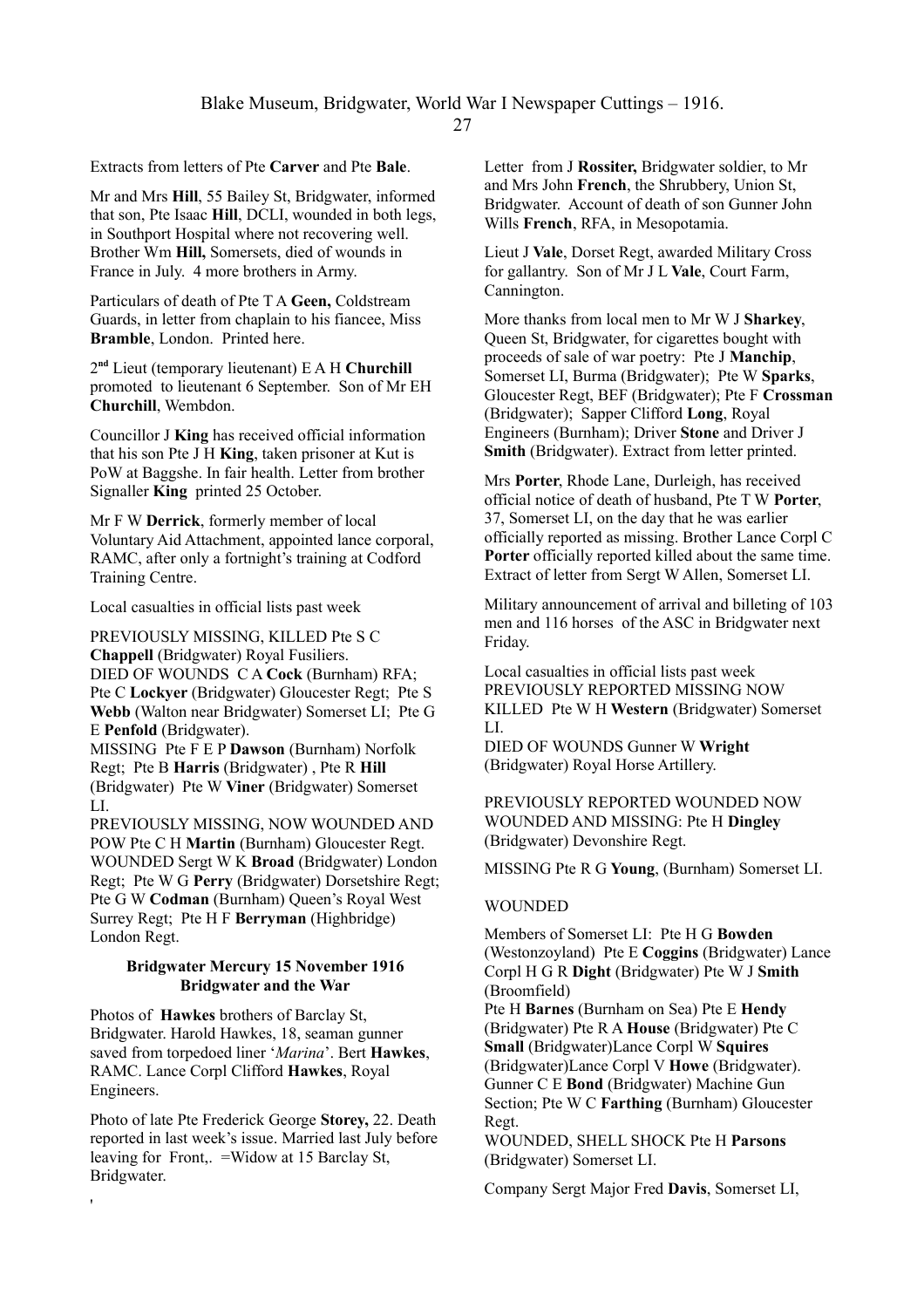Extracts from letters of Pte **Carver** and Pte **Bale**.

Mr and Mrs **Hill**, 55 Bailey St, Bridgwater, informed that son, Pte Isaac **Hill**, DCLI, wounded in both legs, in Southport Hospital where not recovering well. Brother Wm **Hill,** Somersets, died of wounds in France in July. 4 more brothers in Army.

Particulars of death of Pte T A **Geen,** Coldstream Guards, in letter from chaplain to his fiancee, Miss **Bramble**, London. Printed here.

2nd Lieut (temporary lieutenant) E A H **Churchill** promoted to lieutenant 6 September. Son of Mr EH **Churchill**, Wembdon.

Councillor J **King** has received official information that his son Pte J H **King**, taken prisoner at Kut is PoW at Baggshe. In fair health. Letter from brother Signaller **King** printed 25 October.

Mr F W **Derrick**, formerly member of local Voluntary Aid Attachment, appointed lance corporal, RAMC, after only a fortnight's training at Codford Training Centre.

Local casualties in official lists past week

PREVIOUSLY MISSING, KILLED Pte S C **Chappell** (Bridgwater) Royal Fusiliers.
DIED OF WOUNDS C A **Cock** (Burnham) RFA; Pte C **Lockyer** (Bridgwater) Gloucester Regt; Pte S **Webb** (Walton near Bridgwater) Somerset LI; Pte G E **Penfold** (Bridgwater).
MISSING Pte F E P **Dawson** (Burnham) Norfolk Regt; Pte B **Harris** (Bridgwater) , Pte R **Hill** (Bridgwater) Pte W **Viner** (Bridgwater) Somerset LI.
PREVIOUSLY MISSING, NOW WOUNDED AND POW Pte C H **Martin** (Burnham) Gloucester Regt.
WOUNDED Sergt W K **Broad** (Bridgwater) London Regt; Pte W G **Perry** (Bridgwater) Dorsetshire Regt; Pte G W **Codman** (Burnham) Queen's Royal West Surrey Regt; Pte H F **Berryman** (Highbridge) London Regt.

**Bridgwater Mercury 15 November 1916**
**Bridgwater and the War**

Photos of **Hawkes** brothers of Barclay St, Bridgwater. Harold Hawkes, 18, seaman gunner saved from torpedoed liner '*Marina*'. Bert **Hawkes**, RAMC. Lance Corpl Clifford **Hawkes**, Royal Engineers.

Photo of late Pte Frederick George **Storey,** 22. Death reported in last week's issue. Married last July before leaving for Front,. =Widow at 15 Barclay St, Bridgwater.

'

Letter from J **Rossiter,** Bridgwater soldier, to Mr and Mrs John **French**, the Shrubbery, Union St, Bridgwater. Account of death of son Gunner John Wills **French**, RFA, in Mesopotamia.

Lieut J **Vale**, Dorset Regt, awarded Military Cross for gallantry. Son of Mr J L **Vale**, Court Farm, Cannington.

More thanks from local men to Mr W J **Sharkey**, Queen St, Bridgwater, for cigarettes bought with proceeds of sale of war poetry: Pte J **Manchip**, Somerset LI, Burma (Bridgwater); Pte W **Sparks**, Gloucester Regt, BEF (Bridgwater); Pte F **Crossman** (Bridgwater); Sapper Clifford **Long**, Royal Engineers (Burnham); Driver **Stone** and Driver J **Smith** (Bridgwater). Extract from letter printed.

Mrs **Porter**, Rhode Lane, Durleigh, has received official notice of death of husband, Pte T W **Porter**, 37, Somerset LI, on the day that he was earlier officially reported as missing. Brother Lance Corpl C **Porter** officially reported killed about the same time. Extract of letter from Sergt W Allen, Somerset LI.

Military announcement of arrival and billeting of 103 men and 116 horses of the ASC in Bridgwater next Friday.

Local casualties in official lists past week
PREVIOUSLY REPORTED MISSING NOW KILLED Pte W H **Western** (Bridgwater) Somerset LI.
DIED OF WOUNDS Gunner W **Wright** (Bridgwater) Royal Horse Artillery.

PREVIOUSLY REPORTED WOUNDED NOW WOUNDED AND MISSING: Pte H **Dingley** (Bridgwater) Devonshire Regt.

MISSING Pte R G **Young**, (Burnham) Somerset LI.

WOUNDED

Members of Somerset LI: Pte H G **Bowden** (Westonzoyland) Pte E **Coggins** (Bridgwater) Lance Corpl H G R **Dight** (Bridgwater) Pte W J **Smith** (Broomfield)
Pte H **Barnes** (Burnham on Sea) Pte E **Hendy** (Bridgwater) Pte R A **House** (Bridgwater) Pte C **Small** (Bridgwater)Lance Corpl W **Squires** (Bridgwater)Lance Corpl V **Howe** (Bridgwater).
Gunner C E **Bond** (Bridgwater) Machine Gun Section; Pte W C **Farthing** (Burnham) Gloucester Regt.
WOUNDED, SHELL SHOCK Pte H **Parsons** (Bridgwater) Somerset LI.

Company Sergt Major Fred **Davis**, Somerset LI,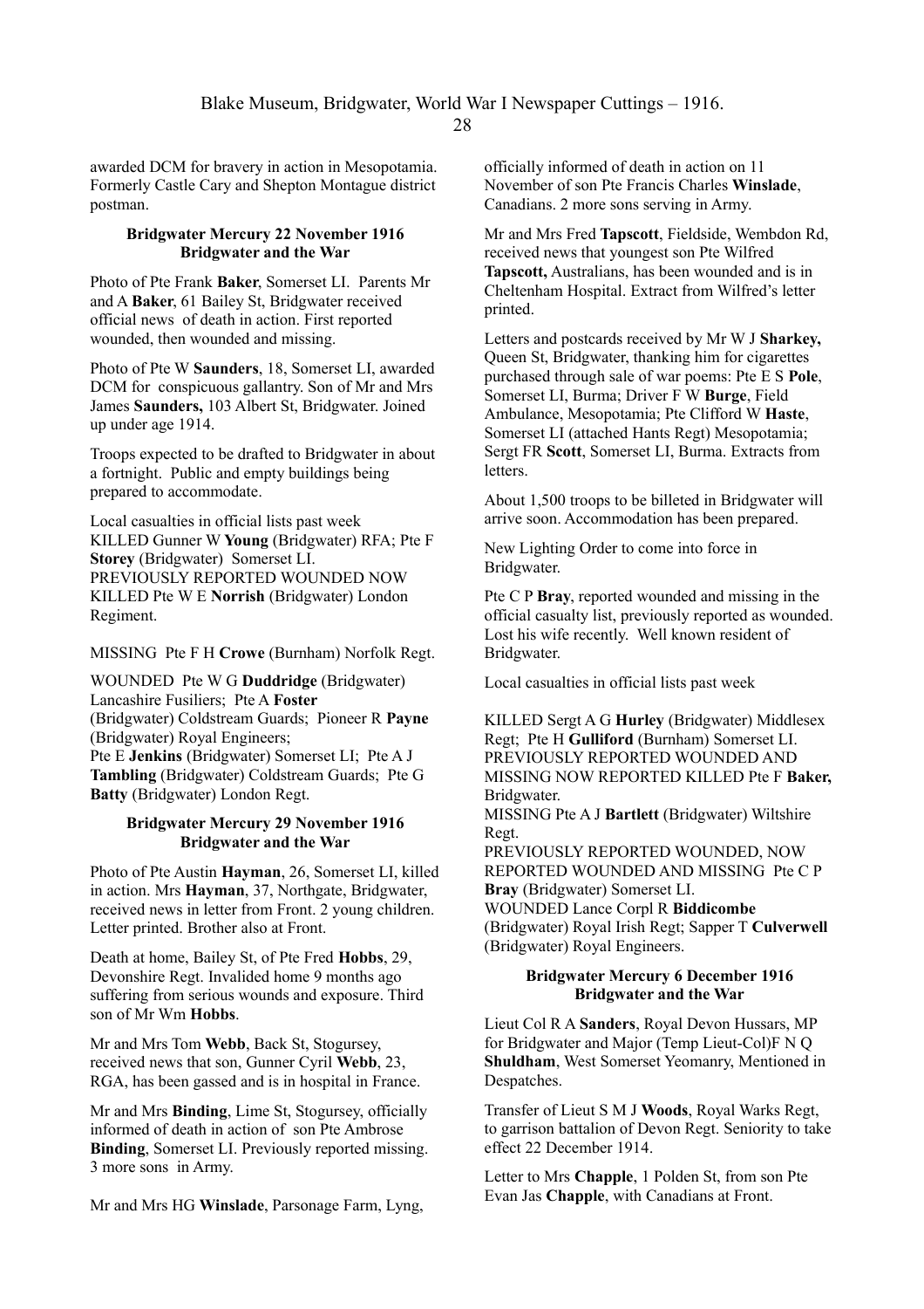awarded DCM for bravery in action in Mesopotamia. Formerly Castle Cary and Shepton Montague district postman.

**Bridgwater Mercury 22 November 1916**
**Bridgwater and the War**

Photo of Pte Frank **Baker**, Somerset LI. Parents Mr and A **Baker**, 61 Bailey St, Bridgwater received official news of death in action. First reported wounded, then wounded and missing.

Photo of Pte W **Saunders**, 18, Somerset LI, awarded DCM for conspicuous gallantry. Son of Mr and Mrs James **Saunders,** 103 Albert St, Bridgwater. Joined up under age 1914.

Troops expected to be drafted to Bridgwater in about a fortnight. Public and empty buildings being prepared to accommodate.

Local casualties in official lists past week
KILLED Gunner W **Young** (Bridgwater) RFA; Pte F **Storey** (Bridgwater) Somerset LI.
PREVIOUSLY REPORTED WOUNDED NOW KILLED Pte W E **Norrish** (Bridgwater) London Regiment.

MISSING Pte F H **Crowe** (Burnham) Norfolk Regt.

WOUNDED Pte W G **Duddridge** (Bridgwater) Lancashire Fusiliers; Pte A **Foster** (Bridgwater) Coldstream Guards; Pioneer R **Payne** (Bridgwater) Royal Engineers;
Pte E **Jenkins** (Bridgwater) Somerset LI; Pte A J **Tambling** (Bridgwater) Coldstream Guards; Pte G **Batty** (Bridgwater) London Regt.

**Bridgwater Mercury 29 November 1916**
**Bridgwater and the War**

Photo of Pte Austin **Hayman**, 26, Somerset LI, killed in action. Mrs **Hayman**, 37, Northgate, Bridgwater, received news in letter from Front. 2 young children. Letter printed. Brother also at Front.

Death at home, Bailey St, of Pte Fred **Hobbs**, 29, Devonshire Regt. Invalided home 9 months ago suffering from serious wounds and exposure. Third son of Mr Wm **Hobbs**.

Mr and Mrs Tom **Webb**, Back St, Stogursey, received news that son, Gunner Cyril **Webb**, 23, RGA, has been gassed and is in hospital in France.

Mr and Mrs **Binding**, Lime St, Stogursey, officially informed of death in action of son Pte Ambrose **Binding**, Somerset LI. Previously reported missing. 3 more sons in Army.

Mr and Mrs HG **Winslade**, Parsonage Farm, Lyng, officially informed of death in action on 11 November of son Pte Francis Charles **Winslade**, Canadians. 2 more sons serving in Army.

Mr and Mrs Fred **Tapscott**, Fieldside, Wembdon Rd, received news that youngest son Pte Wilfred **Tapscott,** Australians, has been wounded and is in Cheltenham Hospital. Extract from Wilfred's letter printed.

Letters and postcards received by Mr W J **Sharkey,** Queen St, Bridgwater, thanking him for cigarettes purchased through sale of war poems: Pte E S **Pole**, Somerset LI, Burma; Driver F W **Burge**, Field Ambulance, Mesopotamia; Pte Clifford W **Haste**, Somerset LI (attached Hants Regt) Mesopotamia; Sergt FR **Scott**, Somerset LI, Burma. Extracts from letters.

About 1,500 troops to be billeted in Bridgwater will arrive soon. Accommodation has been prepared.

New Lighting Order to come into force in Bridgwater.

Pte C P **Bray**, reported wounded and missing in the official casualty list, previously reported as wounded. Lost his wife recently. Well known resident of Bridgwater.

Local casualties in official lists past week

KILLED Sergt A G **Hurley** (Bridgwater) Middlesex Regt; Pte H **Gulliford** (Burnham) Somerset LI.
PREVIOUSLY REPORTED WOUNDED AND MISSING NOW REPORTED KILLED Pte F **Baker,** Bridgwater.
MISSING Pte A J **Bartlett** (Bridgwater) Wiltshire Regt.
PREVIOUSLY REPORTED WOUNDED, NOW REPORTED WOUNDED AND MISSING Pte C P **Bray** (Bridgwater) Somerset LI.
WOUNDED Lance Corpl R **Biddicombe** (Bridgwater) Royal Irish Regt; Sapper T **Culverwell** (Bridgwater) Royal Engineers.

**Bridgwater Mercury 6 December 1916**
**Bridgwater and the War**

Lieut Col R A **Sanders**, Royal Devon Hussars, MP for Bridgwater and Major (Temp Lieut-Col)F N Q **Shuldham**, West Somerset Yeomanry, Mentioned in Despatches.

Transfer of Lieut S M J **Woods**, Royal Warks Regt, to garrison battalion of Devon Regt. Seniority to take effect 22 December 1914.

Letter to Mrs **Chapple**, 1 Polden St, from son Pte Evan Jas **Chapple**, with Canadians at Front.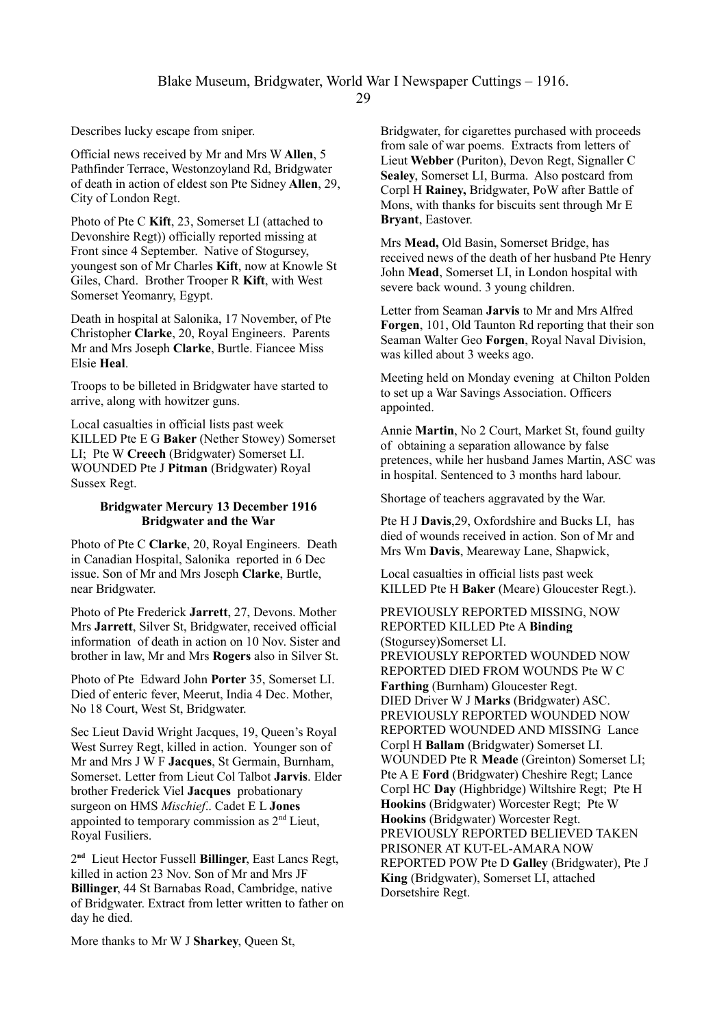Describes lucky escape from sniper.

Official news received by Mr and Mrs W **Allen**, 5 Pathfinder Terrace, Westonzoyland Rd, Bridgwater of death in action of eldest son Pte Sidney **Allen**, 29, City of London Regt.

Photo of Pte C **Kift**, 23, Somerset LI (attached to Devonshire Regt)) officially reported missing at Front since 4 September. Native of Stogursey, youngest son of Mr Charles **Kift**, now at Knowle St Giles, Chard. Brother Trooper R **Kift**, with West Somerset Yeomanry, Egypt.

Death in hospital at Salonika, 17 November, of Pte Christopher **Clarke**, 20, Royal Engineers. Parents Mr and Mrs Joseph **Clarke**, Burtle. Fiancee Miss Elsie **Heal**.

Troops to be billeted in Bridgwater have started to arrive, along with howitzer guns.

Local casualties in official lists past week
KILLED Pte E G **Baker** (Nether Stowey) Somerset LI; Pte W **Creech** (Bridgwater) Somerset LI.
WOUNDED Pte J **Pitman** (Bridgwater) Royal Sussex Regt.

**Bridgwater Mercury 13 December 1916**
**Bridgwater and the War**

Photo of Pte C **Clarke**, 20, Royal Engineers. Death in Canadian Hospital, Salonika reported in 6 Dec issue. Son of Mr and Mrs Joseph **Clarke**, Burtle, near Bridgwater.

Photo of Pte Frederick **Jarrett**, 27, Devons. Mother Mrs **Jarrett**, Silver St, Bridgwater, received official information of death in action on 10 Nov. Sister and brother in law, Mr and Mrs **Rogers** also in Silver St.

Photo of Pte Edward John **Porter** 35, Somerset LI. Died of enteric fever, Meerut, India 4 Dec. Mother, No 18 Court, West St, Bridgwater.

Sec Lieut David Wright Jacques, 19, Queen's Royal West Surrey Regt, killed in action. Younger son of Mr and Mrs J W F **Jacques**, St Germain, Burnham, Somerset. Letter from Lieut Col Talbot **Jarvis**. Elder brother Frederick Viel **Jacques** probationary surgeon on HMS *Mischief*.. Cadet E L **Jones** appointed to temporary commission as 2nd Lieut, Royal Fusiliers.

2nd Lieut Hector Fussell **Billinger**, East Lancs Regt, killed in action 23 Nov. Son of Mr and Mrs JF **Billinger**, 44 St Barnabas Road, Cambridge, native of Bridgwater. Extract from letter written to father on day he died.

More thanks to Mr W J **Sharkey**, Queen St, Bridgwater, for cigarettes purchased with proceeds from sale of war poems. Extracts from letters of Lieut **Webber** (Puriton), Devon Regt, Signaller C **Sealey**, Somerset LI, Burma. Also postcard from Corpl H **Rainey,** Bridgwater, PoW after Battle of Mons, with thanks for biscuits sent through Mr E **Bryant**, Eastover.

Mrs **Mead,** Old Basin, Somerset Bridge, has received news of the death of her husband Pte Henry John **Mead**, Somerset LI, in London hospital with severe back wound. 3 young children.

Letter from Seaman **Jarvis** to Mr and Mrs Alfred **Forgen**, 101, Old Taunton Rd reporting that their son Seaman Walter Geo **Forgen**, Royal Naval Division, was killed about 3 weeks ago.

Meeting held on Monday evening at Chilton Polden to set up a War Savings Association. Officers appointed.

Annie **Martin**, No 2 Court, Market St, found guilty of obtaining a separation allowance by false pretences, while her husband James Martin, ASC was in hospital. Sentenced to 3 months hard labour.

Shortage of teachers aggravated by the War.

Pte H J **Davis**,29, Oxfordshire and Bucks LI, has died of wounds received in action. Son of Mr and Mrs Wm **Davis**, Meareway Lane, Shapwick,

Local casualties in official lists past week
KILLED Pte H **Baker** (Meare) Gloucester Regt.).

PREVIOUSLY REPORTED MISSING, NOW REPORTED KILLED Pte A **Binding** (Stogursey)Somerset LI.
PREVIOUSLY REPORTED WOUNDED NOW REPORTED DIED FROM WOUNDS Pte W C **Farthing** (Burnham) Gloucester Regt.
DIED Driver W J **Marks** (Bridgwater) ASC.
PREVIOUSLY REPORTED WOUNDED NOW REPORTED WOUNDED AND MISSING Lance Corpl H **Ballam** (Bridgwater) Somerset LI.
WOUNDED Pte R **Meade** (Greinton) Somerset LI; Pte A E **Ford** (Bridgwater) Cheshire Regt; Lance Corpl HC **Day** (Highbridge) Wiltshire Regt; Pte H **Hookins** (Bridgwater) Worcester Regt; Pte W **Hookins** (Bridgwater) Worcester Regt.
PREVIOUSLY REPORTED BELIEVED TAKEN PRISONER AT KUT-EL-AMARA NOW REPORTED POW Pte D **Galley** (Bridgwater), Pte J **King** (Bridgwater), Somerset LI, attached Dorsetshire Regt.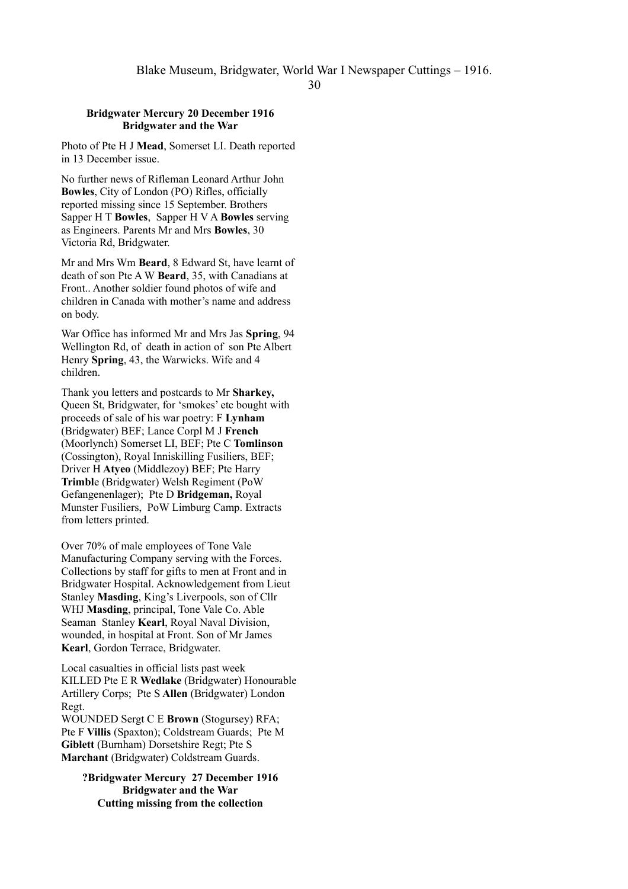**Bridgwater Mercury 20 December 1916**
**Bridgwater and the War**

Photo of Pte H J **Mead**, Somerset LI. Death reported in 13 December issue.

No further news of Rifleman Leonard Arthur John **Bowles**, City of London (PO) Rifles, officially reported missing since 15 September. Brothers Sapper H T **Bowles**, Sapper H V A **Bowles** serving as Engineers. Parents Mr and Mrs **Bowles**, 30 Victoria Rd, Bridgwater.

Mr and Mrs Wm **Beard**, 8 Edward St, have learnt of death of son Pte A W **Beard**, 35, with Canadians at Front.. Another soldier found photos of wife and children in Canada with mother's name and address on body.

War Office has informed Mr and Mrs Jas **Spring**, 94 Wellington Rd, of death in action of son Pte Albert Henry **Spring**, 43, the Warwicks. Wife and 4 children.

Thank you letters and postcards to Mr **Sharkey,** Queen St, Bridgwater, for 'smokes' etc bought with proceeds of sale of his war poetry: F **Lynham** (Bridgwater) BEF; Lance Corpl M J **French** (Moorlynch) Somerset LI, BEF; Pte C **Tomlinson** (Cossington), Royal Inniskilling Fusiliers, BEF; Driver H **Atyeo** (Middlezoy) BEF; Pte Harry **Trimbl**e (Bridgwater) Welsh Regiment (PoW Gefangenenlager); Pte D **Bridgeman,** Royal Munster Fusiliers, PoW Limburg Camp. Extracts from letters printed.

Over 70% of male employees of Tone Vale Manufacturing Company serving with the Forces. Collections by staff for gifts to men at Front and in Bridgwater Hospital. Acknowledgement from Lieut Stanley **Masding**, King's Liverpools, son of Cllr WHJ **Masding**, principal, Tone Vale Co. Able Seaman Stanley **Kearl**, Royal Naval Division, wounded, in hospital at Front. Son of Mr James **Kearl**, Gordon Terrace, Bridgwater.

Local casualties in official lists past week
KILLED Pte E R **Wedlake** (Bridgwater) Honourable Artillery Corps; Pte S **Allen** (Bridgwater) London Regt.
WOUNDED Sergt C E **Brown** (Stogursey) RFA; Pte F **Villis** (Spaxton); Coldstream Guards; Pte M **Giblett** (Burnham) Dorsetshire Regt; Pte S **Marchant** (Bridgwater) Coldstream Guards.

**?Bridgwater Mercury 27 December 1916**
**Bridgwater and the War**
**Cutting missing from the collection**